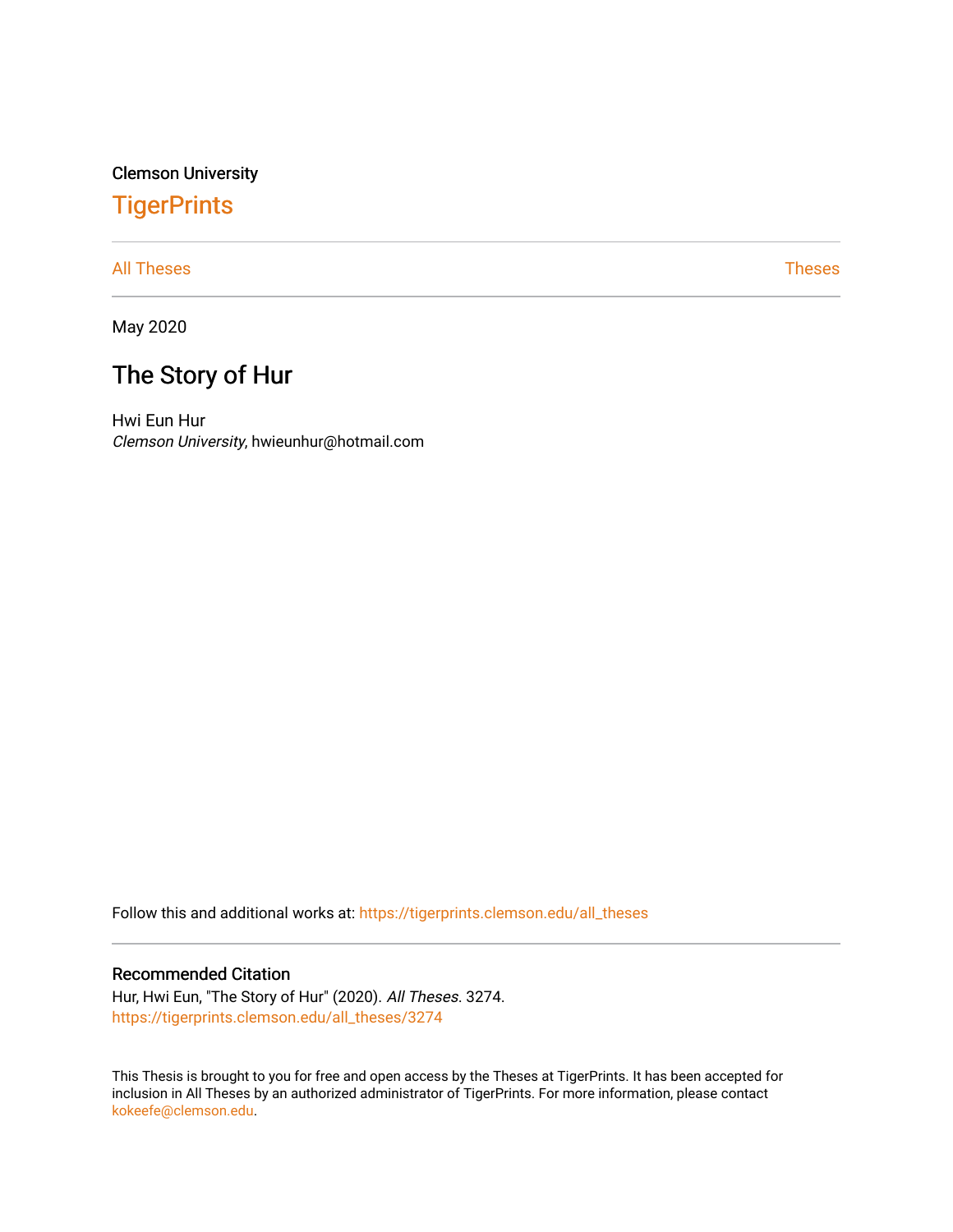Clemson University

# TigerPrints

All Theses | Theses

May 2020

## The Story of Hur

Hwi Eun Hur
*Clemson University*, hwieunhur@hotmail.com

Follow this and additional works at: https://tigerprints.clemson.edu/all_theses

### Recommended Citation

Hur, Hwi Eun, "The Story of Hur" (2020). *All Theses*. 3274.
https://tigerprints.clemson.edu/all_theses/3274

This Thesis is brought to you for free and open access by the Theses at TigerPrints. It has been accepted for inclusion in All Theses by an authorized administrator of TigerPrints. For more information, please contact kokeefe@clemson.edu.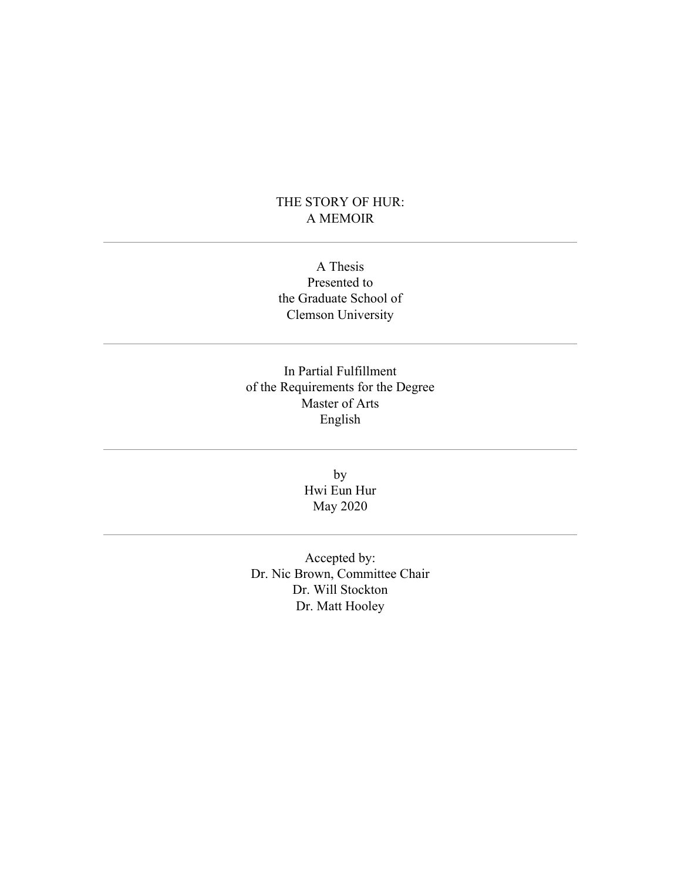# THE STORY OF HUR: A MEMOIR

---

A Thesis
Presented to
the Graduate School of
Clemson University

---

In Partial Fulfillment
of the Requirements for the Degree
Master of Arts
English

---

by
Hwi Eun Hur
May 2020

---

Accepted by:
Dr. Nic Brown, Committee Chair
Dr. Will Stockton
Dr. Matt Hooley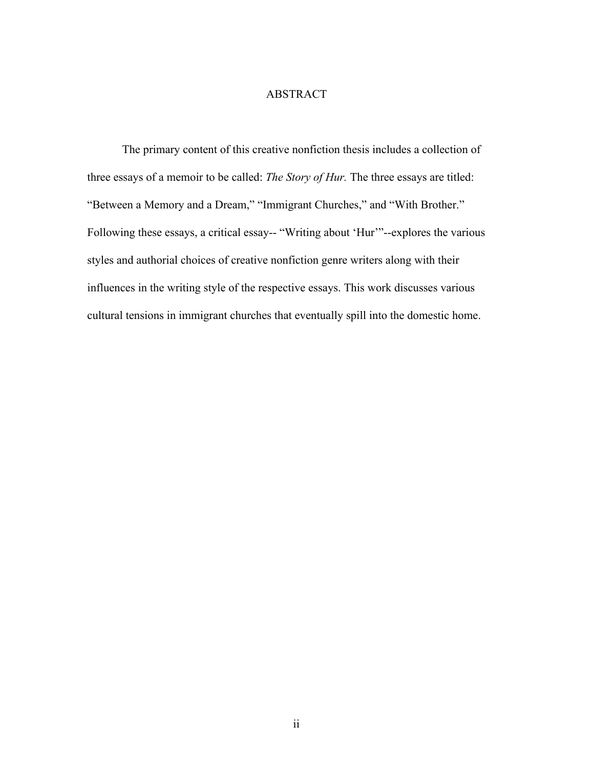# ABSTRACT

The primary content of this creative nonfiction thesis includes a collection of three essays of a memoir to be called: *The Story of Hur.* The three essays are titled: "Between a Memory and a Dream," "Immigrant Churches," and "With Brother." Following these essays, a critical essay-- "Writing about 'Hur'"--explores the various styles and authorial choices of creative nonfiction genre writers along with their influences in the writing style of the respective essays. This work discusses various cultural tensions in immigrant churches that eventually spill into the domestic home.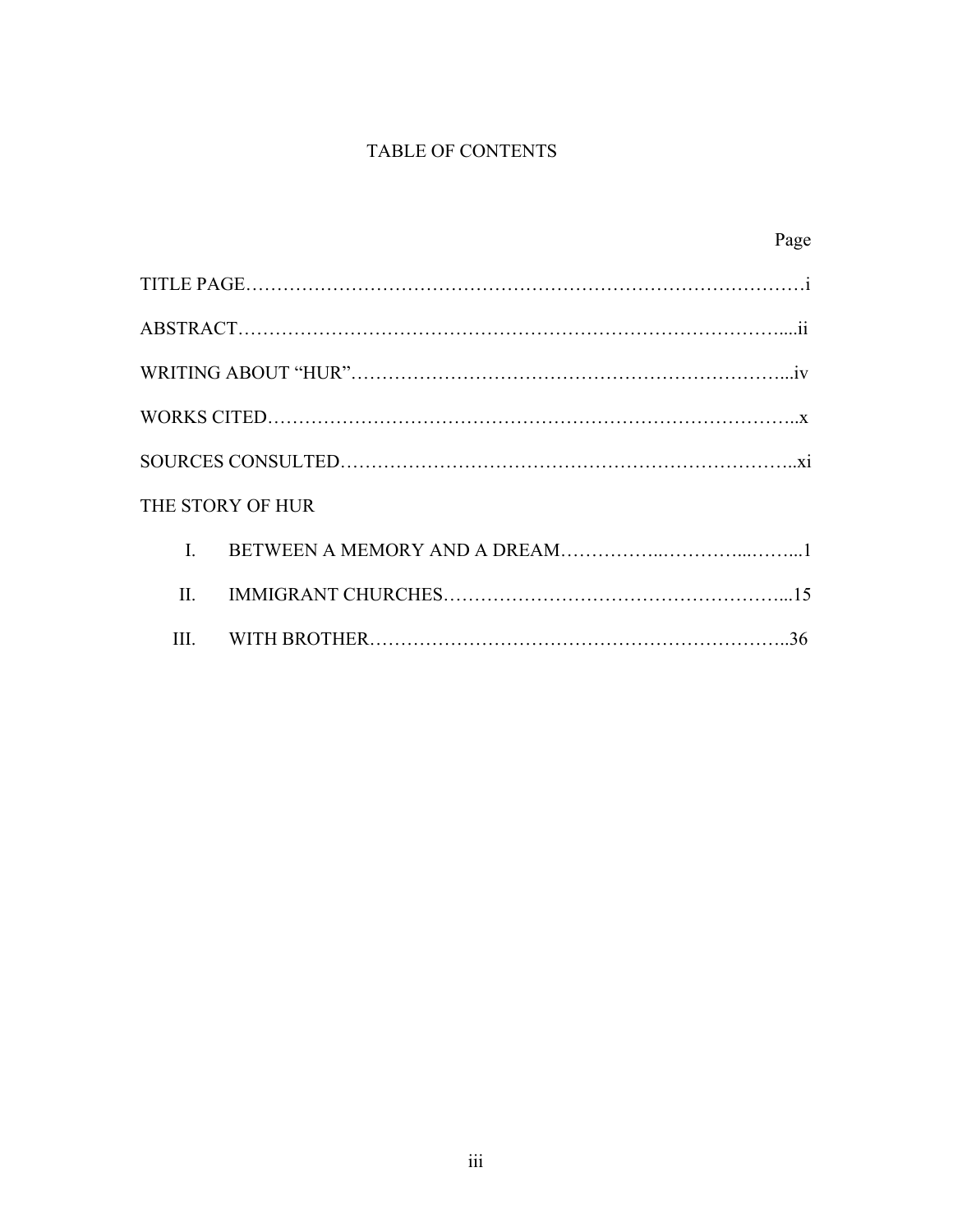# TABLE OF CONTENTS

| | Page |
|---|---|
| TITLE PAGE | i |
| ABSTRACT | ii |
| WRITING ABOUT "HUR" | iv |
| WORKS CITED | x |
| SOURCES CONSULTED | xi |
| THE STORY OF HUR | |
| I. BETWEEN A MEMORY AND A DREAM | 1 |
| II. IMMIGRANT CHURCHES | 15 |
| III. WITH BROTHER | 36 |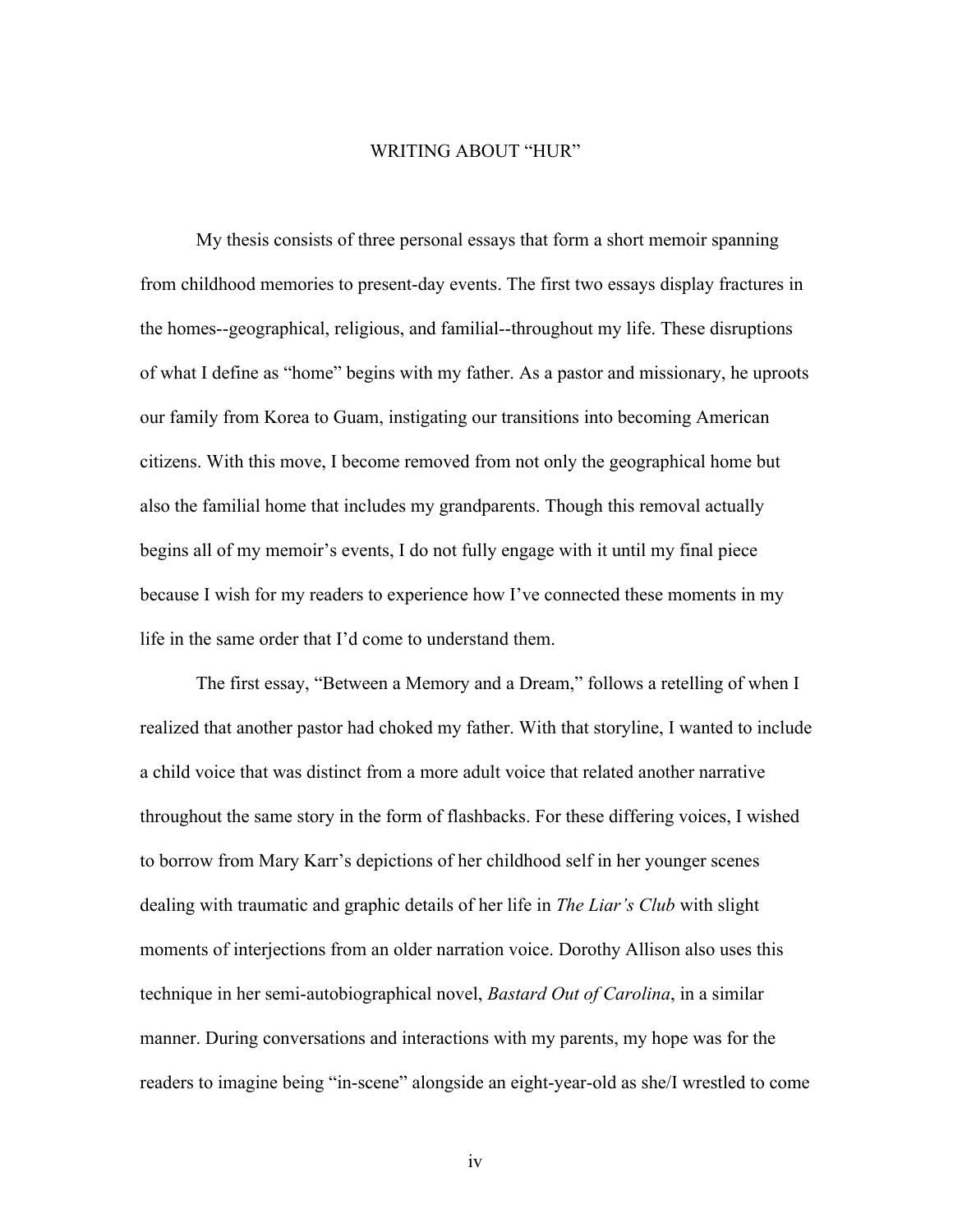# WRITING ABOUT "HUR"

My thesis consists of three personal essays that form a short memoir spanning from childhood memories to present-day events. The first two essays display fractures in the homes--geographical, religious, and familial--throughout my life. These disruptions of what I define as "home" begins with my father. As a pastor and missionary, he uproots our family from Korea to Guam, instigating our transitions into becoming American citizens. With this move, I become removed from not only the geographical home but also the familial home that includes my grandparents. Though this removal actually begins all of my memoir's events, I do not fully engage with it until my final piece because I wish for my readers to experience how I've connected these moments in my life in the same order that I'd come to understand them.

The first essay, "Between a Memory and a Dream," follows a retelling of when I realized that another pastor had choked my father. With that storyline, I wanted to include a child voice that was distinct from a more adult voice that related another narrative throughout the same story in the form of flashbacks. For these differing voices, I wished to borrow from Mary Karr's depictions of her childhood self in her younger scenes dealing with traumatic and graphic details of her life in *The Liar's Club* with slight moments of interjections from an older narration voice. Dorothy Allison also uses this technique in her semi-autobiographical novel, *Bastard Out of Carolina*, in a similar manner. During conversations and interactions with my parents, my hope was for the readers to imagine being "in-scene" alongside an eight-year-old as she/I wrestled to come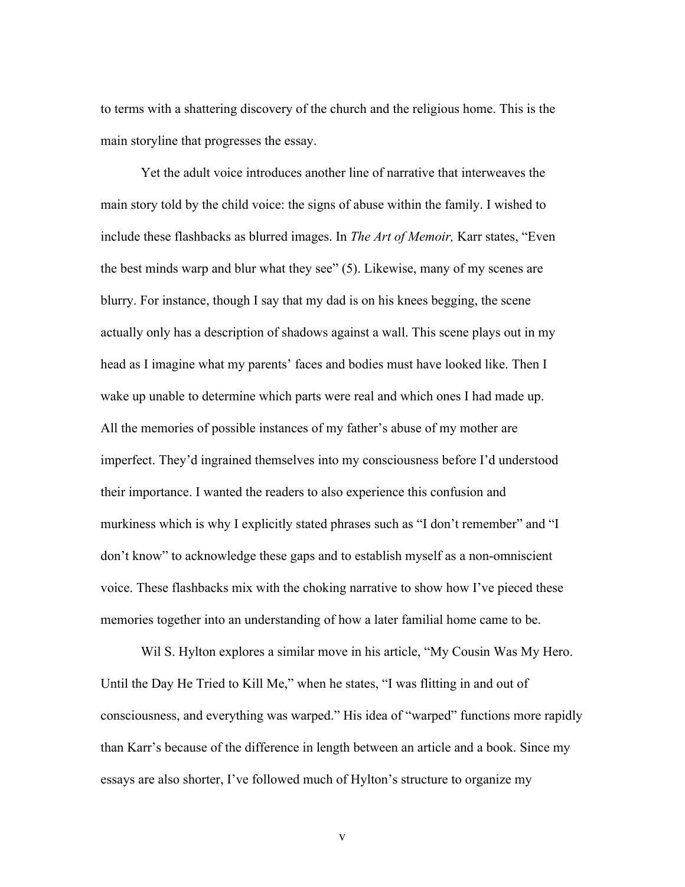to terms with a shattering discovery of the church and the religious home. This is the main storyline that progresses the essay.

Yet the adult voice introduces another line of narrative that interweaves the main story told by the child voice: the signs of abuse within the family. I wished to include these flashbacks as blurred images. In *The Art of Memoir,* Karr states, "Even the best minds warp and blur what they see" (5). Likewise, many of my scenes are blurry. For instance, though I say that my dad is on his knees begging, the scene actually only has a description of shadows against a wall. This scene plays out in my head as I imagine what my parents' faces and bodies must have looked like. Then I wake up unable to determine which parts were real and which ones I had made up. All the memories of possible instances of my father's abuse of my mother are imperfect. They'd ingrained themselves into my consciousness before I'd understood their importance. I wanted the readers to also experience this confusion and murkiness which is why I explicitly stated phrases such as "I don't remember" and "I don't know" to acknowledge these gaps and to establish myself as a non-omniscient voice. These flashbacks mix with the choking narrative to show how I've pieced these memories together into an understanding of how a later familial home came to be.

Wil S. Hylton explores a similar move in his article, "My Cousin Was My Hero. Until the Day He Tried to Kill Me," when he states, "I was flitting in and out of consciousness, and everything was warped." His idea of "warped" functions more rapidly than Karr's because of the difference in length between an article and a book. Since my essays are also shorter, I've followed much of Hylton's structure to organize my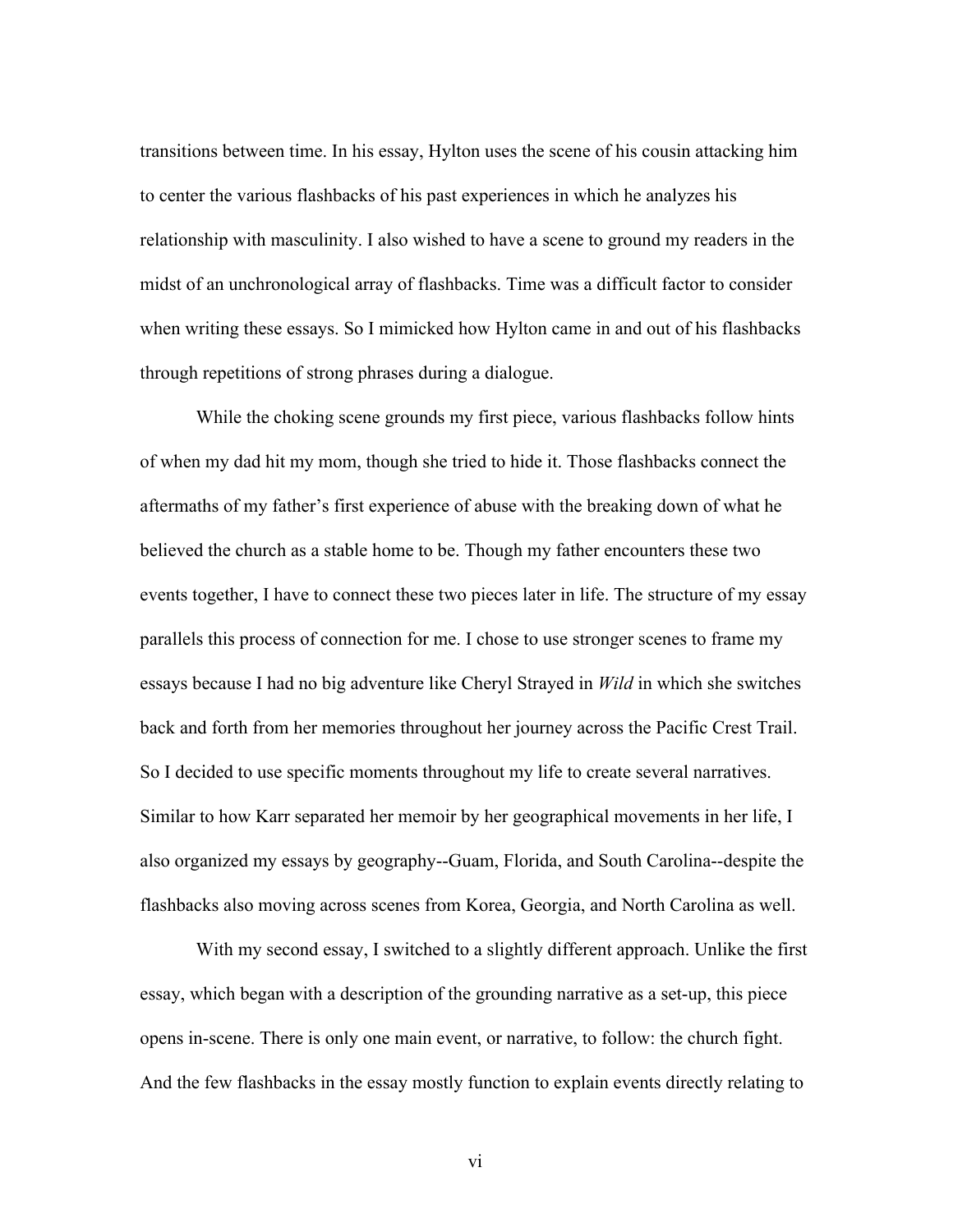transitions between time. In his essay, Hylton uses the scene of his cousin attacking him to center the various flashbacks of his past experiences in which he analyzes his relationship with masculinity. I also wished to have a scene to ground my readers in the midst of an unchronological array of flashbacks. Time was a difficult factor to consider when writing these essays. So I mimicked how Hylton came in and out of his flashbacks through repetitions of strong phrases during a dialogue.

While the choking scene grounds my first piece, various flashbacks follow hints of when my dad hit my mom, though she tried to hide it. Those flashbacks connect the aftermaths of my father's first experience of abuse with the breaking down of what he believed the church as a stable home to be. Though my father encounters these two events together, I have to connect these two pieces later in life. The structure of my essay parallels this process of connection for me. I chose to use stronger scenes to frame my essays because I had no big adventure like Cheryl Strayed in *Wild* in which she switches back and forth from her memories throughout her journey across the Pacific Crest Trail. So I decided to use specific moments throughout my life to create several narratives. Similar to how Karr separated her memoir by her geographical movements in her life, I also organized my essays by geography--Guam, Florida, and South Carolina--despite the flashbacks also moving across scenes from Korea, Georgia, and North Carolina as well.

With my second essay, I switched to a slightly different approach. Unlike the first essay, which began with a description of the grounding narrative as a set-up, this piece opens in-scene. There is only one main event, or narrative, to follow: the church fight. And the few flashbacks in the essay mostly function to explain events directly relating to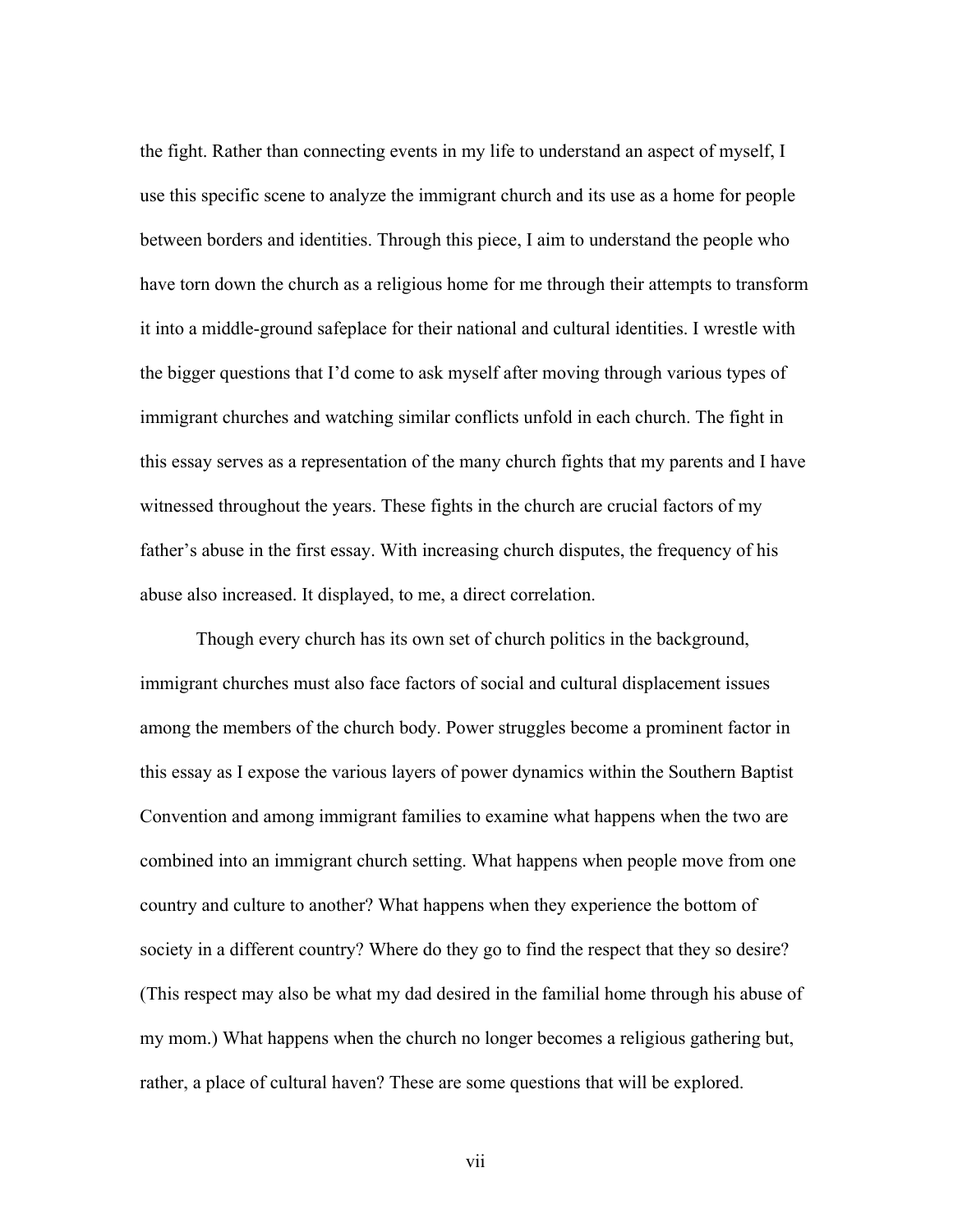the fight. Rather than connecting events in my life to understand an aspect of myself, I use this specific scene to analyze the immigrant church and its use as a home for people between borders and identities. Through this piece, I aim to understand the people who have torn down the church as a religious home for me through their attempts to transform it into a middle-ground safeplace for their national and cultural identities. I wrestle with the bigger questions that I'd come to ask myself after moving through various types of immigrant churches and watching similar conflicts unfold in each church. The fight in this essay serves as a representation of the many church fights that my parents and I have witnessed throughout the years. These fights in the church are crucial factors of my father's abuse in the first essay. With increasing church disputes, the frequency of his abuse also increased. It displayed, to me, a direct correlation.

Though every church has its own set of church politics in the background, immigrant churches must also face factors of social and cultural displacement issues among the members of the church body. Power struggles become a prominent factor in this essay as I expose the various layers of power dynamics within the Southern Baptist Convention and among immigrant families to examine what happens when the two are combined into an immigrant church setting. What happens when people move from one country and culture to another? What happens when they experience the bottom of society in a different country? Where do they go to find the respect that they so desire? (This respect may also be what my dad desired in the familial home through his abuse of my mom.) What happens when the church no longer becomes a religious gathering but, rather, a place of cultural haven? These are some questions that will be explored.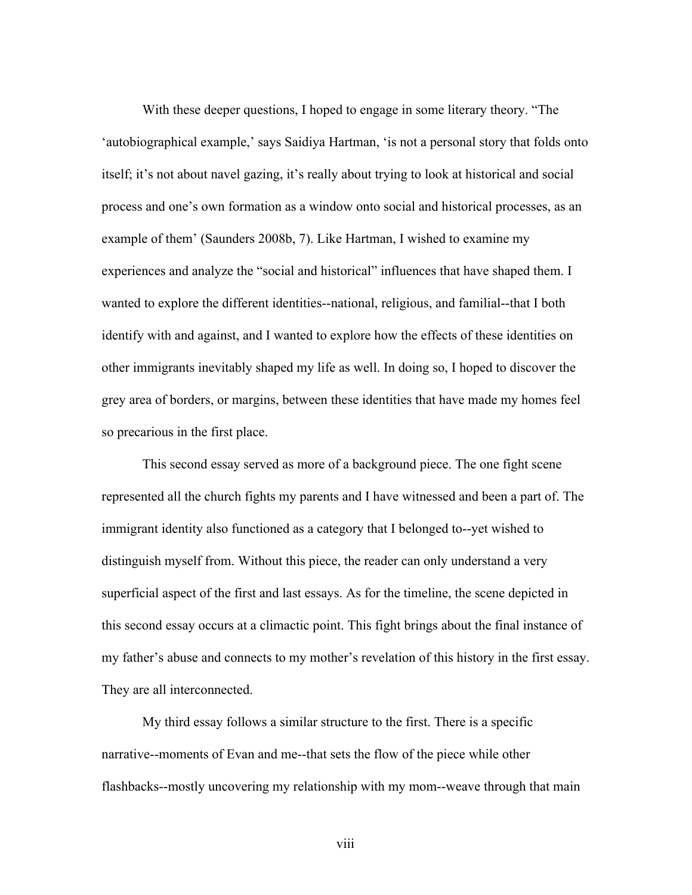With these deeper questions, I hoped to engage in some literary theory. "The 'autobiographical example,' says Saidiya Hartman, 'is not a personal story that folds onto itself; it's not about navel gazing, it's really about trying to look at historical and social process and one's own formation as a window onto social and historical processes, as an example of them' (Saunders 2008b, 7). Like Hartman, I wished to examine my experiences and analyze the "social and historical" influences that have shaped them. I wanted to explore the different identities--national, religious, and familial--that I both identify with and against, and I wanted to explore how the effects of these identities on other immigrants inevitably shaped my life as well. In doing so, I hoped to discover the grey area of borders, or margins, between these identities that have made my homes feel so precarious in the first place.

This second essay served as more of a background piece. The one fight scene represented all the church fights my parents and I have witnessed and been a part of. The immigrant identity also functioned as a category that I belonged to--yet wished to distinguish myself from. Without this piece, the reader can only understand a very superficial aspect of the first and last essays. As for the timeline, the scene depicted in this second essay occurs at a climactic point. This fight brings about the final instance of my father's abuse and connects to my mother's revelation of this history in the first essay. They are all interconnected.

My third essay follows a similar structure to the first. There is a specific narrative--moments of Evan and me--that sets the flow of the piece while other flashbacks--mostly uncovering my relationship with my mom--weave through that main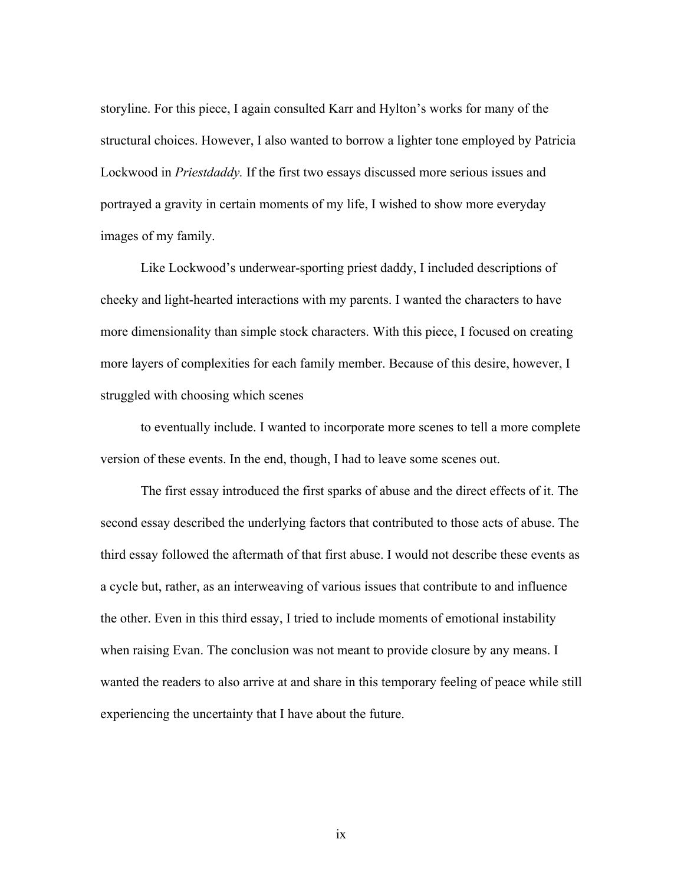storyline. For this piece, I again consulted Karr and Hylton's works for many of the structural choices. However, I also wanted to borrow a lighter tone employed by Patricia Lockwood in *Priestdaddy.* If the first two essays discussed more serious issues and portrayed a gravity in certain moments of my life, I wished to show more everyday images of my family.

Like Lockwood's underwear-sporting priest daddy, I included descriptions of cheeky and light-hearted interactions with my parents. I wanted the characters to have more dimensionality than simple stock characters. With this piece, I focused on creating more layers of complexities for each family member. Because of this desire, however, I struggled with choosing which scenes

to eventually include. I wanted to incorporate more scenes to tell a more complete version of these events. In the end, though, I had to leave some scenes out.

The first essay introduced the first sparks of abuse and the direct effects of it. The second essay described the underlying factors that contributed to those acts of abuse. The third essay followed the aftermath of that first abuse. I would not describe these events as a cycle but, rather, as an interweaving of various issues that contribute to and influence the other. Even in this third essay, I tried to include moments of emotional instability when raising Evan. The conclusion was not meant to provide closure by any means. I wanted the readers to also arrive at and share in this temporary feeling of peace while still experiencing the uncertainty that I have about the future.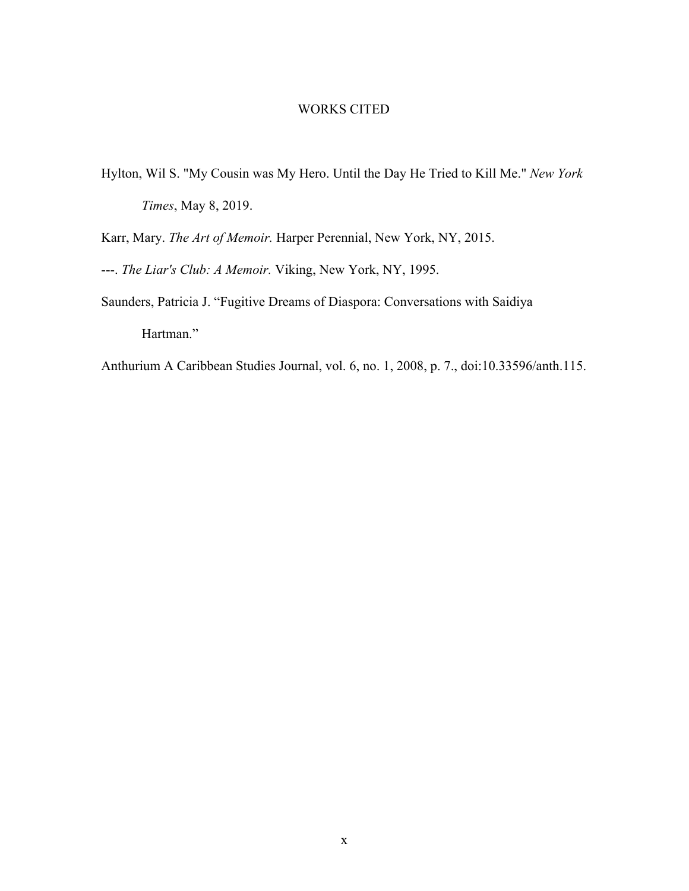# WORKS CITED

Hylton, Wil S. "My Cousin was My Hero. Until the Day He Tried to Kill Me." *New York Times*, May 8, 2019.

Karr, Mary. *The Art of Memoir.* Harper Perennial, New York, NY, 2015.

---. *The Liar's Club: A Memoir.* Viking, New York, NY, 1995.

Saunders, Patricia J. "Fugitive Dreams of Diaspora: Conversations with Saidiya Hartman."

Anthurium A Caribbean Studies Journal, vol. 6, no. 1, 2008, p. 7., doi:10.33596/anth.115.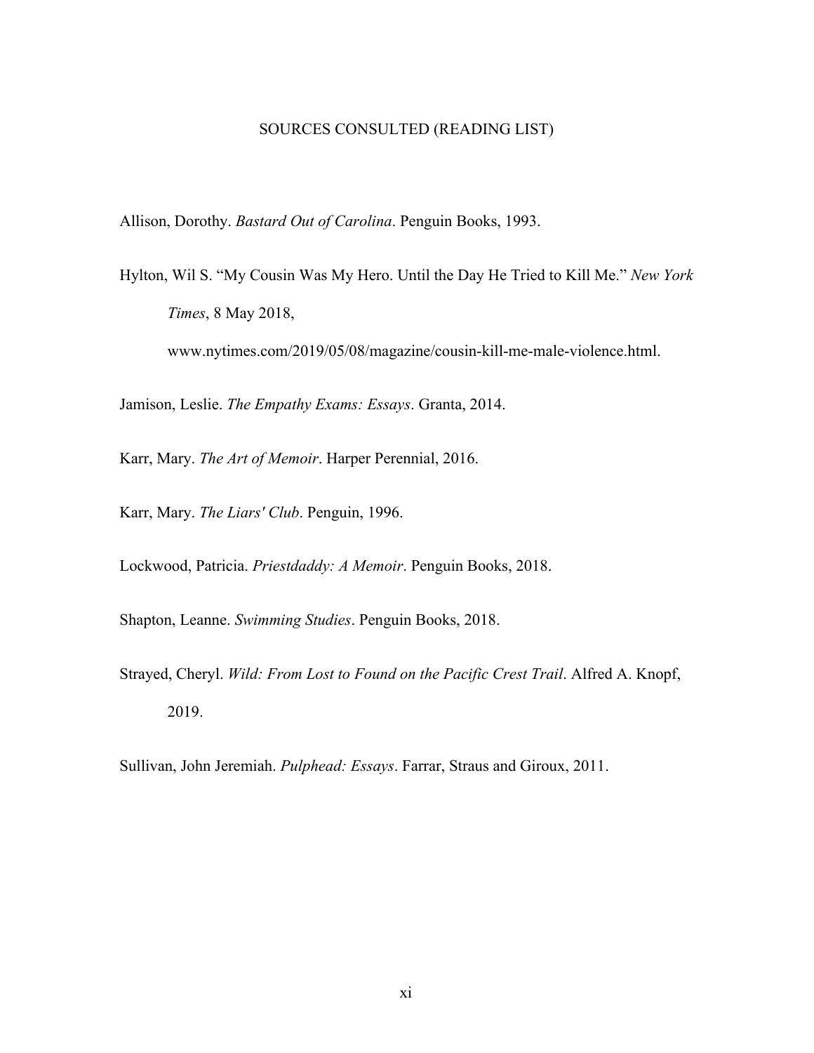# SOURCES CONSULTED (READING LIST)

Allison, Dorothy. *Bastard Out of Carolina*. Penguin Books, 1993.

Hylton, Wil S. "My Cousin Was My Hero. Until the Day He Tried to Kill Me." *New York Times*, 8 May 2018, www.nytimes.com/2019/05/08/magazine/cousin-kill-me-male-violence.html.

Jamison, Leslie. *The Empathy Exams: Essays*. Granta, 2014.

Karr, Mary. *The Art of Memoir*. Harper Perennial, 2016.

Karr, Mary. *The Liars' Club*. Penguin, 1996.

Lockwood, Patricia. *Priestdaddy: A Memoir*. Penguin Books, 2018.

Shapton, Leanne. *Swimming Studies*. Penguin Books, 2018.

Strayed, Cheryl. *Wild: From Lost to Found on the Pacific Crest Trail*. Alfred A. Knopf, 2019.

Sullivan, John Jeremiah. *Pulphead: Essays*. Farrar, Straus and Giroux, 2011.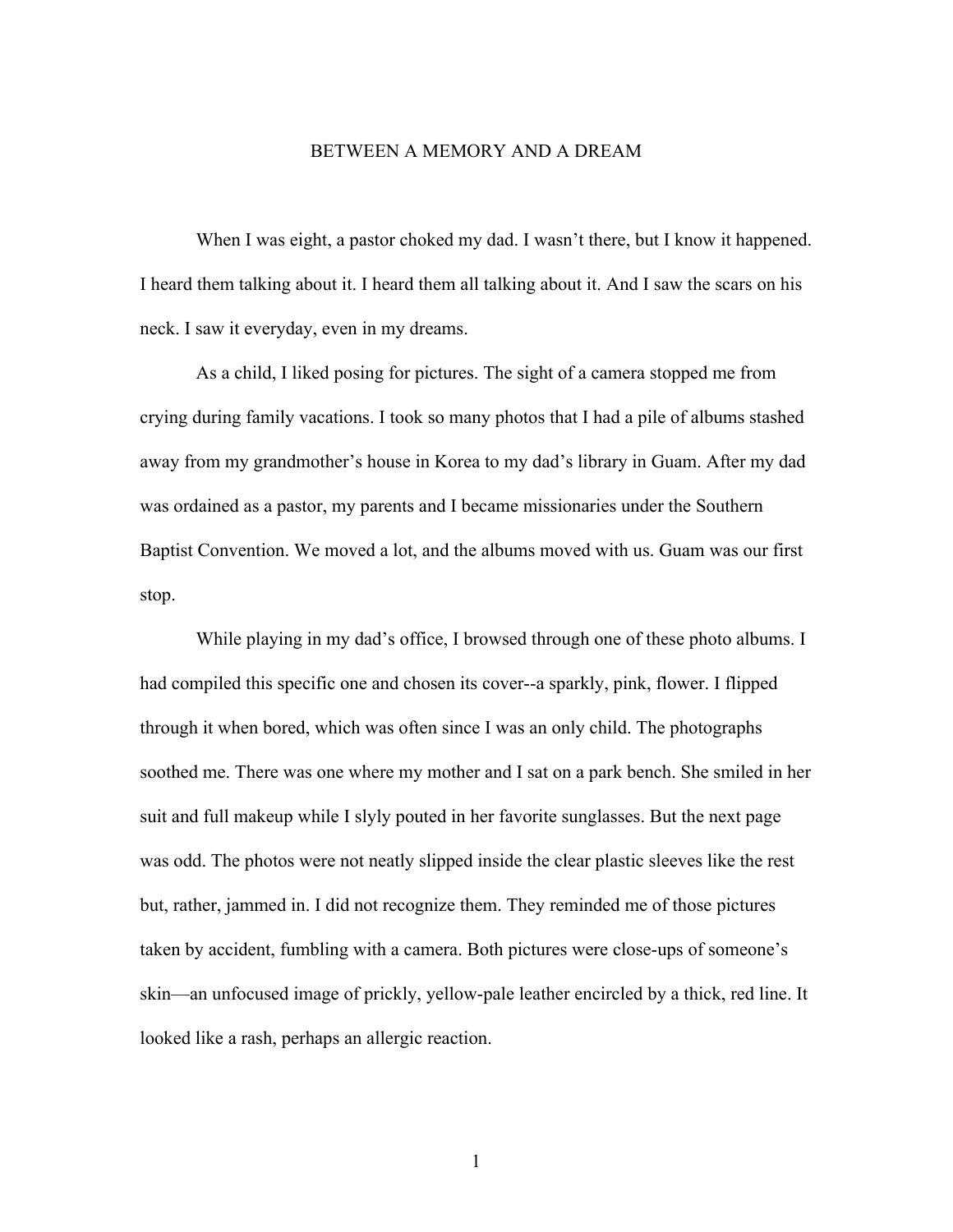# BETWEEN A MEMORY AND A DREAM

When I was eight, a pastor choked my dad. I wasn't there, but I know it happened. I heard them talking about it. I heard them all talking about it. And I saw the scars on his neck. I saw it everyday, even in my dreams.

As a child, I liked posing for pictures. The sight of a camera stopped me from crying during family vacations. I took so many photos that I had a pile of albums stashed away from my grandmother's house in Korea to my dad's library in Guam. After my dad was ordained as a pastor, my parents and I became missionaries under the Southern Baptist Convention. We moved a lot, and the albums moved with us. Guam was our first stop.

While playing in my dad's office, I browsed through one of these photo albums. I had compiled this specific one and chosen its cover--a sparkly, pink, flower. I flipped through it when bored, which was often since I was an only child. The photographs soothed me. There was one where my mother and I sat on a park bench. She smiled in her suit and full makeup while I slyly pouted in her favorite sunglasses. But the next page was odd. The photos were not neatly slipped inside the clear plastic sleeves like the rest but, rather, jammed in. I did not recognize them. They reminded me of those pictures taken by accident, fumbling with a camera. Both pictures were close-ups of someone's skin—an unfocused image of prickly, yellow-pale leather encircled by a thick, red line. It looked like a rash, perhaps an allergic reaction.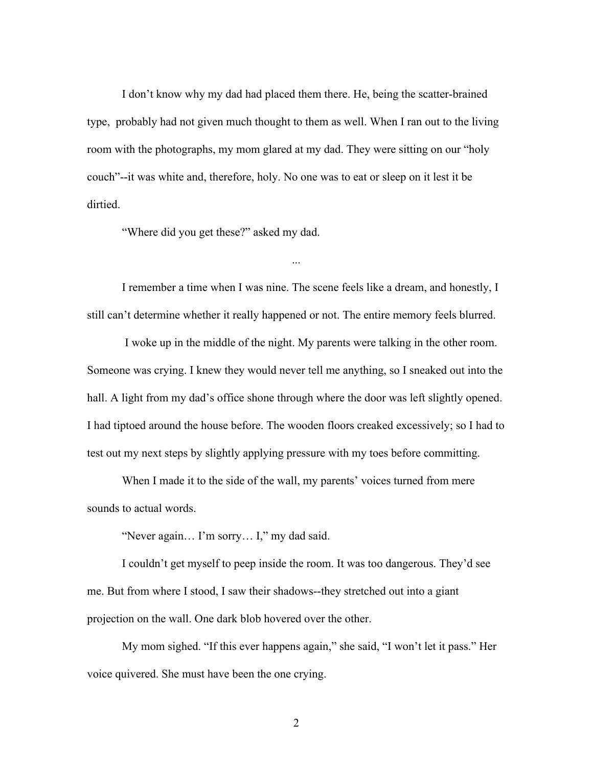I don't know why my dad had placed them there. He, being the scatter-brained type, probably had not given much thought to them as well. When I ran out to the living room with the photographs, my mom glared at my dad. They were sitting on our "holy couch"--it was white and, therefore, holy. No one was to eat or sleep on it lest it be dirtied.

"Where did you get these?" asked my dad.

...

I remember a time when I was nine. The scene feels like a dream, and honestly, I still can't determine whether it really happened or not. The entire memory feels blurred.

I woke up in the middle of the night. My parents were talking in the other room. Someone was crying. I knew they would never tell me anything, so I sneaked out into the hall. A light from my dad's office shone through where the door was left slightly opened. I had tiptoed around the house before. The wooden floors creaked excessively; so I had to test out my next steps by slightly applying pressure with my toes before committing.

When I made it to the side of the wall, my parents' voices turned from mere sounds to actual words.

"Never again… I'm sorry… I," my dad said.

I couldn't get myself to peep inside the room. It was too dangerous. They'd see me. But from where I stood, I saw their shadows--they stretched out into a giant projection on the wall. One dark blob hovered over the other.

My mom sighed. "If this ever happens again," she said, "I won't let it pass." Her voice quivered. She must have been the one crying.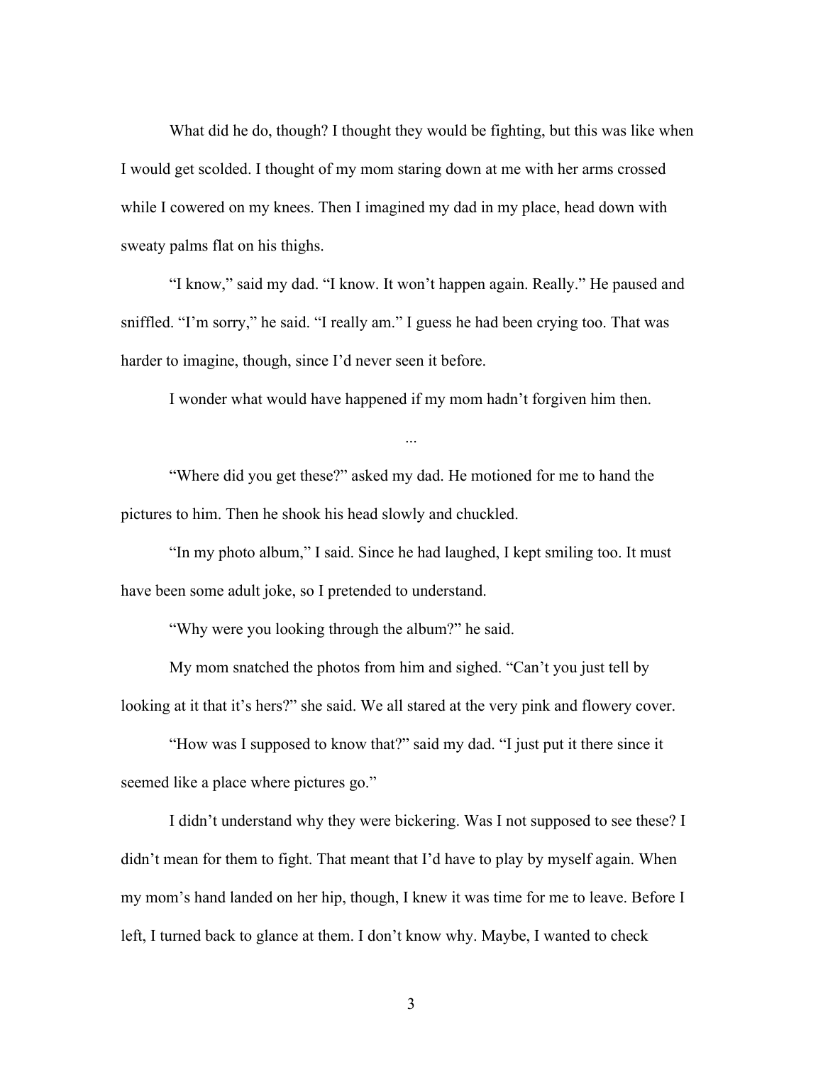What did he do, though? I thought they would be fighting, but this was like when I would get scolded. I thought of my mom staring down at me with her arms crossed while I cowered on my knees. Then I imagined my dad in my place, head down with sweaty palms flat on his thighs.

"I know," said my dad. "I know. It won't happen again. Really." He paused and sniffled. "I'm sorry," he said. "I really am." I guess he had been crying too. That was harder to imagine, though, since I'd never seen it before.

I wonder what would have happened if my mom hadn't forgiven him then.

...

"Where did you get these?" asked my dad. He motioned for me to hand the pictures to him. Then he shook his head slowly and chuckled.

"In my photo album," I said. Since he had laughed, I kept smiling too. It must have been some adult joke, so I pretended to understand.

"Why were you looking through the album?" he said.

My mom snatched the photos from him and sighed. "Can't you just tell by looking at it that it's hers?" she said. We all stared at the very pink and flowery cover.

"How was I supposed to know that?" said my dad. "I just put it there since it seemed like a place where pictures go."

I didn't understand why they were bickering. Was I not supposed to see these? I didn't mean for them to fight. That meant that I'd have to play by myself again. When my mom's hand landed on her hip, though, I knew it was time for me to leave. Before I left, I turned back to glance at them. I don't know why. Maybe, I wanted to check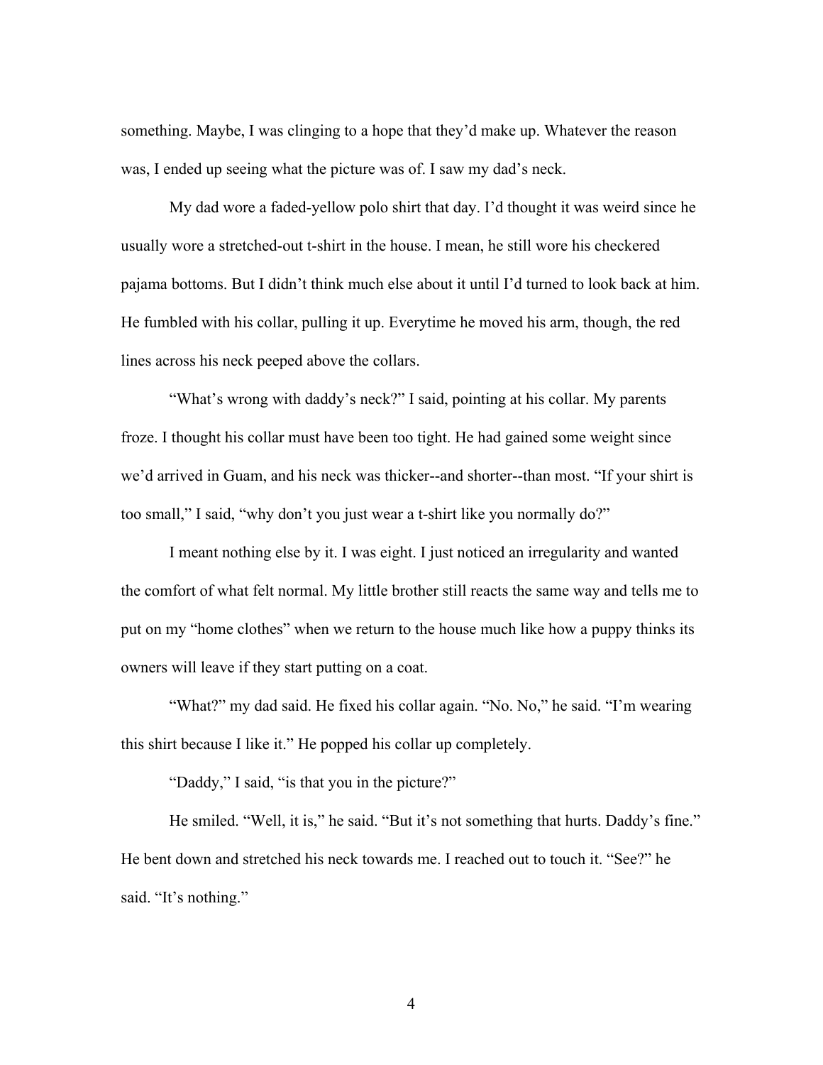something. Maybe, I was clinging to a hope that they'd make up. Whatever the reason was, I ended up seeing what the picture was of. I saw my dad's neck.

My dad wore a faded-yellow polo shirt that day. I'd thought it was weird since he usually wore a stretched-out t-shirt in the house. I mean, he still wore his checkered pajama bottoms. But I didn't think much else about it until I'd turned to look back at him. He fumbled with his collar, pulling it up. Everytime he moved his arm, though, the red lines across his neck peeped above the collars.

"What's wrong with daddy's neck?" I said, pointing at his collar. My parents froze. I thought his collar must have been too tight. He had gained some weight since we'd arrived in Guam, and his neck was thicker--and shorter--than most. "If your shirt is too small," I said, "why don't you just wear a t-shirt like you normally do?"

I meant nothing else by it. I was eight. I just noticed an irregularity and wanted the comfort of what felt normal. My little brother still reacts the same way and tells me to put on my "home clothes" when we return to the house much like how a puppy thinks its owners will leave if they start putting on a coat.

"What?" my dad said. He fixed his collar again. "No. No," he said. "I'm wearing this shirt because I like it." He popped his collar up completely.

"Daddy," I said, "is that you in the picture?"

He smiled. "Well, it is," he said. "But it's not something that hurts. Daddy's fine." He bent down and stretched his neck towards me. I reached out to touch it. "See?" he said. "It's nothing."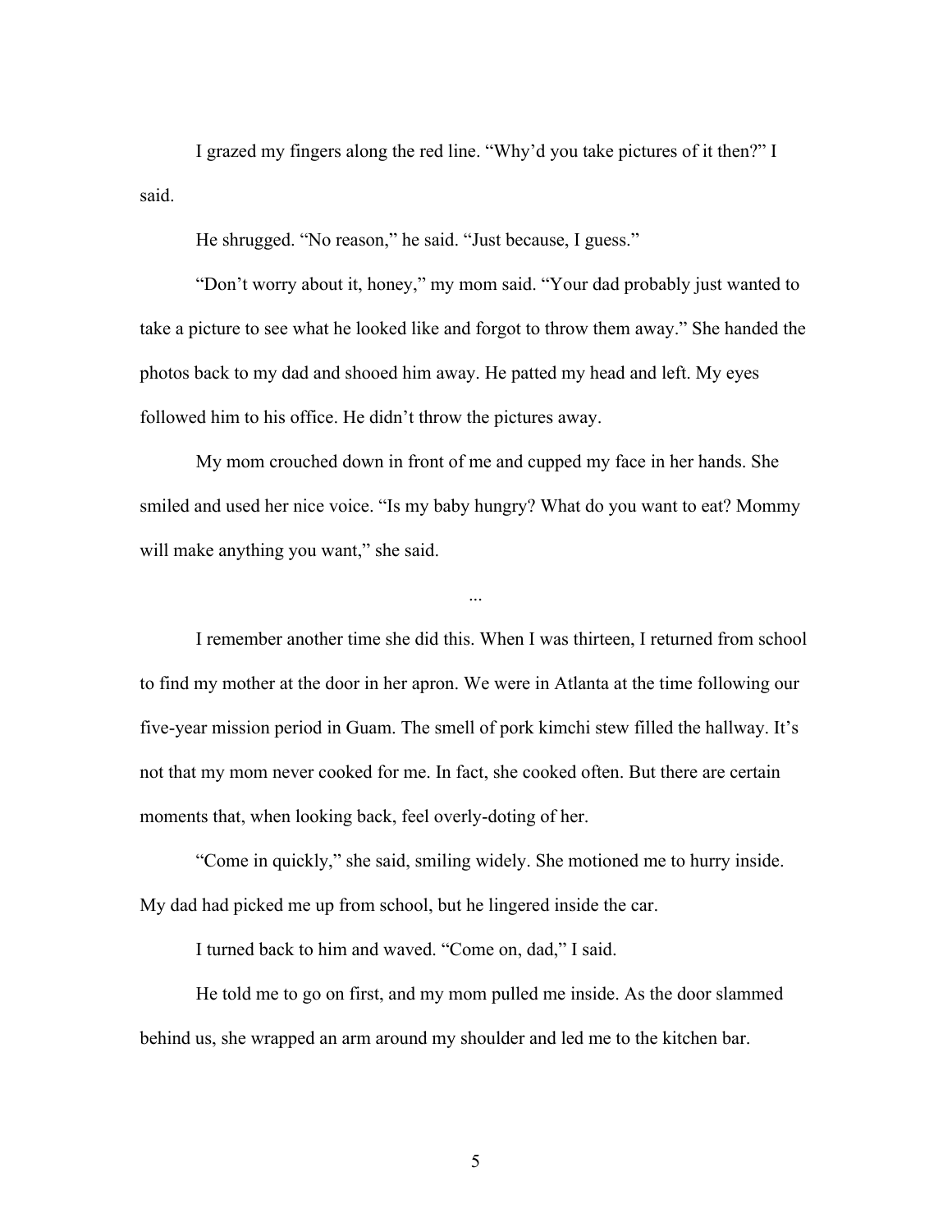I grazed my fingers along the red line. "Why'd you take pictures of it then?" I said.

He shrugged. "No reason," he said. "Just because, I guess."

"Don't worry about it, honey," my mom said. "Your dad probably just wanted to take a picture to see what he looked like and forgot to throw them away." She handed the photos back to my dad and shooed him away. He patted my head and left. My eyes followed him to his office. He didn't throw the pictures away.

My mom crouched down in front of me and cupped my face in her hands. She smiled and used her nice voice. "Is my baby hungry? What do you want to eat? Mommy will make anything you want," she said.

...

I remember another time she did this. When I was thirteen, I returned from school to find my mother at the door in her apron. We were in Atlanta at the time following our five-year mission period in Guam. The smell of pork kimchi stew filled the hallway. It's not that my mom never cooked for me. In fact, she cooked often. But there are certain moments that, when looking back, feel overly-doting of her.

"Come in quickly," she said, smiling widely. She motioned me to hurry inside. My dad had picked me up from school, but he lingered inside the car.

I turned back to him and waved. "Come on, dad," I said.

He told me to go on first, and my mom pulled me inside. As the door slammed behind us, she wrapped an arm around my shoulder and led me to the kitchen bar.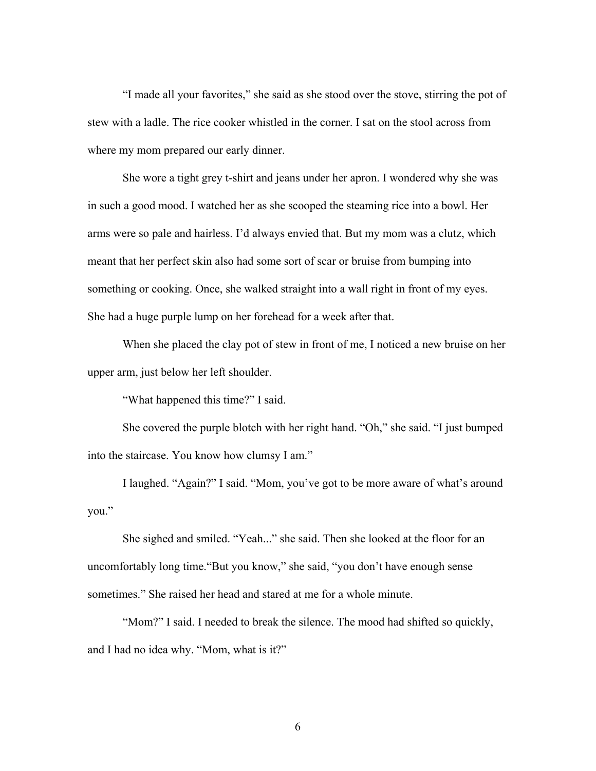"I made all your favorites," she said as she stood over the stove, stirring the pot of stew with a ladle. The rice cooker whistled in the corner. I sat on the stool across from where my mom prepared our early dinner.

She wore a tight grey t-shirt and jeans under her apron. I wondered why she was in such a good mood. I watched her as she scooped the steaming rice into a bowl. Her arms were so pale and hairless. I'd always envied that. But my mom was a clutz, which meant that her perfect skin also had some sort of scar or bruise from bumping into something or cooking. Once, she walked straight into a wall right in front of my eyes. She had a huge purple lump on her forehead for a week after that.

When she placed the clay pot of stew in front of me, I noticed a new bruise on her upper arm, just below her left shoulder.

"What happened this time?" I said.

She covered the purple blotch with her right hand. "Oh," she said. "I just bumped into the staircase. You know how clumsy I am."

I laughed. "Again?" I said. "Mom, you've got to be more aware of what's around you."

She sighed and smiled. "Yeah..." she said. Then she looked at the floor for an uncomfortably long time."But you know," she said, "you don't have enough sense sometimes." She raised her head and stared at me for a whole minute.

"Mom?" I said. I needed to break the silence. The mood had shifted so quickly, and I had no idea why. "Mom, what is it?"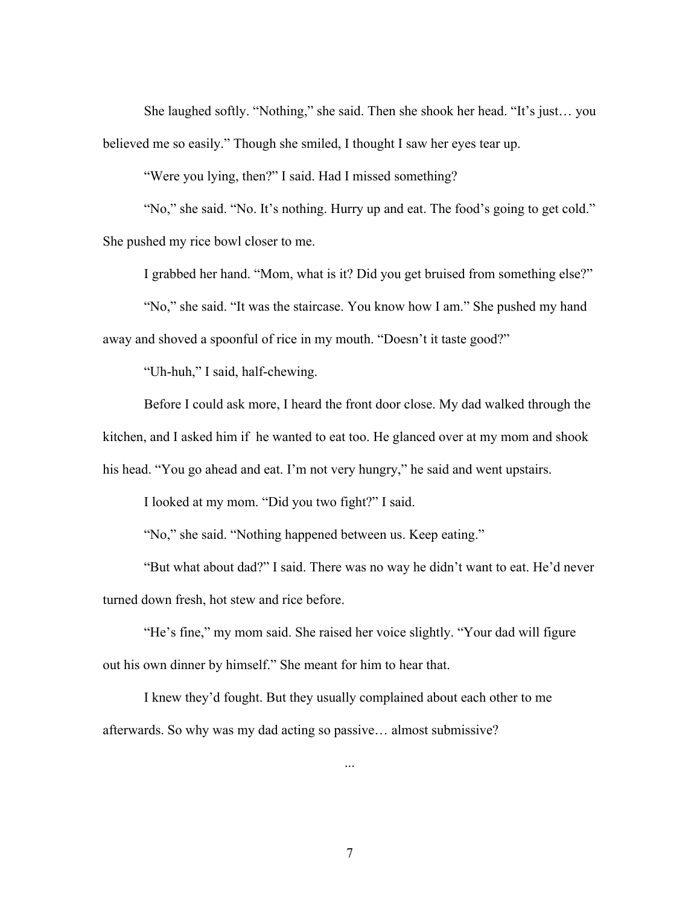She laughed softly. “Nothing,” she said. Then she shook her head. “It’s just… you believed me so easily.” Though she smiled, I thought I saw her eyes tear up.

“Were you lying, then?” I said. Had I missed something?

“No,” she said. “No. It’s nothing. Hurry up and eat. The food’s going to get cold.” She pushed my rice bowl closer to me.

I grabbed her hand. “Mom, what is it? Did you get bruised from something else?”

“No,” she said. “It was the staircase. You know how I am.” She pushed my hand away and shoved a spoonful of rice in my mouth. “Doesn’t it taste good?”

“Uh-huh,” I said, half-chewing.

Before I could ask more, I heard the front door close. My dad walked through the kitchen, and I asked him if  he wanted to eat too. He glanced over at my mom and shook his head. “You go ahead and eat. I’m not very hungry,” he said and went upstairs.

I looked at my mom. “Did you two fight?” I said.

“No,” she said. “Nothing happened between us. Keep eating.”

“But what about dad?” I said. There was no way he didn’t want to eat. He’d never turned down fresh, hot stew and rice before.

“He’s fine,” my mom said. She raised her voice slightly. “Your dad will figure out his own dinner by himself.” She meant for him to hear that.

I knew they’d fought. But they usually complained about each other to me afterwards. So why was my dad acting so passive… almost submissive?

...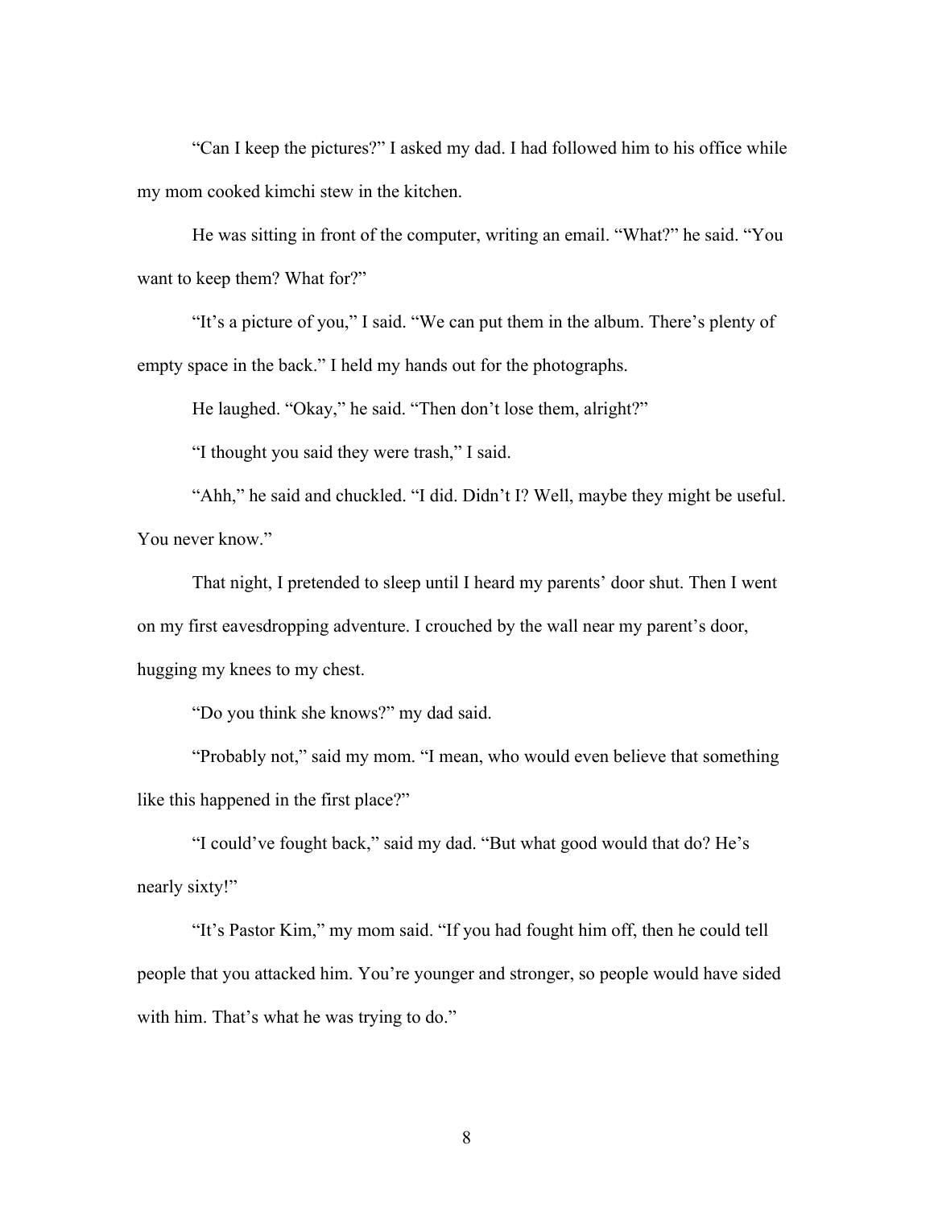"Can I keep the pictures?" I asked my dad. I had followed him to his office while my mom cooked kimchi stew in the kitchen.

He was sitting in front of the computer, writing an email. "What?" he said. "You want to keep them? What for?"

"It's a picture of you," I said. "We can put them in the album. There's plenty of empty space in the back." I held my hands out for the photographs.

He laughed. "Okay," he said. "Then don't lose them, alright?"

"I thought you said they were trash," I said.

"Ahh," he said and chuckled. "I did. Didn't I? Well, maybe they might be useful. You never know."

That night, I pretended to sleep until I heard my parents' door shut. Then I went on my first eavesdropping adventure. I crouched by the wall near my parent's door, hugging my knees to my chest.

"Do you think she knows?" my dad said.

"Probably not," said my mom. "I mean, who would even believe that something like this happened in the first place?"

"I could've fought back," said my dad. "But what good would that do? He's nearly sixty!"

"It's Pastor Kim," my mom said. "If you had fought him off, then he could tell people that you attacked him. You're younger and stronger, so people would have sided with him. That's what he was trying to do."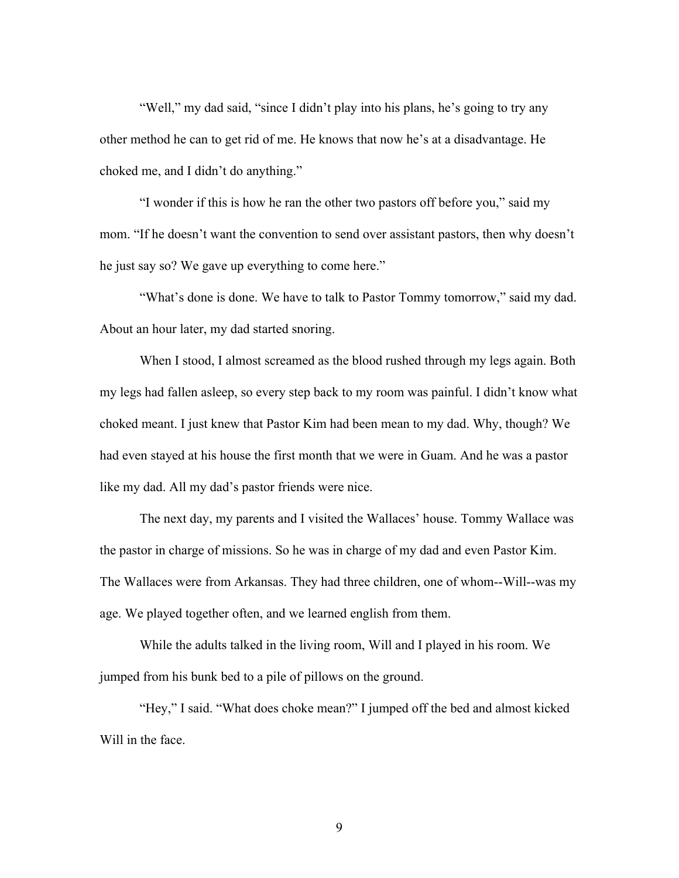"Well," my dad said, "since I didn't play into his plans, he's going to try any other method he can to get rid of me. He knows that now he's at a disadvantage. He choked me, and I didn't do anything."

"I wonder if this is how he ran the other two pastors off before you," said my mom. "If he doesn't want the convention to send over assistant pastors, then why doesn't he just say so? We gave up everything to come here."

"What's done is done. We have to talk to Pastor Tommy tomorrow," said my dad. About an hour later, my dad started snoring.

When I stood, I almost screamed as the blood rushed through my legs again. Both my legs had fallen asleep, so every step back to my room was painful. I didn't know what choked meant. I just knew that Pastor Kim had been mean to my dad. Why, though? We had even stayed at his house the first month that we were in Guam. And he was a pastor like my dad. All my dad's pastor friends were nice.

The next day, my parents and I visited the Wallaces' house. Tommy Wallace was the pastor in charge of missions. So he was in charge of my dad and even Pastor Kim. The Wallaces were from Arkansas. They had three children, one of whom--Will--was my age. We played together often, and we learned english from them.

While the adults talked in the living room, Will and I played in his room. We jumped from his bunk bed to a pile of pillows on the ground.

"Hey," I said. "What does choke mean?" I jumped off the bed and almost kicked Will in the face.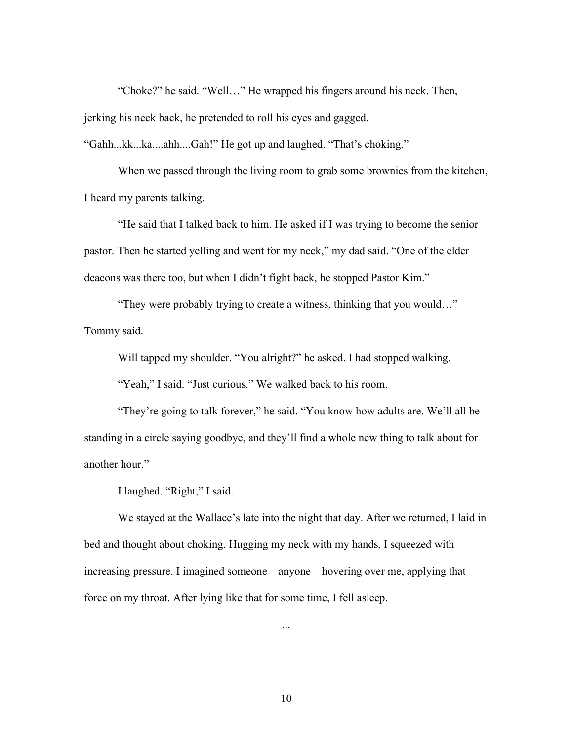"Choke?" he said. "Well…" He wrapped his fingers around his neck. Then, jerking his neck back, he pretended to roll his eyes and gagged.

"Gahh...kk...ka....ahh....Gah!" He got up and laughed. "That's choking."

When we passed through the living room to grab some brownies from the kitchen, I heard my parents talking.

"He said that I talked back to him. He asked if I was trying to become the senior pastor. Then he started yelling and went for my neck," my dad said. "One of the elder deacons was there too, but when I didn't fight back, he stopped Pastor Kim."

"They were probably trying to create a witness, thinking that you would…" Tommy said.

Will tapped my shoulder. "You alright?" he asked. I had stopped walking.

"Yeah," I said. "Just curious." We walked back to his room.

"They're going to talk forever," he said. "You know how adults are. We'll all be standing in a circle saying goodbye, and they'll find a whole new thing to talk about for another hour."

I laughed. "Right," I said.

We stayed at the Wallace's late into the night that day. After we returned, I laid in bed and thought about choking. Hugging my neck with my hands, I squeezed with increasing pressure. I imagined someone—anyone—hovering over me, applying that force on my throat. After lying like that for some time, I fell asleep.

...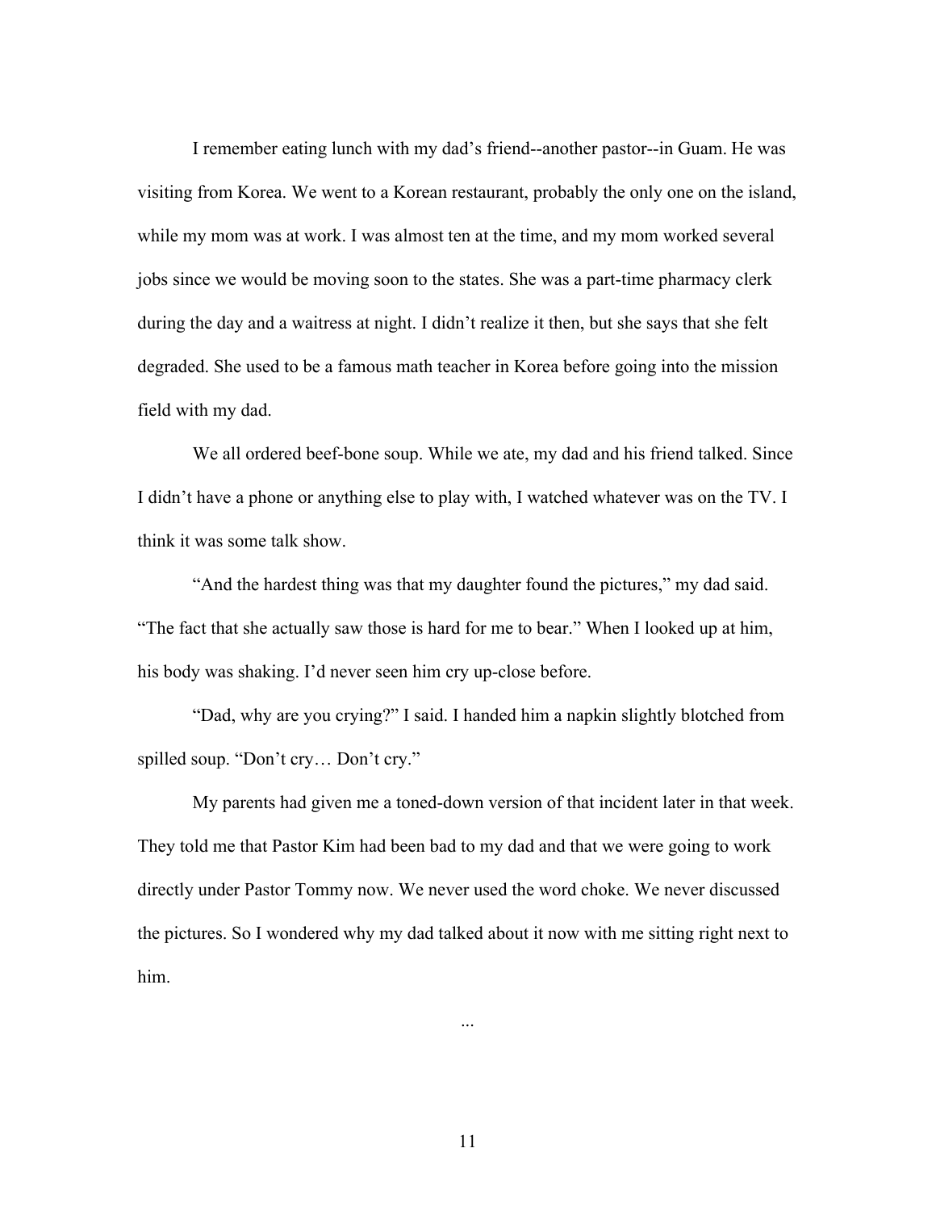I remember eating lunch with my dad's friend--another pastor--in Guam. He was visiting from Korea. We went to a Korean restaurant, probably the only one on the island, while my mom was at work. I was almost ten at the time, and my mom worked several jobs since we would be moving soon to the states. She was a part-time pharmacy clerk during the day and a waitress at night. I didn't realize it then, but she says that she felt degraded. She used to be a famous math teacher in Korea before going into the mission field with my dad.

We all ordered beef-bone soup. While we ate, my dad and his friend talked. Since I didn't have a phone or anything else to play with, I watched whatever was on the TV. I think it was some talk show.

"And the hardest thing was that my daughter found the pictures," my dad said. "The fact that she actually saw those is hard for me to bear." When I looked up at him, his body was shaking. I'd never seen him cry up-close before.

"Dad, why are you crying?" I said. I handed him a napkin slightly blotched from spilled soup. "Don't cry… Don't cry."

My parents had given me a toned-down version of that incident later in that week. They told me that Pastor Kim had been bad to my dad and that we were going to work directly under Pastor Tommy now. We never used the word choke. We never discussed the pictures. So I wondered why my dad talked about it now with me sitting right next to him.

...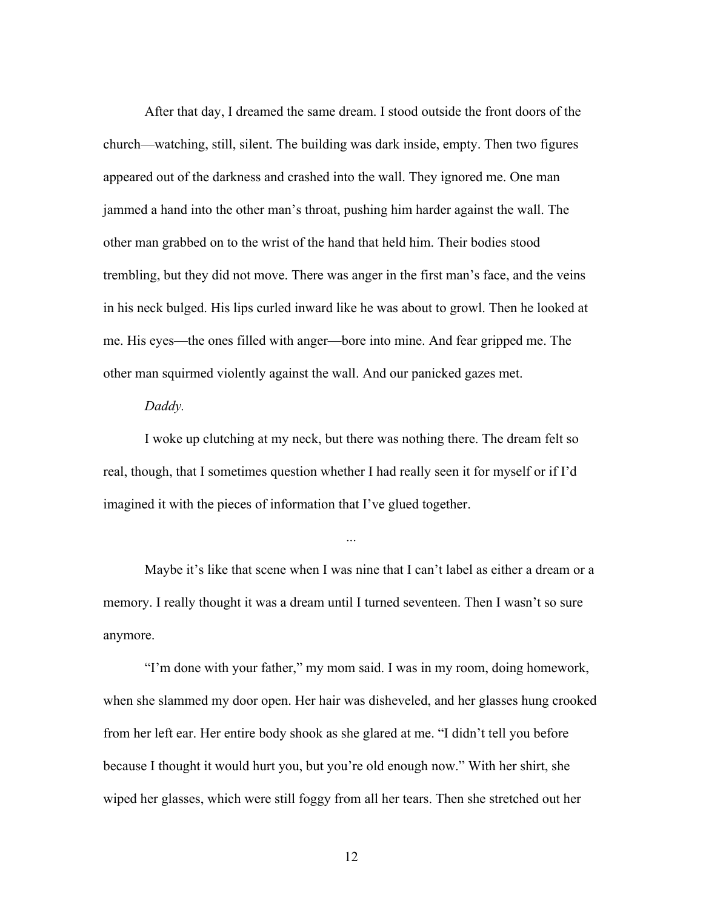After that day, I dreamed the same dream. I stood outside the front doors of the church—watching, still, silent. The building was dark inside, empty. Then two figures appeared out of the darkness and crashed into the wall. They ignored me. One man jammed a hand into the other man's throat, pushing him harder against the wall. The other man grabbed on to the wrist of the hand that held him. Their bodies stood trembling, but they did not move. There was anger in the first man's face, and the veins in his neck bulged. His lips curled inward like he was about to growl. Then he looked at me. His eyes—the ones filled with anger—bore into mine. And fear gripped me. The other man squirmed violently against the wall. And our panicked gazes met.

*Daddy.*

I woke up clutching at my neck, but there was nothing there. The dream felt so real, though, that I sometimes question whether I had really seen it for myself or if I'd imagined it with the pieces of information that I've glued together.

...

Maybe it's like that scene when I was nine that I can't label as either a dream or a memory. I really thought it was a dream until I turned seventeen. Then I wasn't so sure anymore.

"I'm done with your father," my mom said. I was in my room, doing homework, when she slammed my door open. Her hair was disheveled, and her glasses hung crooked from her left ear. Her entire body shook as she glared at me. "I didn't tell you before because I thought it would hurt you, but you're old enough now." With her shirt, she wiped her glasses, which were still foggy from all her tears. Then she stretched out her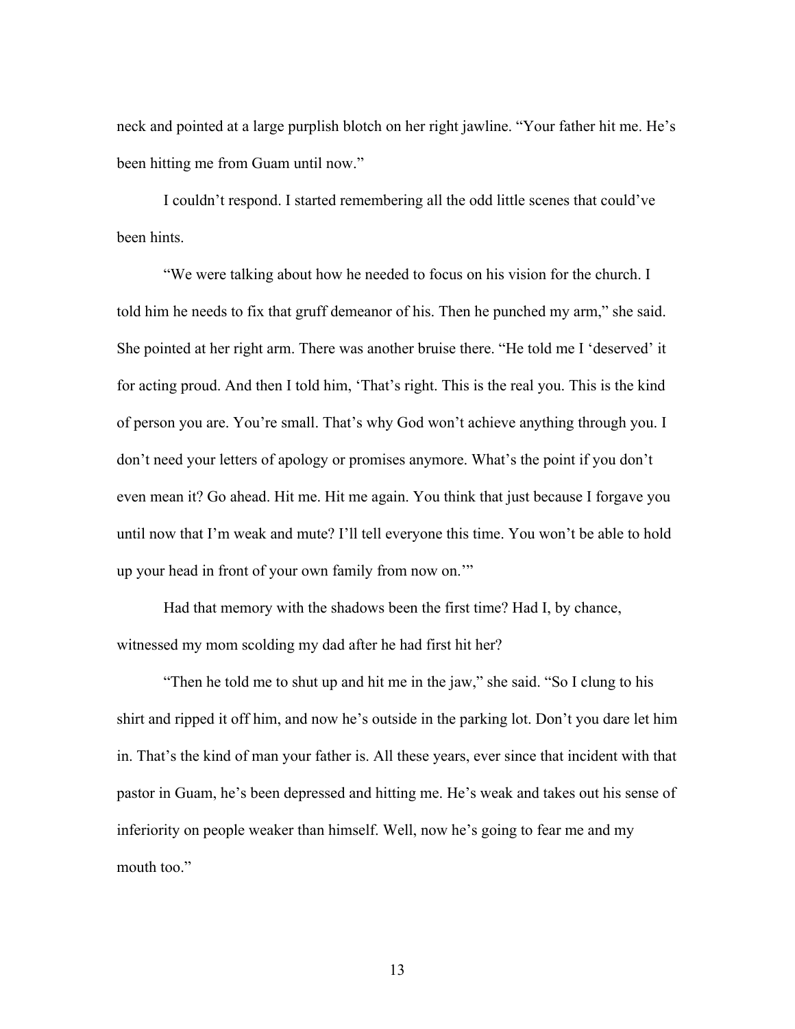neck and pointed at a large purplish blotch on her right jawline. "Your father hit me. He's been hitting me from Guam until now."

I couldn't respond. I started remembering all the odd little scenes that could've been hints.

"We were talking about how he needed to focus on his vision for the church. I told him he needs to fix that gruff demeanor of his. Then he punched my arm," she said. She pointed at her right arm. There was another bruise there. "He told me I 'deserved' it for acting proud. And then I told him, 'That's right. This is the real you. This is the kind of person you are. You're small. That's why God won't achieve anything through you. I don't need your letters of apology or promises anymore. What's the point if you don't even mean it? Go ahead. Hit me. Hit me again. You think that just because I forgave you until now that I'm weak and mute? I'll tell everyone this time. You won't be able to hold up your head in front of your own family from now on.'"

Had that memory with the shadows been the first time? Had I, by chance, witnessed my mom scolding my dad after he had first hit her?

"Then he told me to shut up and hit me in the jaw," she said. "So I clung to his shirt and ripped it off him, and now he's outside in the parking lot. Don't you dare let him in. That's the kind of man your father is. All these years, ever since that incident with that pastor in Guam, he's been depressed and hitting me. He's weak and takes out his sense of inferiority on people weaker than himself. Well, now he's going to fear me and my mouth too."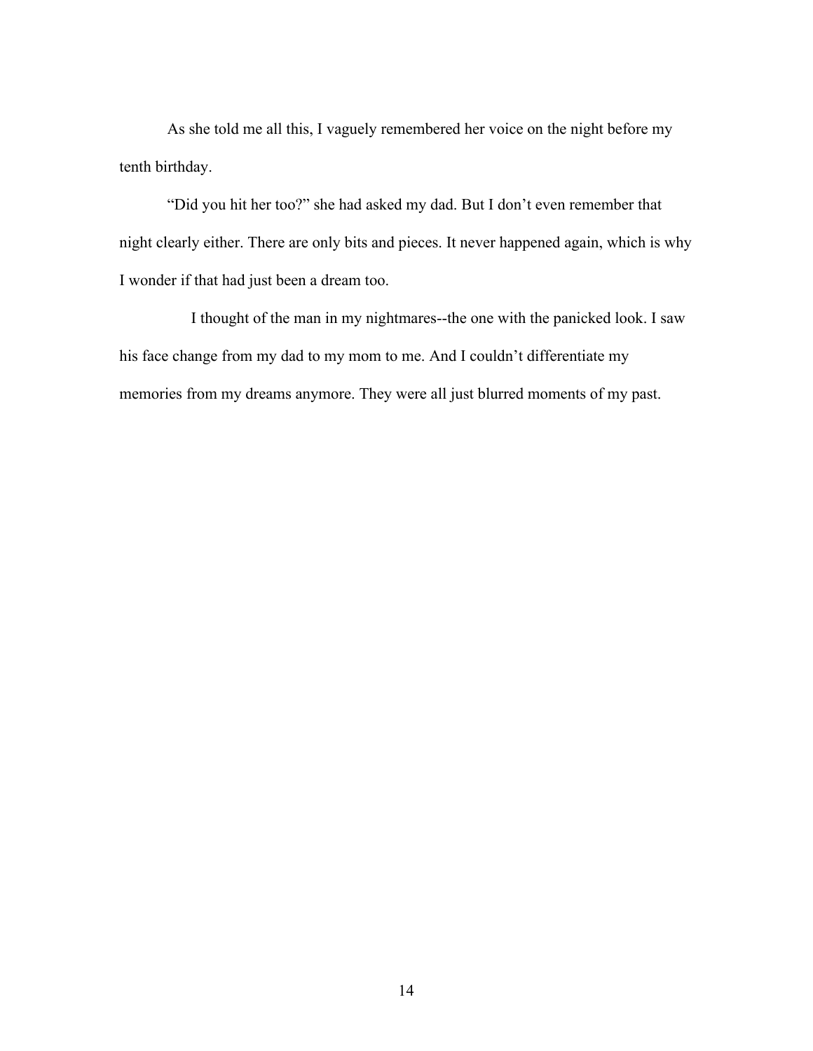As she told me all this, I vaguely remembered her voice on the night before my tenth birthday.

"Did you hit her too?" she had asked my dad. But I don't even remember that night clearly either. There are only bits and pieces. It never happened again, which is why I wonder if that had just been a dream too.

I thought of the man in my nightmares--the one with the panicked look. I saw his face change from my dad to my mom to me. And I couldn't differentiate my memories from my dreams anymore. They were all just blurred moments of my past.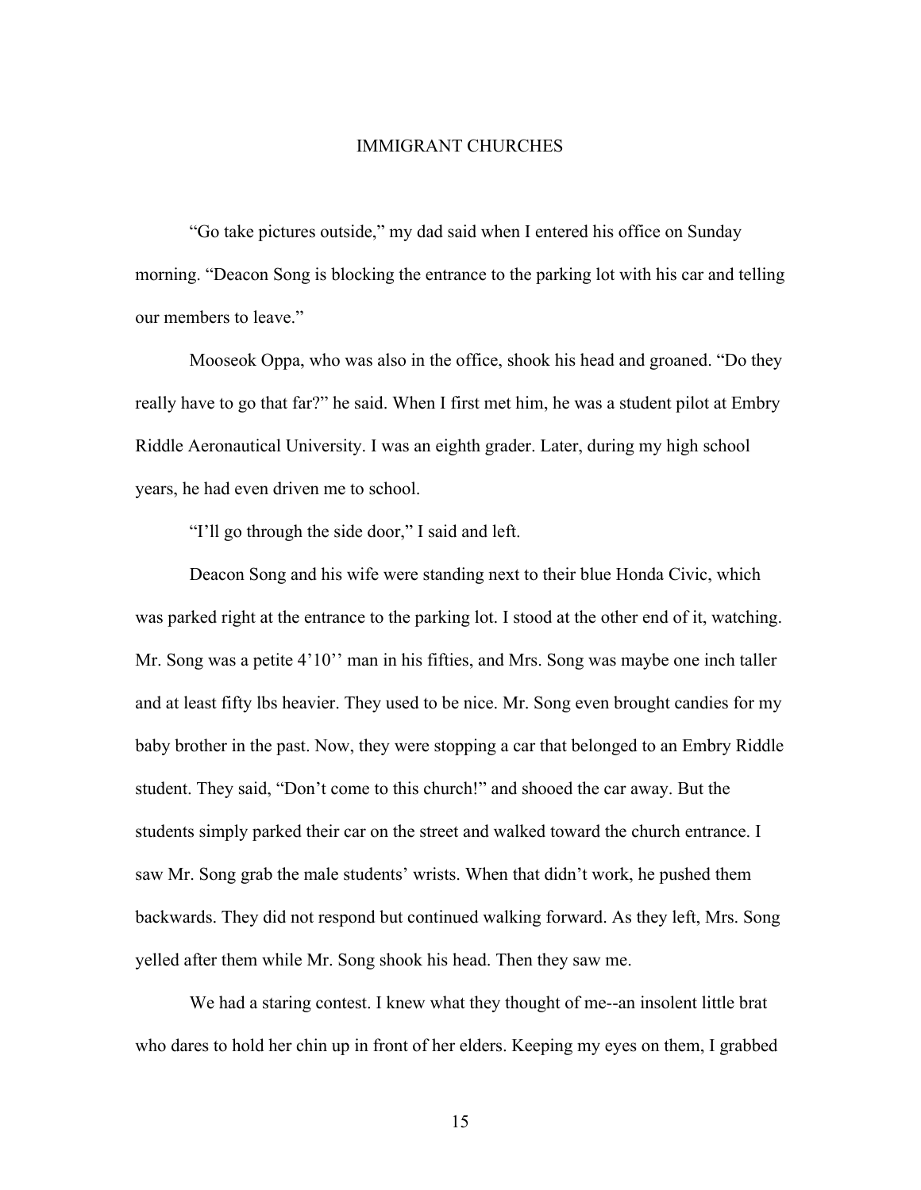# IMMIGRANT CHURCHES

"Go take pictures outside," my dad said when I entered his office on Sunday morning. "Deacon Song is blocking the entrance to the parking lot with his car and telling our members to leave."

Mooseok Oppa, who was also in the office, shook his head and groaned. "Do they really have to go that far?" he said. When I first met him, he was a student pilot at Embry Riddle Aeronautical University. I was an eighth grader. Later, during my high school years, he had even driven me to school.

"I'll go through the side door," I said and left.

Deacon Song and his wife were standing next to their blue Honda Civic, which was parked right at the entrance to the parking lot. I stood at the other end of it, watching. Mr. Song was a petite 4'10'' man in his fifties, and Mrs. Song was maybe one inch taller and at least fifty lbs heavier. They used to be nice. Mr. Song even brought candies for my baby brother in the past. Now, they were stopping a car that belonged to an Embry Riddle student. They said, "Don't come to this church!" and shooed the car away. But the students simply parked their car on the street and walked toward the church entrance. I saw Mr. Song grab the male students' wrists. When that didn't work, he pushed them backwards. They did not respond but continued walking forward. As they left, Mrs. Song yelled after them while Mr. Song shook his head. Then they saw me.

We had a staring contest. I knew what they thought of me--an insolent little brat who dares to hold her chin up in front of her elders. Keeping my eyes on them, I grabbed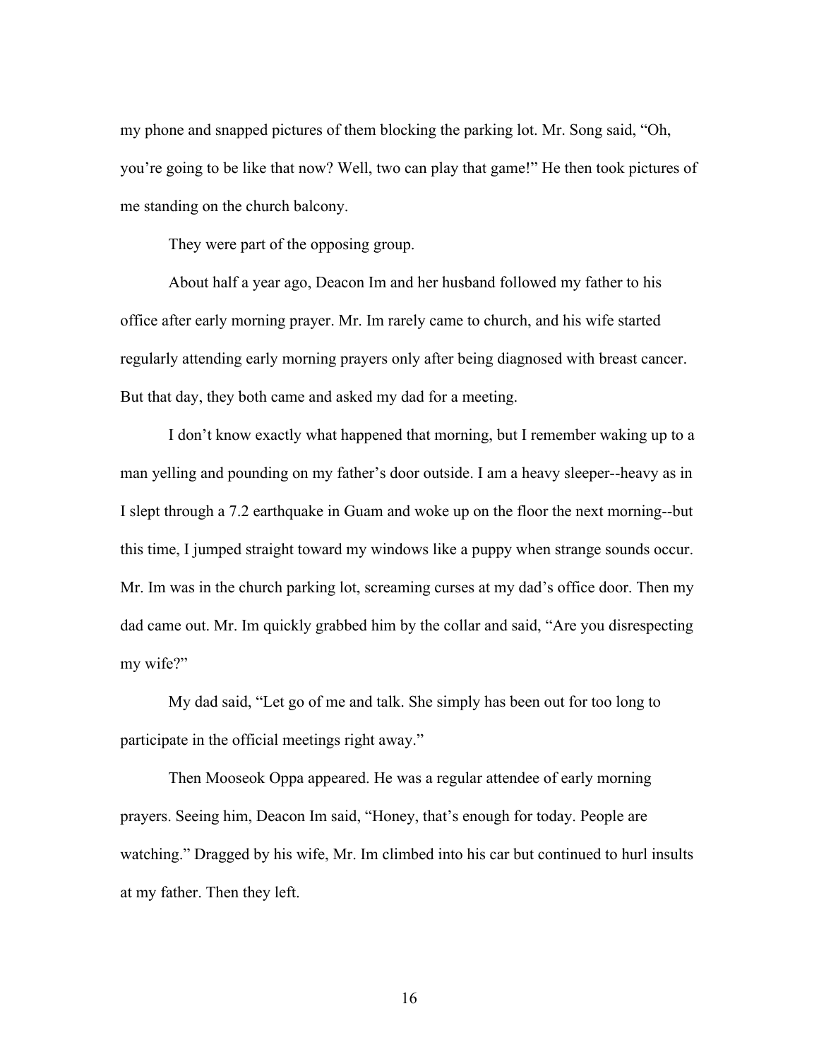my phone and snapped pictures of them blocking the parking lot. Mr. Song said, "Oh, you're going to be like that now? Well, two can play that game!" He then took pictures of me standing on the church balcony.

They were part of the opposing group.

About half a year ago, Deacon Im and her husband followed my father to his office after early morning prayer. Mr. Im rarely came to church, and his wife started regularly attending early morning prayers only after being diagnosed with breast cancer. But that day, they both came and asked my dad for a meeting.

I don't know exactly what happened that morning, but I remember waking up to a man yelling and pounding on my father's door outside. I am a heavy sleeper--heavy as in I slept through a 7.2 earthquake in Guam and woke up on the floor the next morning--but this time, I jumped straight toward my windows like a puppy when strange sounds occur. Mr. Im was in the church parking lot, screaming curses at my dad's office door. Then my dad came out. Mr. Im quickly grabbed him by the collar and said, "Are you disrespecting my wife?"

My dad said, "Let go of me and talk. She simply has been out for too long to participate in the official meetings right away."

Then Mooseok Oppa appeared. He was a regular attendee of early morning prayers. Seeing him, Deacon Im said, "Honey, that's enough for today. People are watching." Dragged by his wife, Mr. Im climbed into his car but continued to hurl insults at my father. Then they left.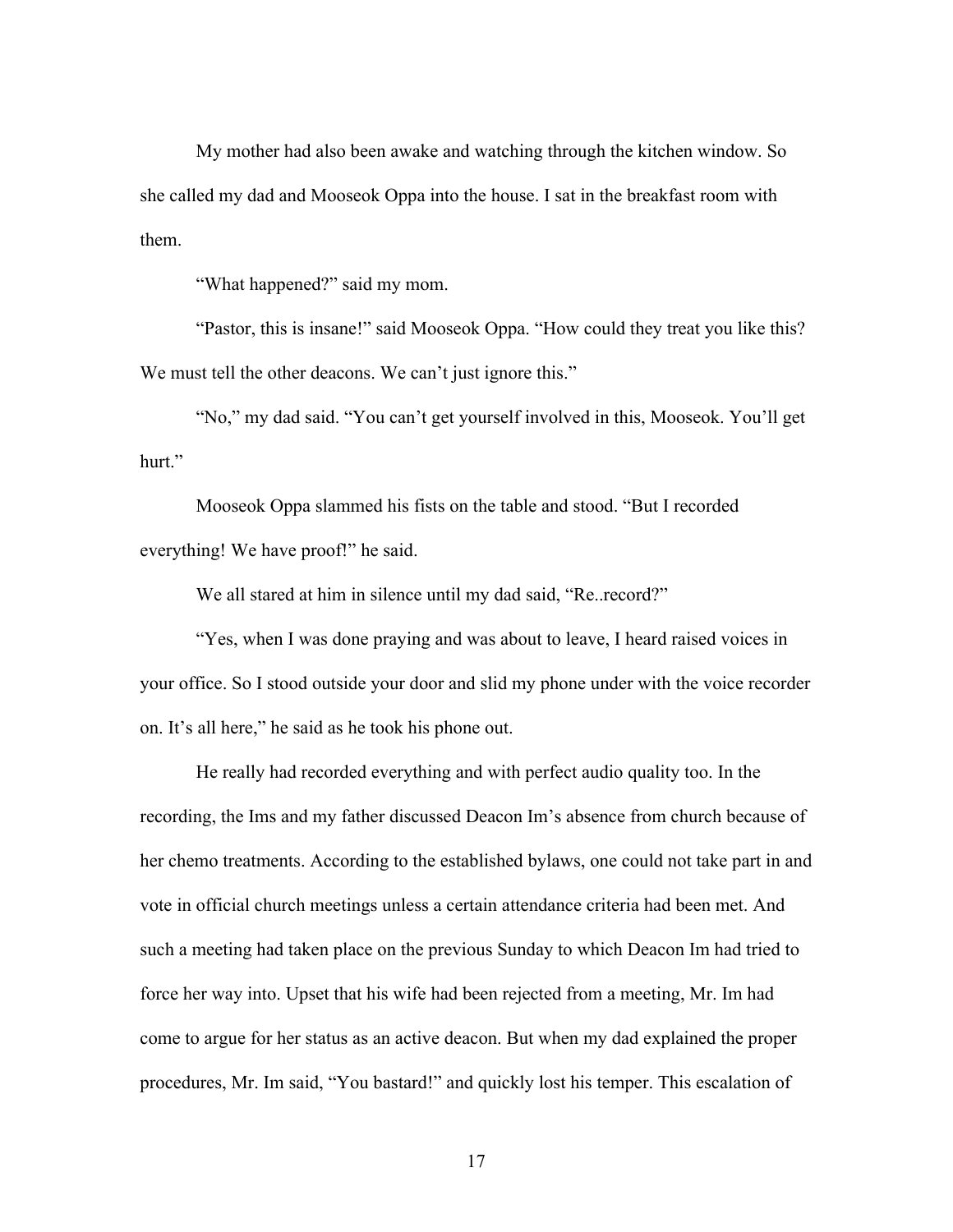My mother had also been awake and watching through the kitchen window. So she called my dad and Mooseok Oppa into the house. I sat in the breakfast room with them.

"What happened?" said my mom.

"Pastor, this is insane!" said Mooseok Oppa. "How could they treat you like this? We must tell the other deacons. We can't just ignore this."

"No," my dad said. "You can't get yourself involved in this, Mooseok. You'll get hurt."

Mooseok Oppa slammed his fists on the table and stood. "But I recorded everything! We have proof!" he said.

We all stared at him in silence until my dad said, "Re..record?"

"Yes, when I was done praying and was about to leave, I heard raised voices in your office. So I stood outside your door and slid my phone under with the voice recorder on. It's all here," he said as he took his phone out.

He really had recorded everything and with perfect audio quality too. In the recording, the Ims and my father discussed Deacon Im's absence from church because of her chemo treatments. According to the established bylaws, one could not take part in and vote in official church meetings unless a certain attendance criteria had been met. And such a meeting had taken place on the previous Sunday to which Deacon Im had tried to force her way into. Upset that his wife had been rejected from a meeting, Mr. Im had come to argue for her status as an active deacon. But when my dad explained the proper procedures, Mr. Im said, "You bastard!" and quickly lost his temper. This escalation of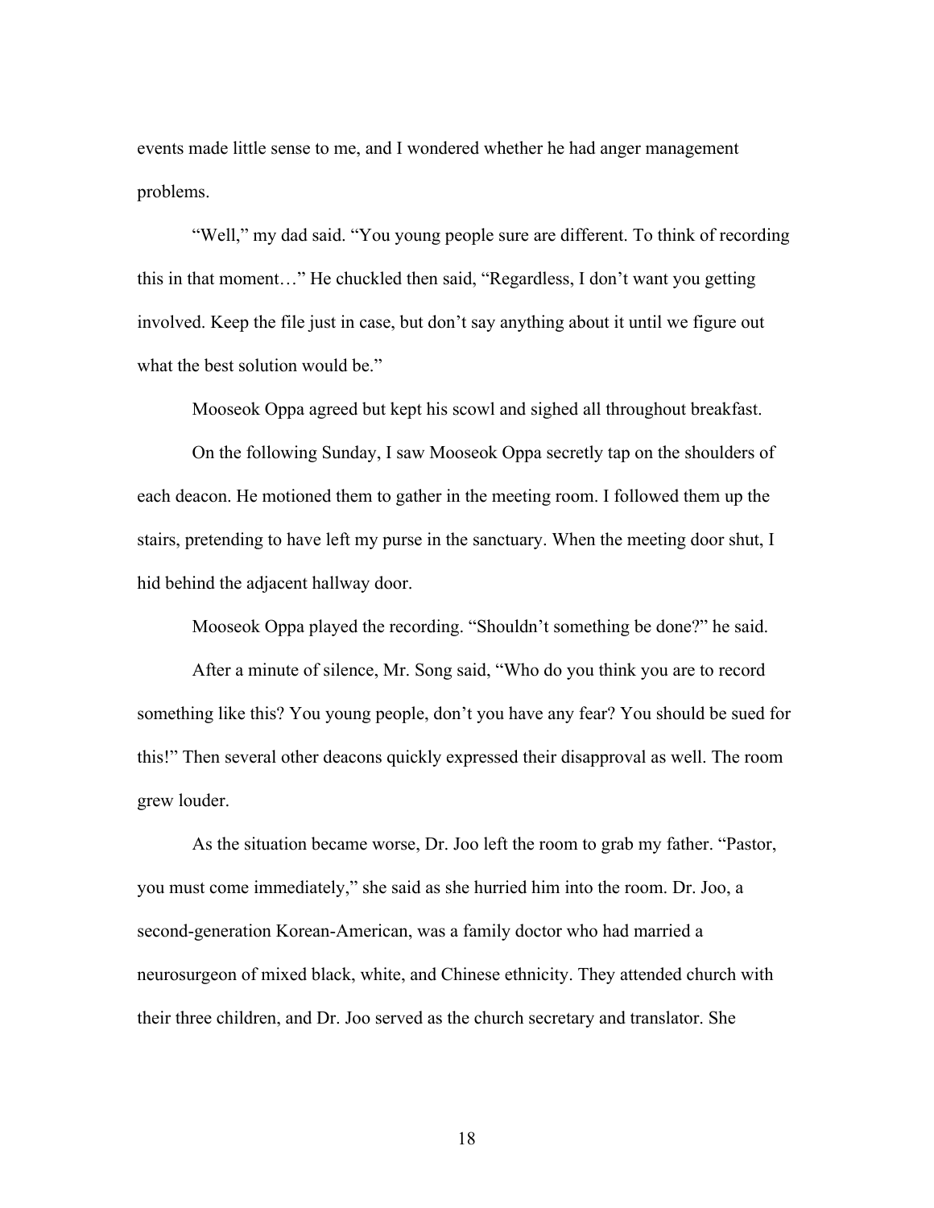events made little sense to me, and I wondered whether he had anger management problems.

"Well," my dad said. "You young people sure are different. To think of recording this in that moment…" He chuckled then said, "Regardless, I don't want you getting involved. Keep the file just in case, but don't say anything about it until we figure out what the best solution would be."

Mooseok Oppa agreed but kept his scowl and sighed all throughout breakfast.

On the following Sunday, I saw Mooseok Oppa secretly tap on the shoulders of each deacon. He motioned them to gather in the meeting room. I followed them up the stairs, pretending to have left my purse in the sanctuary. When the meeting door shut, I hid behind the adjacent hallway door.

Mooseok Oppa played the recording. "Shouldn't something be done?" he said.

After a minute of silence, Mr. Song said, "Who do you think you are to record something like this? You young people, don't you have any fear? You should be sued for this!" Then several other deacons quickly expressed their disapproval as well. The room grew louder.

As the situation became worse, Dr. Joo left the room to grab my father. "Pastor, you must come immediately," she said as she hurried him into the room. Dr. Joo, a second-generation Korean-American, was a family doctor who had married a neurosurgeon of mixed black, white, and Chinese ethnicity. They attended church with their three children, and Dr. Joo served as the church secretary and translator. She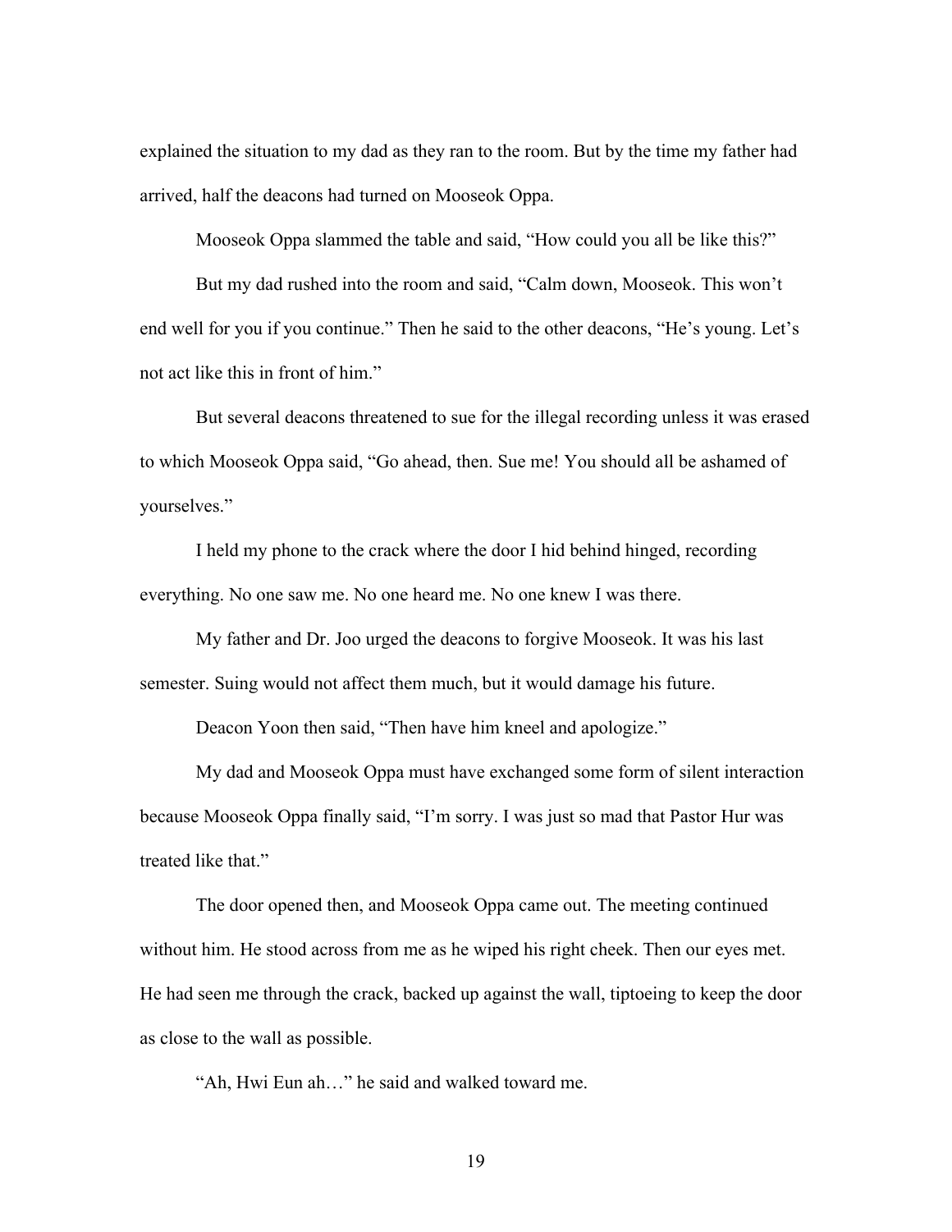explained the situation to my dad as they ran to the room. But by the time my father had arrived, half the deacons had turned on Mooseok Oppa.

Mooseok Oppa slammed the table and said, “How could you all be like this?”

But my dad rushed into the room and said, “Calm down, Mooseok. This won’t end well for you if you continue.” Then he said to the other deacons, “He’s young. Let’s not act like this in front of him.”

But several deacons threatened to sue for the illegal recording unless it was erased to which Mooseok Oppa said, “Go ahead, then. Sue me! You should all be ashamed of yourselves.”

I held my phone to the crack where the door I hid behind hinged, recording everything. No one saw me. No one heard me. No one knew I was there.

My father and Dr. Joo urged the deacons to forgive Mooseok. It was his last semester. Suing would not affect them much, but it would damage his future.

Deacon Yoon then said, “Then have him kneel and apologize.”

My dad and Mooseok Oppa must have exchanged some form of silent interaction because Mooseok Oppa finally said, “I’m sorry. I was just so mad that Pastor Hur was treated like that.”

The door opened then, and Mooseok Oppa came out. The meeting continued without him. He stood across from me as he wiped his right cheek. Then our eyes met. He had seen me through the crack, backed up against the wall, tiptoeing to keep the door as close to the wall as possible.

“Ah, Hwi Eun ah…” he said and walked toward me.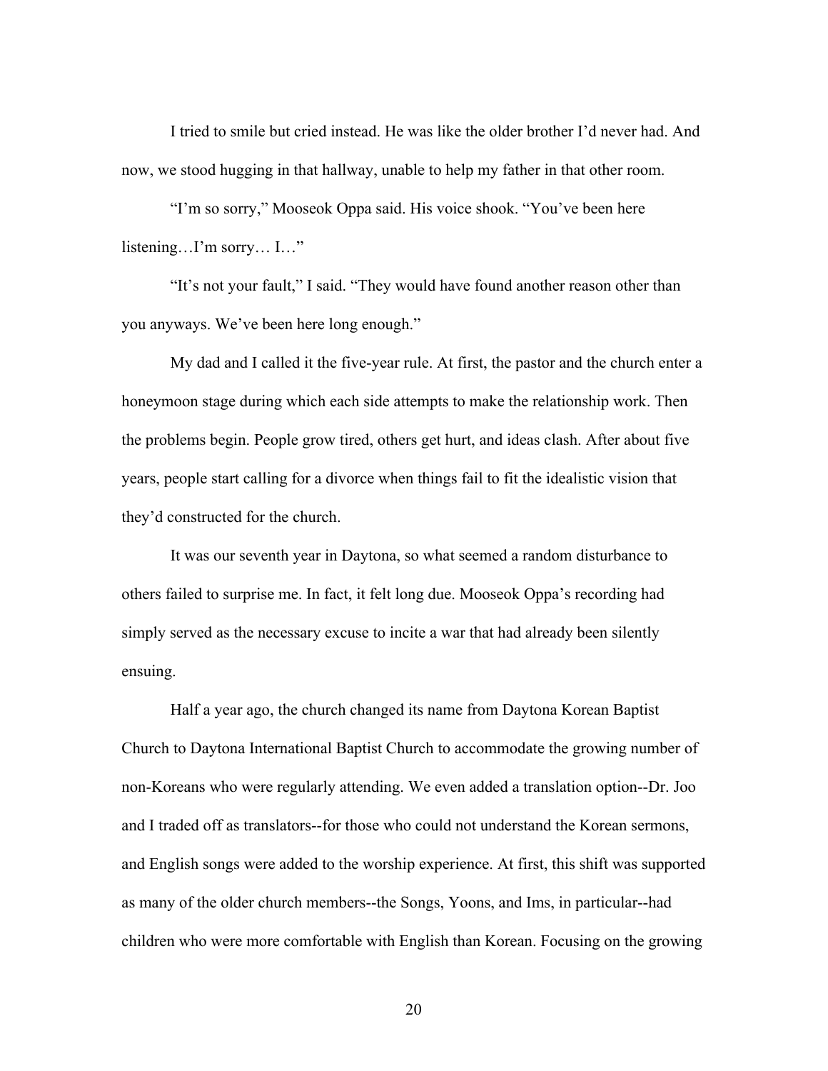I tried to smile but cried instead. He was like the older brother I'd never had. And now, we stood hugging in that hallway, unable to help my father in that other room.

"I'm so sorry," Mooseok Oppa said. His voice shook. "You've been here listening…I'm sorry… I…"

"It's not your fault," I said. "They would have found another reason other than you anyways. We've been here long enough."

My dad and I called it the five-year rule. At first, the pastor and the church enter a honeymoon stage during which each side attempts to make the relationship work. Then the problems begin. People grow tired, others get hurt, and ideas clash. After about five years, people start calling for a divorce when things fail to fit the idealistic vision that they'd constructed for the church.

It was our seventh year in Daytona, so what seemed a random disturbance to others failed to surprise me. In fact, it felt long due. Mooseok Oppa's recording had simply served as the necessary excuse to incite a war that had already been silently ensuing.

Half a year ago, the church changed its name from Daytona Korean Baptist Church to Daytona International Baptist Church to accommodate the growing number of non-Koreans who were regularly attending. We even added a translation option--Dr. Joo and I traded off as translators--for those who could not understand the Korean sermons, and English songs were added to the worship experience. At first, this shift was supported as many of the older church members--the Songs, Yoons, and Ims, in particular--had children who were more comfortable with English than Korean. Focusing on the growing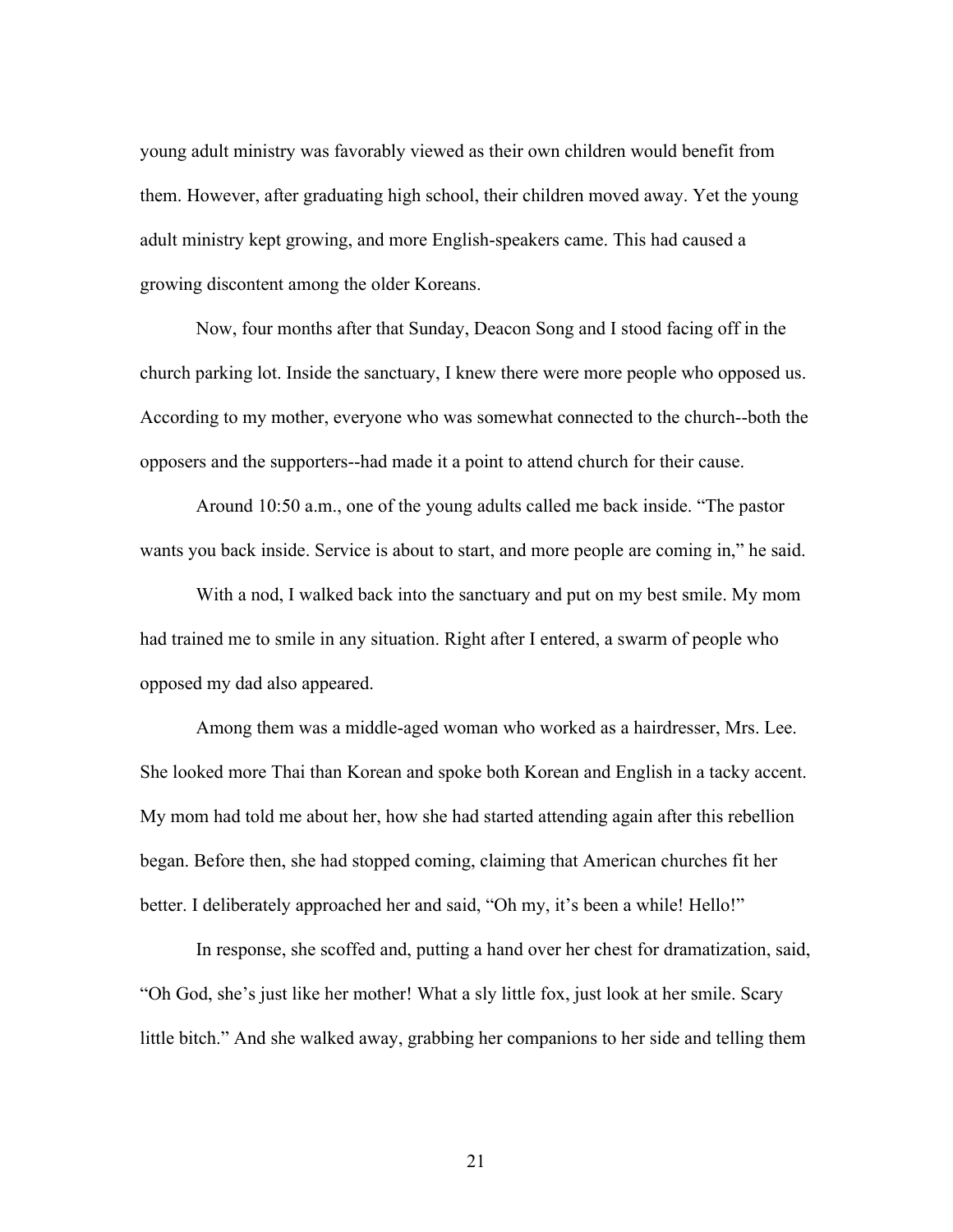young adult ministry was favorably viewed as their own children would benefit from them. However, after graduating high school, their children moved away. Yet the young adult ministry kept growing, and more English-speakers came. This had caused a growing discontent among the older Koreans.

Now, four months after that Sunday, Deacon Song and I stood facing off in the church parking lot. Inside the sanctuary, I knew there were more people who opposed us. According to my mother, everyone who was somewhat connected to the church--both the opposers and the supporters--had made it a point to attend church for their cause.

Around 10:50 a.m., one of the young adults called me back inside. "The pastor wants you back inside. Service is about to start, and more people are coming in," he said.

With a nod, I walked back into the sanctuary and put on my best smile. My mom had trained me to smile in any situation. Right after I entered, a swarm of people who opposed my dad also appeared.

Among them was a middle-aged woman who worked as a hairdresser, Mrs. Lee. She looked more Thai than Korean and spoke both Korean and English in a tacky accent. My mom had told me about her, how she had started attending again after this rebellion began. Before then, she had stopped coming, claiming that American churches fit her better. I deliberately approached her and said, "Oh my, it's been a while! Hello!"

In response, she scoffed and, putting a hand over her chest for dramatization, said, "Oh God, she's just like her mother! What a sly little fox, just look at her smile. Scary little bitch." And she walked away, grabbing her companions to her side and telling them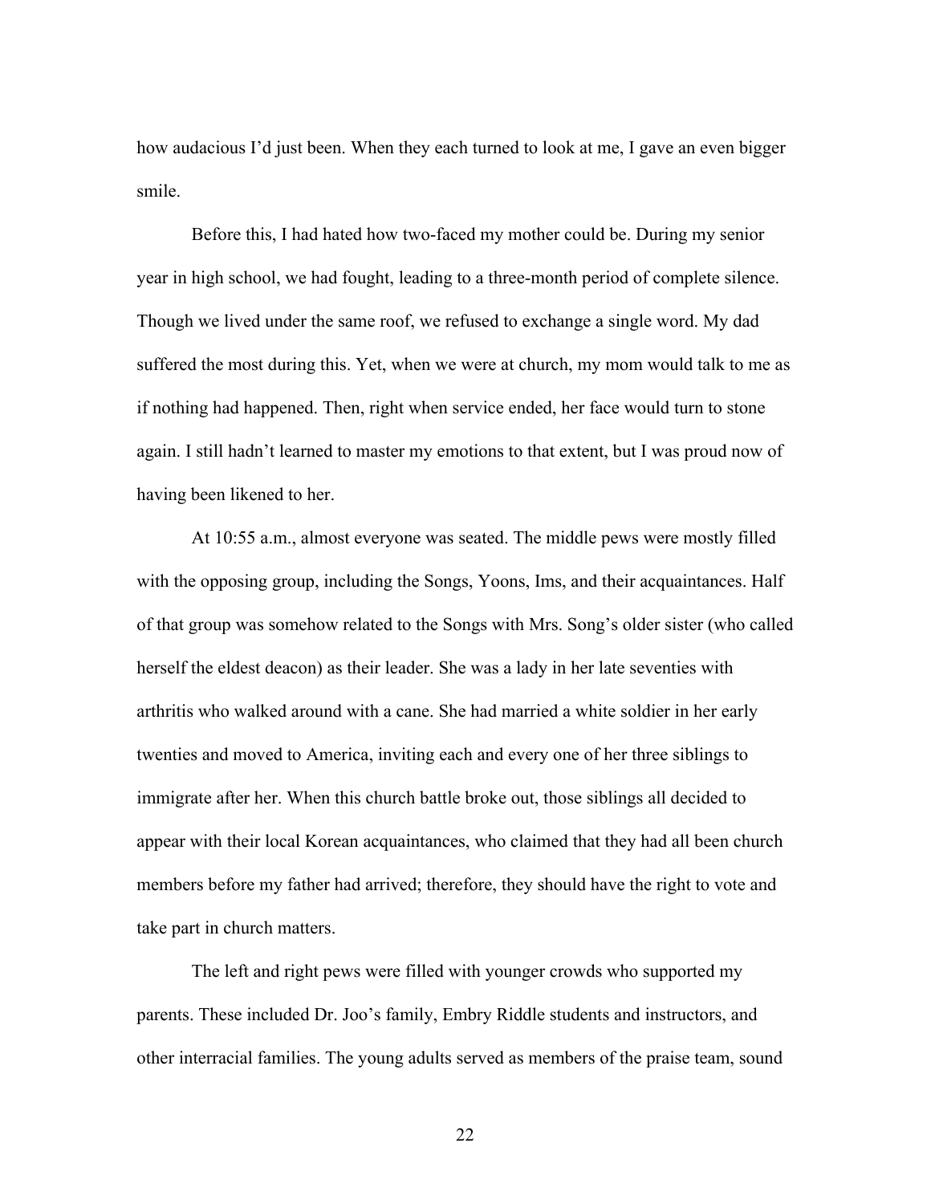how audacious I'd just been. When they each turned to look at me, I gave an even bigger smile.

Before this, I had hated how two-faced my mother could be. During my senior year in high school, we had fought, leading to a three-month period of complete silence. Though we lived under the same roof, we refused to exchange a single word. My dad suffered the most during this. Yet, when we were at church, my mom would talk to me as if nothing had happened. Then, right when service ended, her face would turn to stone again. I still hadn't learned to master my emotions to that extent, but I was proud now of having been likened to her.

At 10:55 a.m., almost everyone was seated. The middle pews were mostly filled with the opposing group, including the Songs, Yoons, Ims, and their acquaintances. Half of that group was somehow related to the Songs with Mrs. Song's older sister (who called herself the eldest deacon) as their leader. She was a lady in her late seventies with arthritis who walked around with a cane. She had married a white soldier in her early twenties and moved to America, inviting each and every one of her three siblings to immigrate after her. When this church battle broke out, those siblings all decided to appear with their local Korean acquaintances, who claimed that they had all been church members before my father had arrived; therefore, they should have the right to vote and take part in church matters.

The left and right pews were filled with younger crowds who supported my parents. These included Dr. Joo's family, Embry Riddle students and instructors, and other interracial families. The young adults served as members of the praise team, sound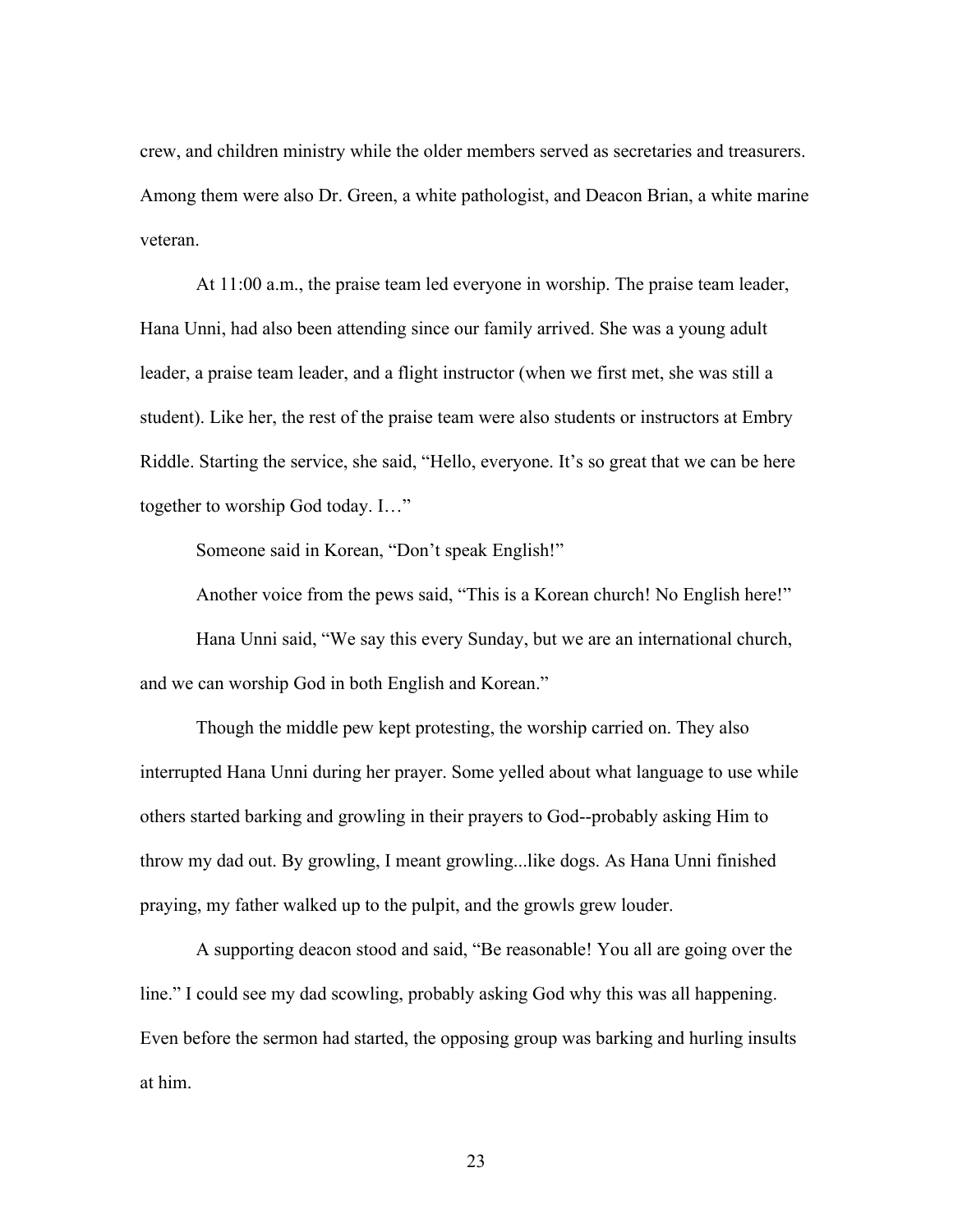crew, and children ministry while the older members served as secretaries and treasurers. Among them were also Dr. Green, a white pathologist, and Deacon Brian, a white marine veteran.

At 11:00 a.m., the praise team led everyone in worship. The praise team leader, Hana Unni, had also been attending since our family arrived. She was a young adult leader, a praise team leader, and a flight instructor (when we first met, she was still a student). Like her, the rest of the praise team were also students or instructors at Embry Riddle. Starting the service, she said, "Hello, everyone. It's so great that we can be here together to worship God today. I…"

Someone said in Korean, "Don't speak English!"

Another voice from the pews said, "This is a Korean church! No English here!"

Hana Unni said, "We say this every Sunday, but we are an international church, and we can worship God in both English and Korean."

Though the middle pew kept protesting, the worship carried on. They also interrupted Hana Unni during her prayer. Some yelled about what language to use while others started barking and growling in their prayers to God--probably asking Him to throw my dad out. By growling, I meant growling...like dogs. As Hana Unni finished praying, my father walked up to the pulpit, and the growls grew louder.

A supporting deacon stood and said, "Be reasonable! You all are going over the line." I could see my dad scowling, probably asking God why this was all happening. Even before the sermon had started, the opposing group was barking and hurling insults at him.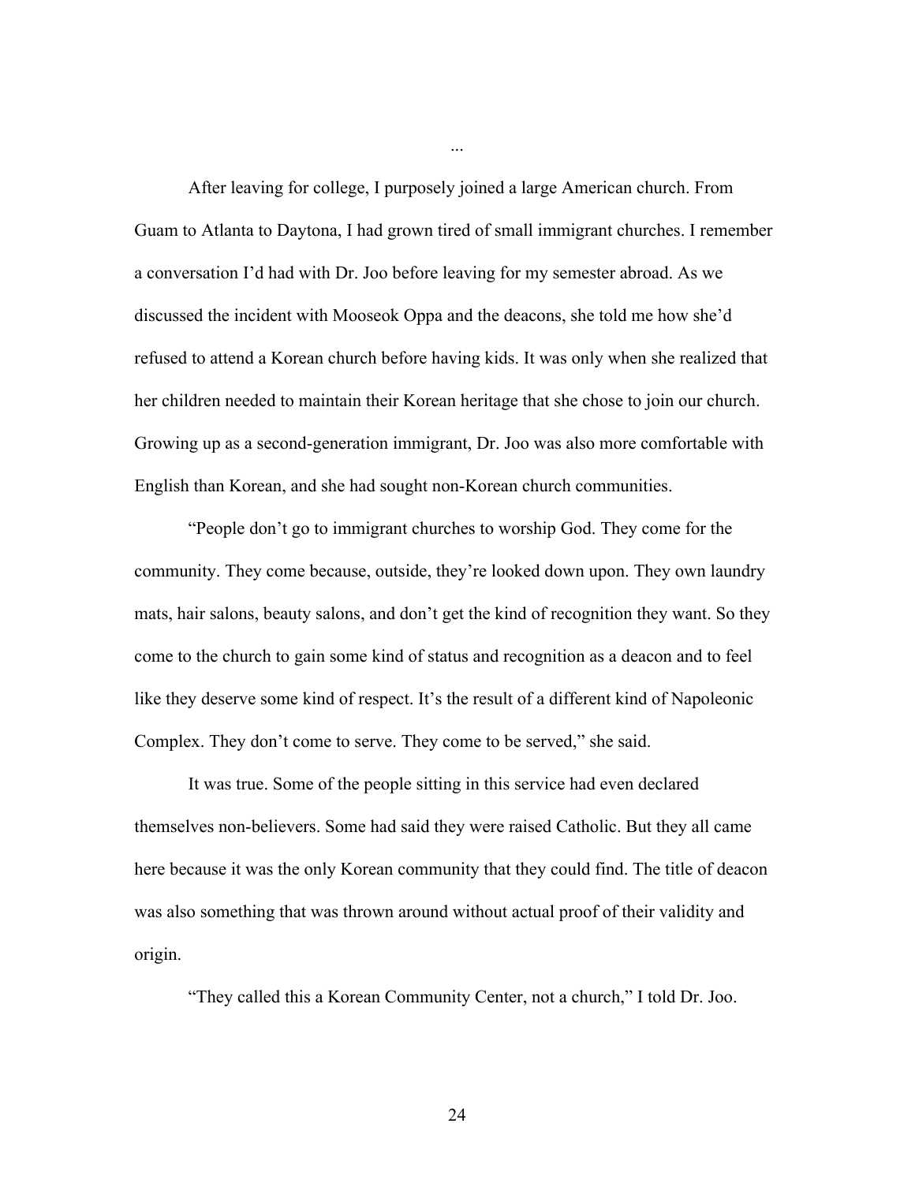...

After leaving for college, I purposely joined a large American church. From Guam to Atlanta to Daytona, I had grown tired of small immigrant churches. I remember a conversation I'd had with Dr. Joo before leaving for my semester abroad. As we discussed the incident with Mooseok Oppa and the deacons, she told me how she'd refused to attend a Korean church before having kids. It was only when she realized that her children needed to maintain their Korean heritage that she chose to join our church. Growing up as a second-generation immigrant, Dr. Joo was also more comfortable with English than Korean, and she had sought non-Korean church communities.

"People don't go to immigrant churches to worship God. They come for the community. They come because, outside, they're looked down upon. They own laundry mats, hair salons, beauty salons, and don't get the kind of recognition they want. So they come to the church to gain some kind of status and recognition as a deacon and to feel like they deserve some kind of respect. It's the result of a different kind of Napoleonic Complex. They don't come to serve. They come to be served," she said.

It was true. Some of the people sitting in this service had even declared themselves non-believers. Some had said they were raised Catholic. But they all came here because it was the only Korean community that they could find. The title of deacon was also something that was thrown around without actual proof of their validity and origin.

"They called this a Korean Community Center, not a church," I told Dr. Joo.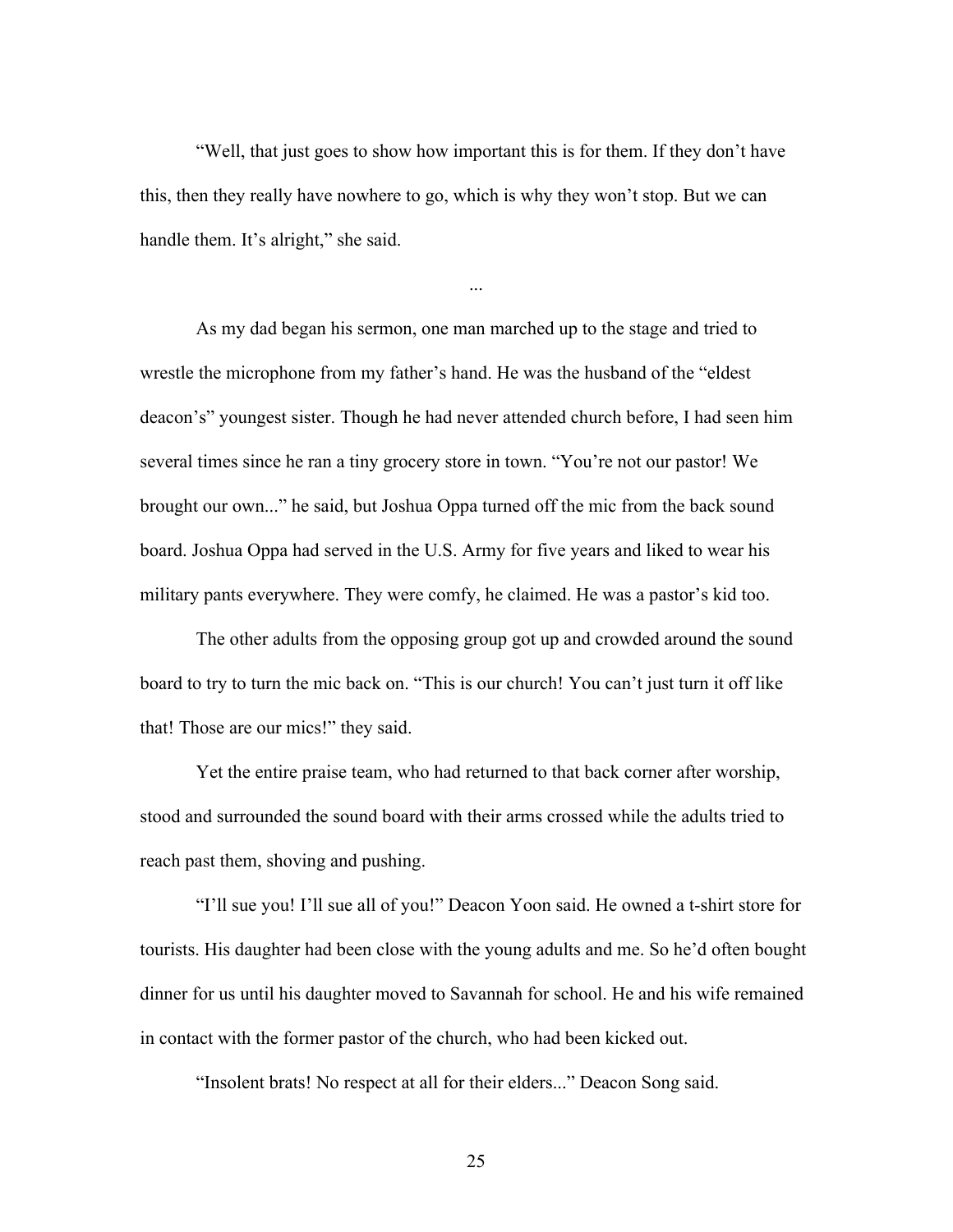"Well, that just goes to show how important this is for them. If they don't have this, then they really have nowhere to go, which is why they won't stop. But we can handle them. It's alright," she said.

...

As my dad began his sermon, one man marched up to the stage and tried to wrestle the microphone from my father's hand. He was the husband of the "eldest deacon's" youngest sister. Though he had never attended church before, I had seen him several times since he ran a tiny grocery store in town. "You're not our pastor! We brought our own..." he said, but Joshua Oppa turned off the mic from the back sound board. Joshua Oppa had served in the U.S. Army for five years and liked to wear his military pants everywhere. They were comfy, he claimed. He was a pastor's kid too.

The other adults from the opposing group got up and crowded around the sound board to try to turn the mic back on. "This is our church! You can't just turn it off like that! Those are our mics!" they said.

Yet the entire praise team, who had returned to that back corner after worship, stood and surrounded the sound board with their arms crossed while the adults tried to reach past them, shoving and pushing.

"I'll sue you! I'll sue all of you!" Deacon Yoon said. He owned a t-shirt store for tourists. His daughter had been close with the young adults and me. So he'd often bought dinner for us until his daughter moved to Savannah for school. He and his wife remained in contact with the former pastor of the church, who had been kicked out.

"Insolent brats! No respect at all for their elders..." Deacon Song said.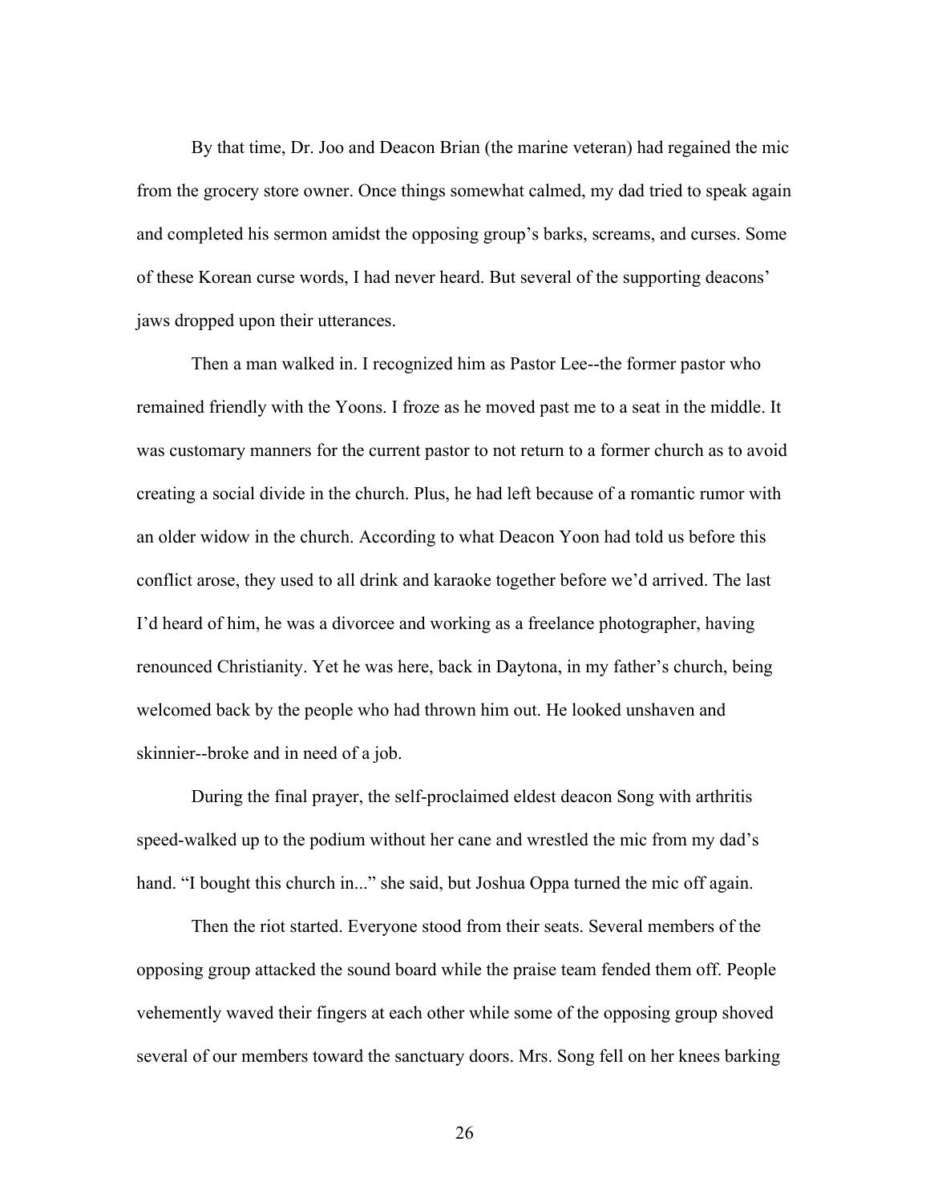By that time, Dr. Joo and Deacon Brian (the marine veteran) had regained the mic from the grocery store owner. Once things somewhat calmed, my dad tried to speak again and completed his sermon amidst the opposing group's barks, screams, and curses. Some of these Korean curse words, I had never heard. But several of the supporting deacons' jaws dropped upon their utterances.

Then a man walked in. I recognized him as Pastor Lee--the former pastor who remained friendly with the Yoons. I froze as he moved past me to a seat in the middle. It was customary manners for the current pastor to not return to a former church as to avoid creating a social divide in the church. Plus, he had left because of a romantic rumor with an older widow in the church. According to what Deacon Yoon had told us before this conflict arose, they used to all drink and karaoke together before we'd arrived. The last I'd heard of him, he was a divorcee and working as a freelance photographer, having renounced Christianity. Yet he was here, back in Daytona, in my father's church, being welcomed back by the people who had thrown him out. He looked unshaven and skinnier--broke and in need of a job.

During the final prayer, the self-proclaimed eldest deacon Song with arthritis speed-walked up to the podium without her cane and wrestled the mic from my dad's hand. "I bought this church in..." she said, but Joshua Oppa turned the mic off again.

Then the riot started. Everyone stood from their seats. Several members of the opposing group attacked the sound board while the praise team fended them off. People vehemently waved their fingers at each other while some of the opposing group shoved several of our members toward the sanctuary doors. Mrs. Song fell on her knees barking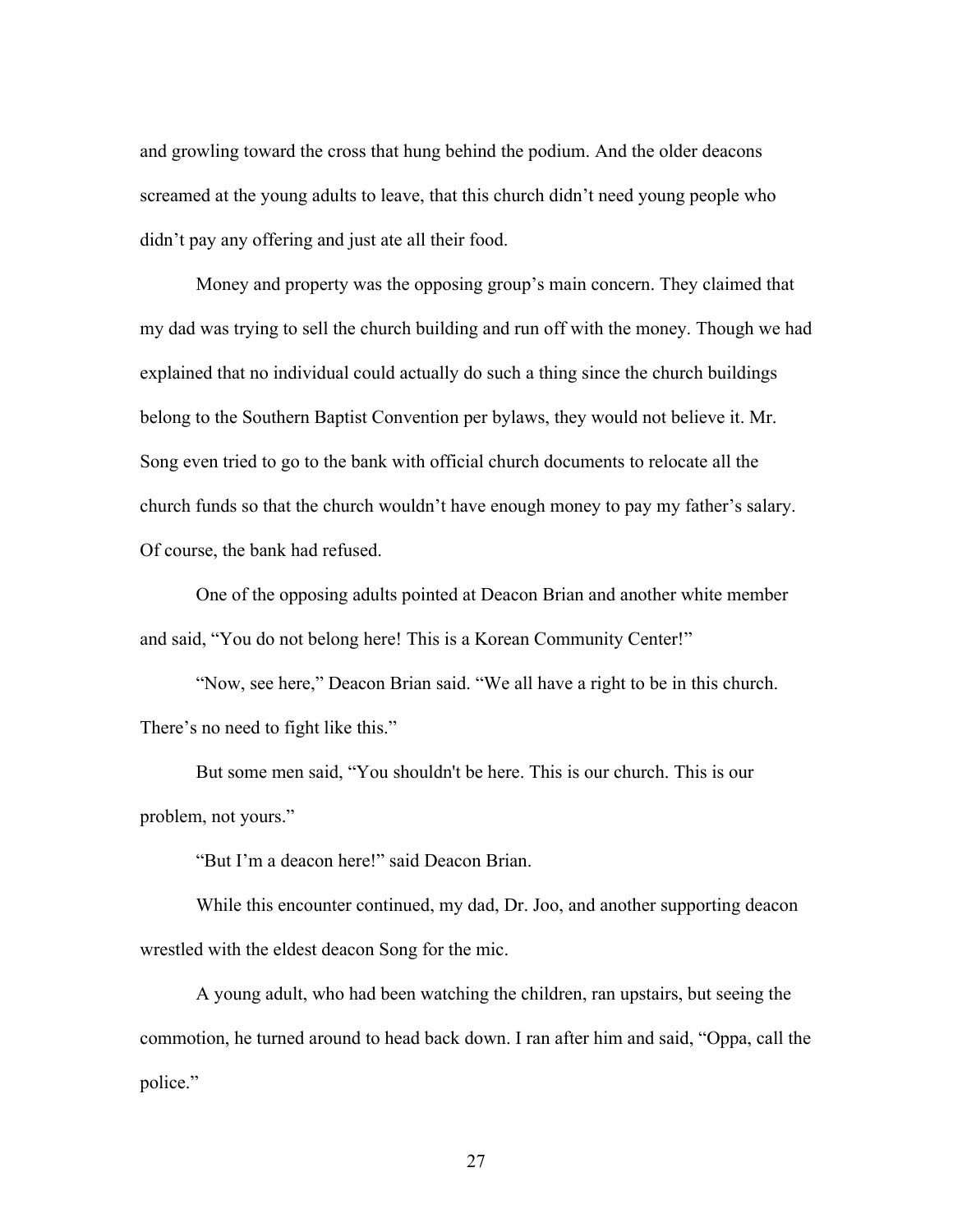and growling toward the cross that hung behind the podium. And the older deacons screamed at the young adults to leave, that this church didn't need young people who didn't pay any offering and just ate all their food.

Money and property was the opposing group's main concern. They claimed that my dad was trying to sell the church building and run off with the money. Though we had explained that no individual could actually do such a thing since the church buildings belong to the Southern Baptist Convention per bylaws, they would not believe it. Mr. Song even tried to go to the bank with official church documents to relocate all the church funds so that the church wouldn't have enough money to pay my father's salary. Of course, the bank had refused.

One of the opposing adults pointed at Deacon Brian and another white member and said, "You do not belong here! This is a Korean Community Center!"

"Now, see here," Deacon Brian said. "We all have a right to be in this church. There's no need to fight like this."

But some men said, "You shouldn't be here. This is our church. This is our problem, not yours."

"But I'm a deacon here!" said Deacon Brian.

While this encounter continued, my dad, Dr. Joo, and another supporting deacon wrestled with the eldest deacon Song for the mic.

A young adult, who had been watching the children, ran upstairs, but seeing the commotion, he turned around to head back down. I ran after him and said, "Oppa, call the police."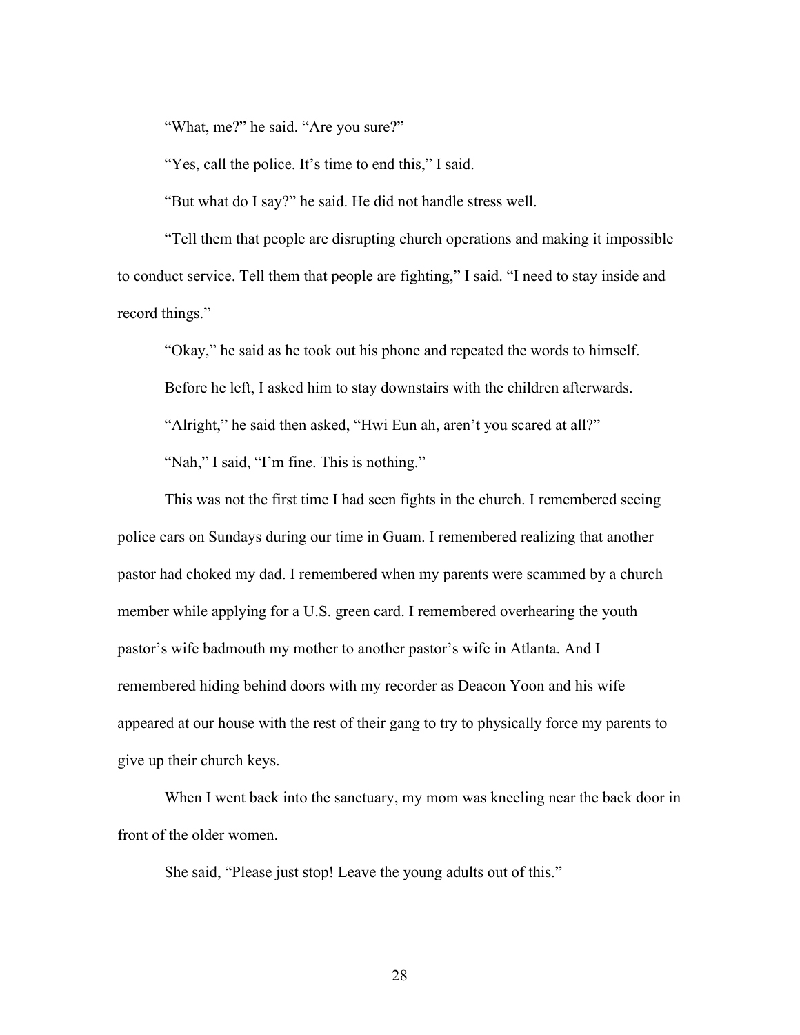"What, me?" he said. "Are you sure?"

"Yes, call the police. It's time to end this," I said.

"But what do I say?" he said. He did not handle stress well.

"Tell them that people are disrupting church operations and making it impossible to conduct service. Tell them that people are fighting," I said. "I need to stay inside and record things."

"Okay," he said as he took out his phone and repeated the words to himself.

Before he left, I asked him to stay downstairs with the children afterwards.

"Alright," he said then asked, "Hwi Eun ah, aren't you scared at all?"

"Nah," I said, "I'm fine. This is nothing."

This was not the first time I had seen fights in the church. I remembered seeing police cars on Sundays during our time in Guam. I remembered realizing that another pastor had choked my dad. I remembered when my parents were scammed by a church member while applying for a U.S. green card. I remembered overhearing the youth pastor's wife badmouth my mother to another pastor's wife in Atlanta. And I remembered hiding behind doors with my recorder as Deacon Yoon and his wife appeared at our house with the rest of their gang to try to physically force my parents to give up their church keys.

When I went back into the sanctuary, my mom was kneeling near the back door in front of the older women.

She said, "Please just stop! Leave the young adults out of this."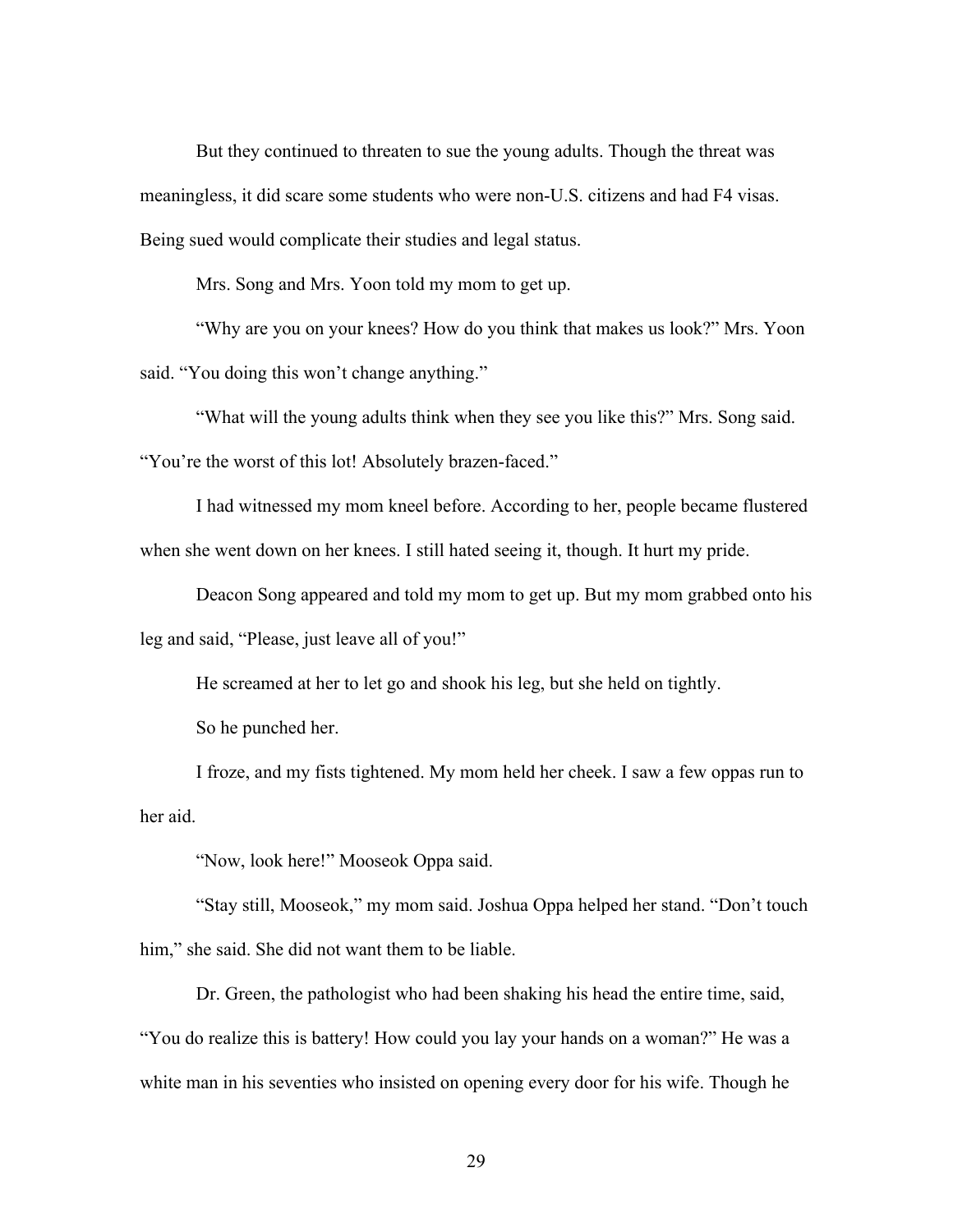But they continued to threaten to sue the young adults. Though the threat was meaningless, it did scare some students who were non-U.S. citizens and had F4 visas. Being sued would complicate their studies and legal status.

Mrs. Song and Mrs. Yoon told my mom to get up.

"Why are you on your knees? How do you think that makes us look?" Mrs. Yoon said. "You doing this won't change anything."

"What will the young adults think when they see you like this?" Mrs. Song said. "You're the worst of this lot! Absolutely brazen-faced."

I had witnessed my mom kneel before. According to her, people became flustered when she went down on her knees. I still hated seeing it, though. It hurt my pride.

Deacon Song appeared and told my mom to get up. But my mom grabbed onto his leg and said, "Please, just leave all of you!"

He screamed at her to let go and shook his leg, but she held on tightly.

So he punched her.

I froze, and my fists tightened. My mom held her cheek. I saw a few oppas run to her aid.

"Now, look here!" Mooseok Oppa said.

"Stay still, Mooseok," my mom said. Joshua Oppa helped her stand. "Don't touch him," she said. She did not want them to be liable.

Dr. Green, the pathologist who had been shaking his head the entire time, said, "You do realize this is battery! How could you lay your hands on a woman?" He was a white man in his seventies who insisted on opening every door for his wife. Though he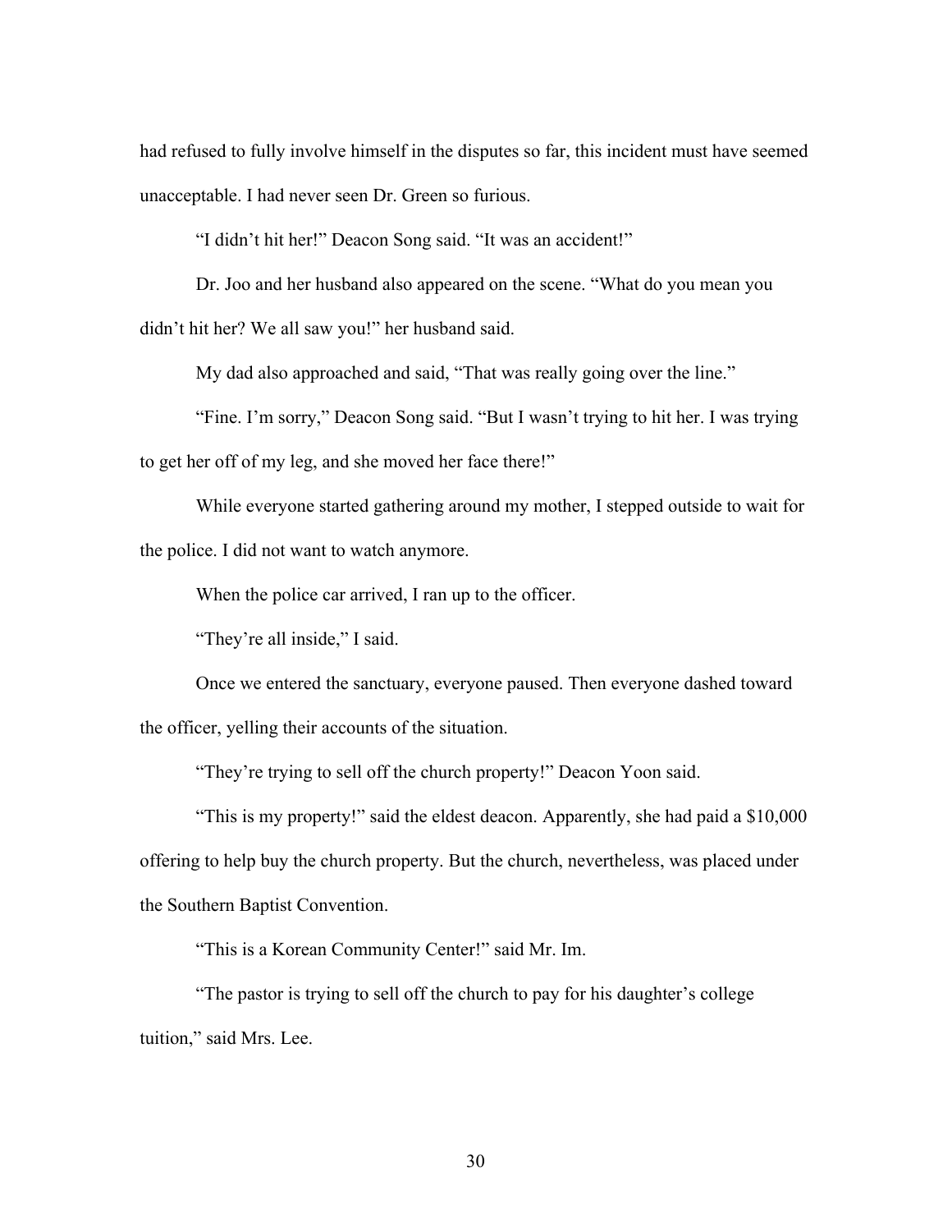had refused to fully involve himself in the disputes so far, this incident must have seemed unacceptable. I had never seen Dr. Green so furious.

"I didn't hit her!" Deacon Song said. "It was an accident!"

Dr. Joo and her husband also appeared on the scene. "What do you mean you didn't hit her? We all saw you!" her husband said.

My dad also approached and said, "That was really going over the line."

"Fine. I'm sorry," Deacon Song said. "But I wasn't trying to hit her. I was trying to get her off of my leg, and she moved her face there!"

While everyone started gathering around my mother, I stepped outside to wait for the police. I did not want to watch anymore.

When the police car arrived, I ran up to the officer.

"They're all inside," I said.

Once we entered the sanctuary, everyone paused. Then everyone dashed toward the officer, yelling their accounts of the situation.

"They're trying to sell off the church property!" Deacon Yoon said.

"This is my property!" said the eldest deacon. Apparently, she had paid a $10,000 offering to help buy the church property. But the church, nevertheless, was placed under the Southern Baptist Convention.

"This is a Korean Community Center!" said Mr. Im.

"The pastor is trying to sell off the church to pay for his daughter's college tuition," said Mrs. Lee.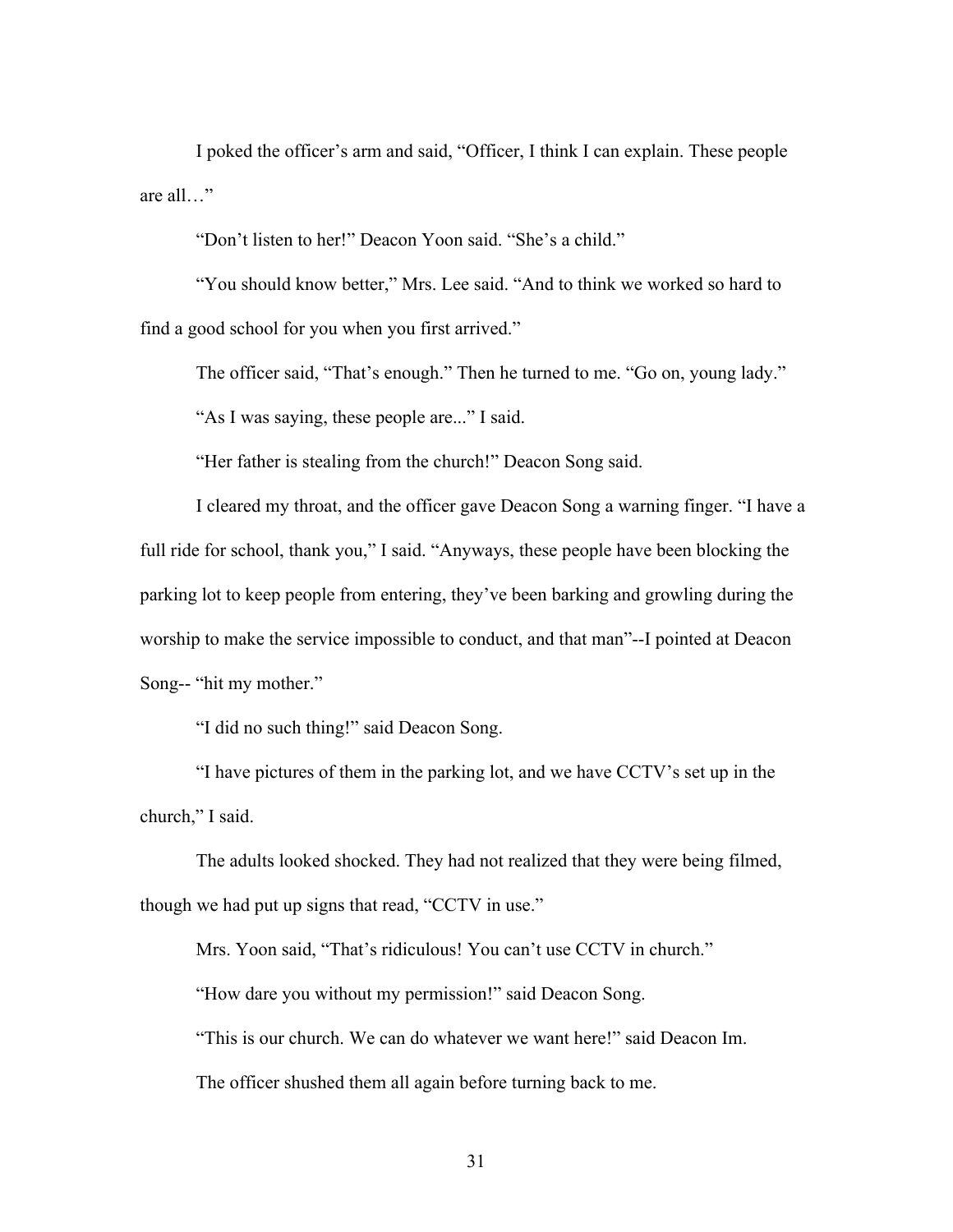I poked the officer's arm and said, "Officer, I think I can explain. These people are all…"

"Don't listen to her!" Deacon Yoon said. "She's a child."

"You should know better," Mrs. Lee said. "And to think we worked so hard to find a good school for you when you first arrived."

The officer said, "That's enough." Then he turned to me. "Go on, young lady."

"As I was saying, these people are..." I said.

"Her father is stealing from the church!" Deacon Song said.

I cleared my throat, and the officer gave Deacon Song a warning finger. "I have a full ride for school, thank you," I said. "Anyways, these people have been blocking the parking lot to keep people from entering, they've been barking and growling during the worship to make the service impossible to conduct, and that man"--I pointed at Deacon Song-- "hit my mother."

"I did no such thing!" said Deacon Song.

"I have pictures of them in the parking lot, and we have CCTV's set up in the church," I said.

The adults looked shocked. They had not realized that they were being filmed, though we had put up signs that read, "CCTV in use."

Mrs. Yoon said, "That's ridiculous! You can't use CCTV in church."

"How dare you without my permission!" said Deacon Song.

"This is our church. We can do whatever we want here!" said Deacon Im.

The officer shushed them all again before turning back to me.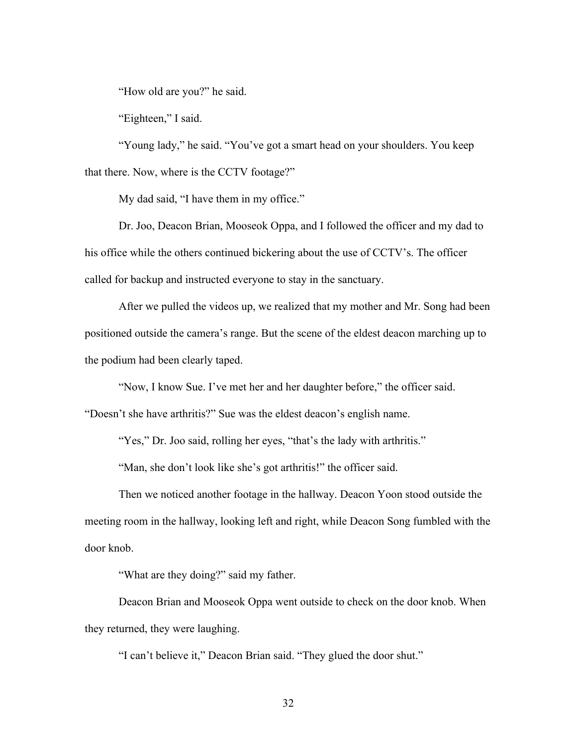“How old are you?” he said.

“Eighteen,” I said.

“Young lady,” he said. “You’ve got a smart head on your shoulders. You keep that there. Now, where is the CCTV footage?”

My dad said, “I have them in my office.”

Dr. Joo, Deacon Brian, Mooseok Oppa, and I followed the officer and my dad to his office while the others continued bickering about the use of CCTV’s. The officer called for backup and instructed everyone to stay in the sanctuary.

After we pulled the videos up, we realized that my mother and Mr. Song had been positioned outside the camera’s range. But the scene of the eldest deacon marching up to the podium had been clearly taped.

“Now, I know Sue. I’ve met her and her daughter before,” the officer said. “Doesn’t she have arthritis?” Sue was the eldest deacon’s english name.

“Yes,” Dr. Joo said, rolling her eyes, “that’s the lady with arthritis.”

“Man, she don’t look like she’s got arthritis!” the officer said.

Then we noticed another footage in the hallway. Deacon Yoon stood outside the meeting room in the hallway, looking left and right, while Deacon Song fumbled with the door knob.

“What are they doing?” said my father.

Deacon Brian and Mooseok Oppa went outside to check on the door knob. When they returned, they were laughing.

“I can’t believe it,” Deacon Brian said. “They glued the door shut.”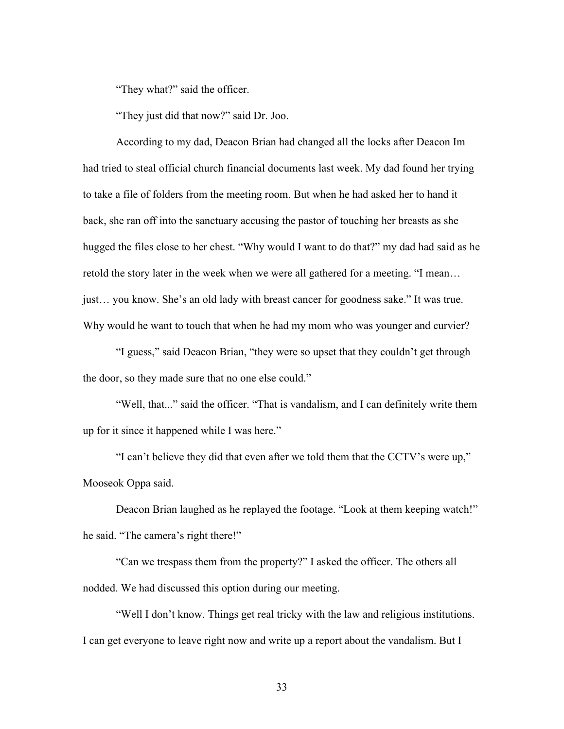"They what?" said the officer.

"They just did that now?" said Dr. Joo.

According to my dad, Deacon Brian had changed all the locks after Deacon Im had tried to steal official church financial documents last week. My dad found her trying to take a file of folders from the meeting room. But when he had asked her to hand it back, she ran off into the sanctuary accusing the pastor of touching her breasts as she hugged the files close to her chest. "Why would I want to do that?" my dad had said as he retold the story later in the week when we were all gathered for a meeting. "I mean… just… you know. She's an old lady with breast cancer for goodness sake." It was true. Why would he want to touch that when he had my mom who was younger and curvier?

"I guess," said Deacon Brian, "they were so upset that they couldn't get through the door, so they made sure that no one else could."

"Well, that..." said the officer. "That is vandalism, and I can definitely write them up for it since it happened while I was here."

"I can't believe they did that even after we told them that the CCTV's were up," Mooseok Oppa said.

Deacon Brian laughed as he replayed the footage. "Look at them keeping watch!" he said. "The camera's right there!"

"Can we trespass them from the property?" I asked the officer. The others all nodded. We had discussed this option during our meeting.

"Well I don't know. Things get real tricky with the law and religious institutions. I can get everyone to leave right now and write up a report about the vandalism. But I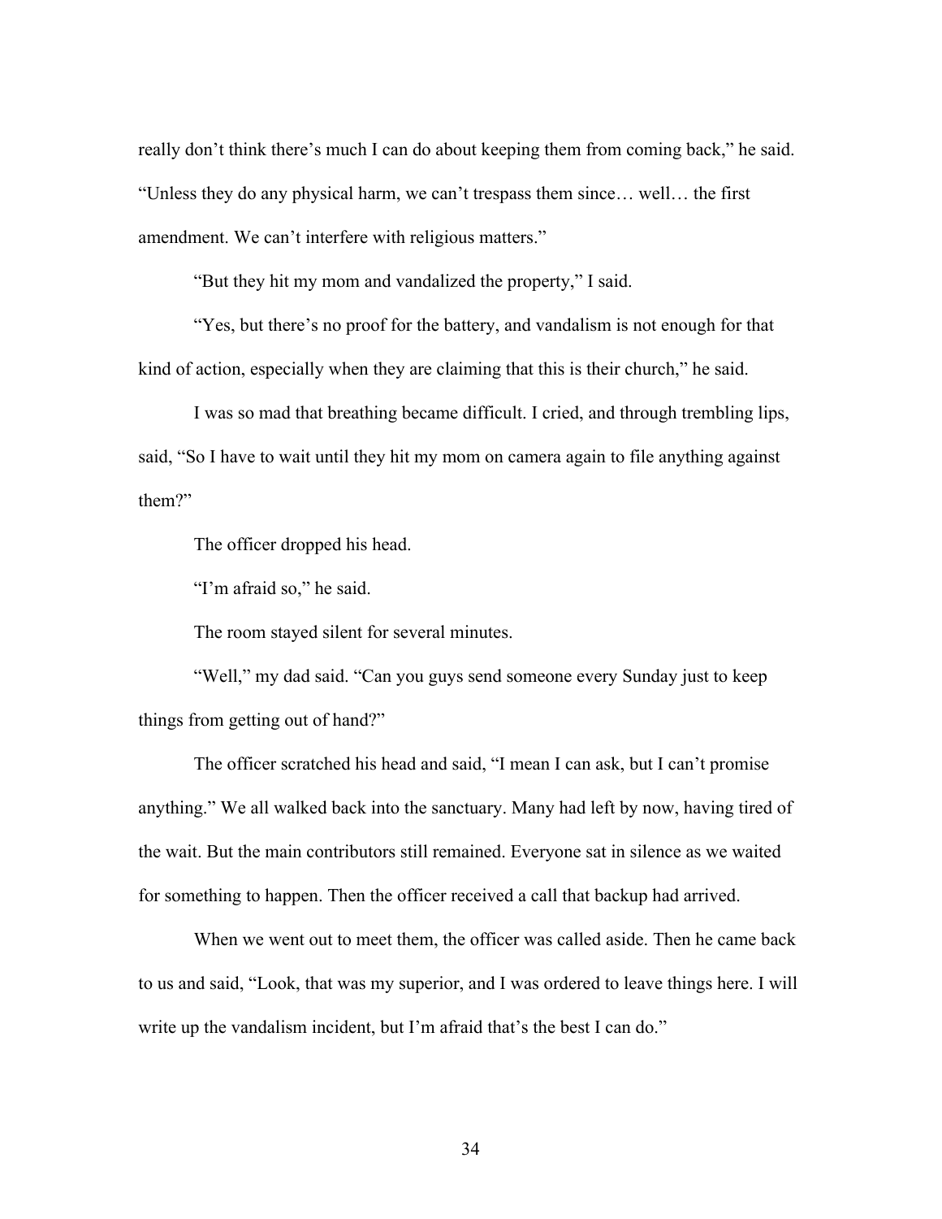really don't think there's much I can do about keeping them from coming back," he said. "Unless they do any physical harm, we can't trespass them since… well… the first amendment. We can't interfere with religious matters."

"But they hit my mom and vandalized the property," I said.

"Yes, but there's no proof for the battery, and vandalism is not enough for that kind of action, especially when they are claiming that this is their church," he said.

I was so mad that breathing became difficult. I cried, and through trembling lips, said, "So I have to wait until they hit my mom on camera again to file anything against them?"

The officer dropped his head.

"I'm afraid so," he said.

The room stayed silent for several minutes.

"Well," my dad said. "Can you guys send someone every Sunday just to keep things from getting out of hand?"

The officer scratched his head and said, "I mean I can ask, but I can't promise anything." We all walked back into the sanctuary. Many had left by now, having tired of the wait. But the main contributors still remained. Everyone sat in silence as we waited for something to happen. Then the officer received a call that backup had arrived.

When we went out to meet them, the officer was called aside. Then he came back to us and said, "Look, that was my superior, and I was ordered to leave things here. I will write up the vandalism incident, but I'm afraid that's the best I can do."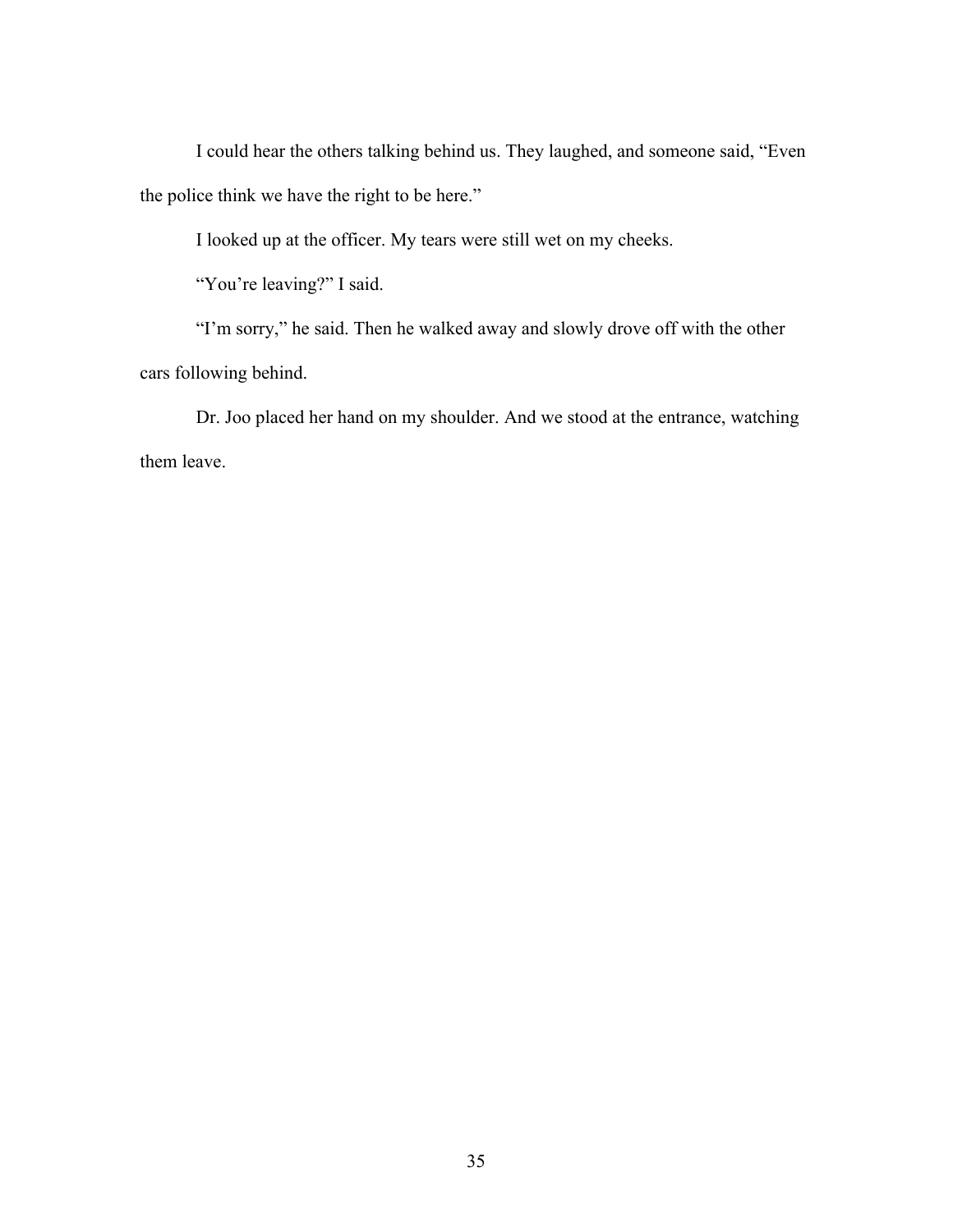I could hear the others talking behind us. They laughed, and someone said, "Even the police think we have the right to be here."

I looked up at the officer. My tears were still wet on my cheeks.

"You're leaving?" I said.

"I'm sorry," he said. Then he walked away and slowly drove off with the other cars following behind.

Dr. Joo placed her hand on my shoulder. And we stood at the entrance, watching them leave.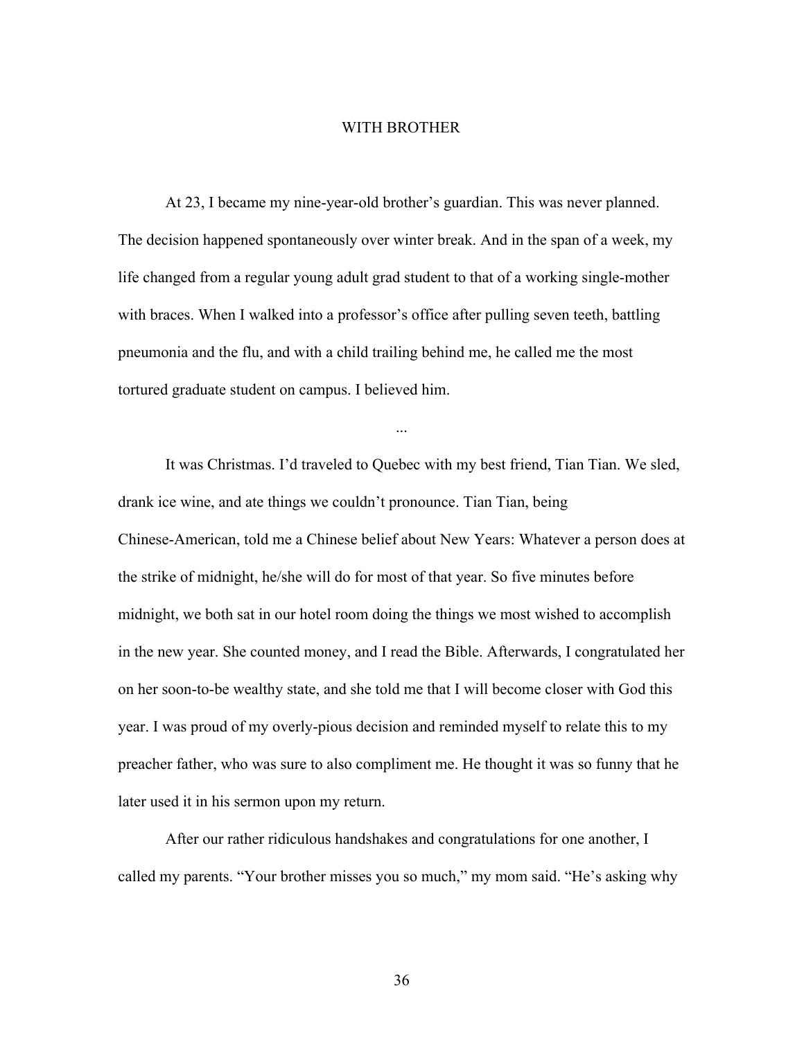# WITH BROTHER

At 23, I became my nine-year-old brother's guardian. This was never planned. The decision happened spontaneously over winter break. And in the span of a week, my life changed from a regular young adult grad student to that of a working single-mother with braces. When I walked into a professor's office after pulling seven teeth, battling pneumonia and the flu, and with a child trailing behind me, he called me the most tortured graduate student on campus. I believed him.

...

It was Christmas. I'd traveled to Quebec with my best friend, Tian Tian. We sled, drank ice wine, and ate things we couldn't pronounce. Tian Tian, being Chinese-American, told me a Chinese belief about New Years: Whatever a person does at the strike of midnight, he/she will do for most of that year. So five minutes before midnight, we both sat in our hotel room doing the things we most wished to accomplish in the new year. She counted money, and I read the Bible. Afterwards, I congratulated her on her soon-to-be wealthy state, and she told me that I will become closer with God this year. I was proud of my overly-pious decision and reminded myself to relate this to my preacher father, who was sure to also compliment me. He thought it was so funny that he later used it in his sermon upon my return.

After our rather ridiculous handshakes and congratulations for one another, I called my parents. "Your brother misses you so much," my mom said. "He's asking why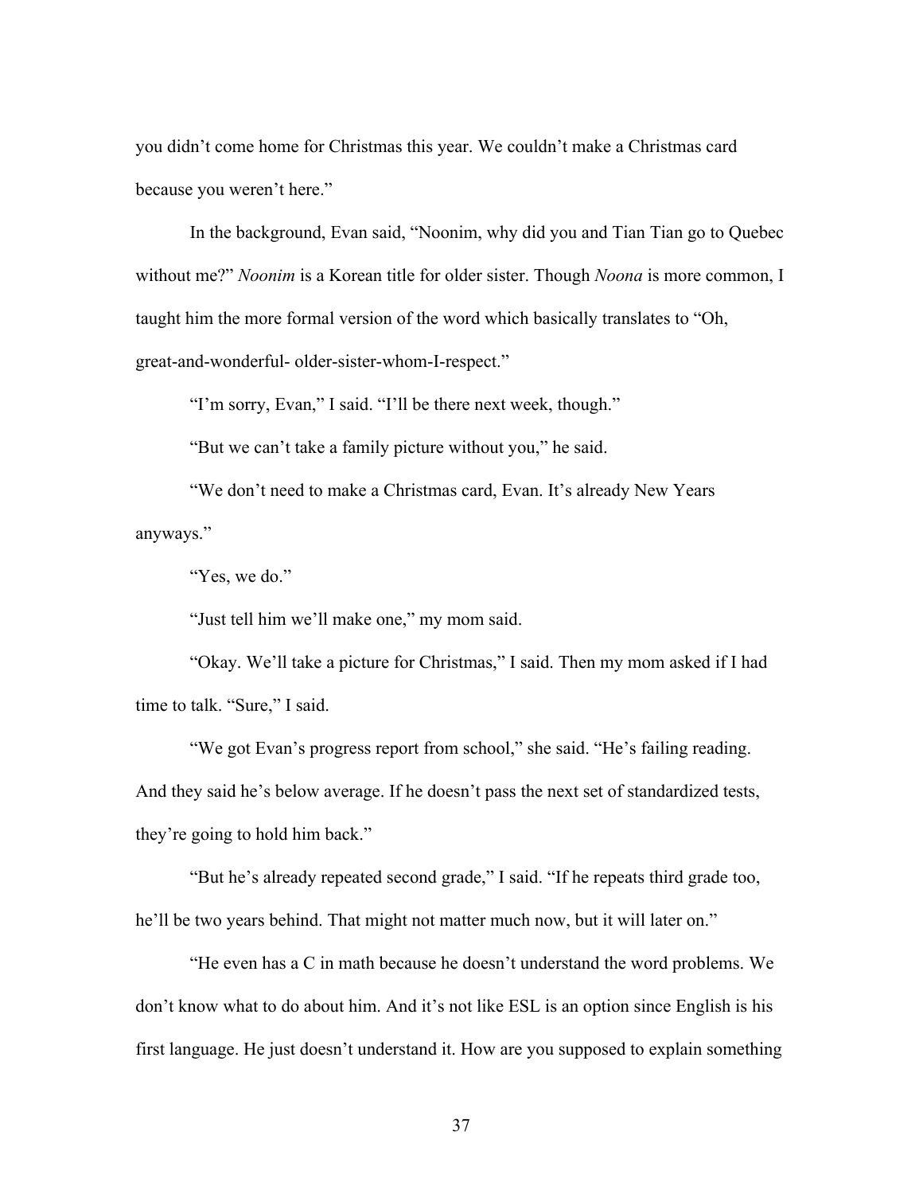you didn't come home for Christmas this year. We couldn't make a Christmas card because you weren't here."

In the background, Evan said, "Noonim, why did you and Tian Tian go to Quebec without me?" *Noonim* is a Korean title for older sister. Though *Noona* is more common, I taught him the more formal version of the word which basically translates to "Oh, great-and-wonderful- older-sister-whom-I-respect."

"I'm sorry, Evan," I said. "I'll be there next week, though."

"But we can't take a family picture without you," he said.

"We don't need to make a Christmas card, Evan. It's already New Years anyways."

"Yes, we do."

"Just tell him we'll make one," my mom said.

"Okay. We'll take a picture for Christmas," I said. Then my mom asked if I had time to talk. "Sure," I said.

"We got Evan's progress report from school," she said. "He's failing reading. And they said he's below average. If he doesn't pass the next set of standardized tests, they're going to hold him back."

"But he's already repeated second grade," I said. "If he repeats third grade too, he'll be two years behind. That might not matter much now, but it will later on."

"He even has a C in math because he doesn't understand the word problems. We don't know what to do about him. And it's not like ESL is an option since English is his first language. He just doesn't understand it. How are you supposed to explain something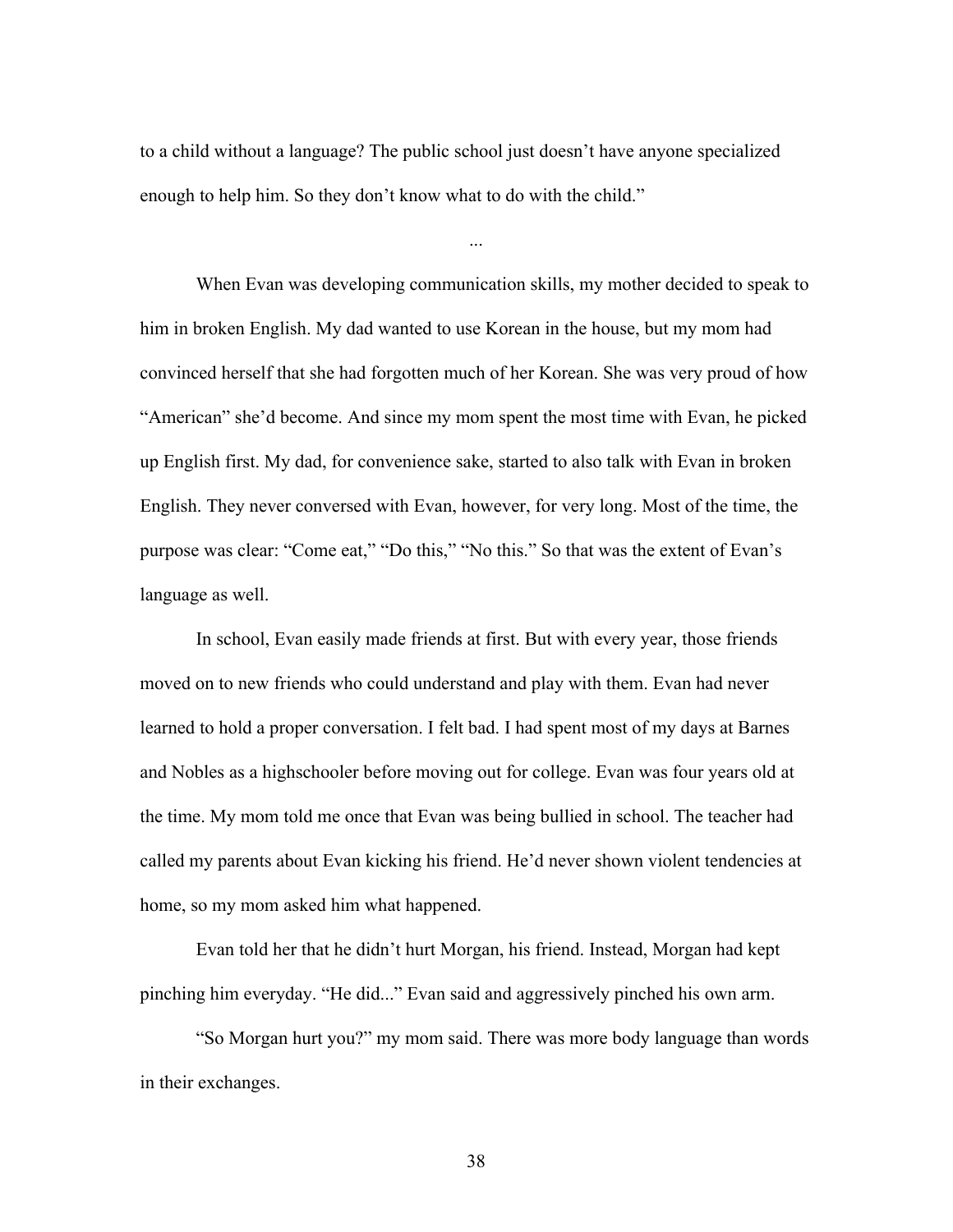to a child without a language? The public school just doesn't have anyone specialized enough to help him. So they don't know what to do with the child."

...

When Evan was developing communication skills, my mother decided to speak to him in broken English. My dad wanted to use Korean in the house, but my mom had convinced herself that she had forgotten much of her Korean. She was very proud of how "American" she'd become. And since my mom spent the most time with Evan, he picked up English first. My dad, for convenience sake, started to also talk with Evan in broken English. They never conversed with Evan, however, for very long. Most of the time, the purpose was clear: "Come eat," "Do this," "No this." So that was the extent of Evan's language as well.

In school, Evan easily made friends at first. But with every year, those friends moved on to new friends who could understand and play with them. Evan had never learned to hold a proper conversation. I felt bad. I had spent most of my days at Barnes and Nobles as a highschooler before moving out for college. Evan was four years old at the time. My mom told me once that Evan was being bullied in school. The teacher had called my parents about Evan kicking his friend. He'd never shown violent tendencies at home, so my mom asked him what happened.

Evan told her that he didn't hurt Morgan, his friend. Instead, Morgan had kept pinching him everyday. "He did..." Evan said and aggressively pinched his own arm.

"So Morgan hurt you?" my mom said. There was more body language than words in their exchanges.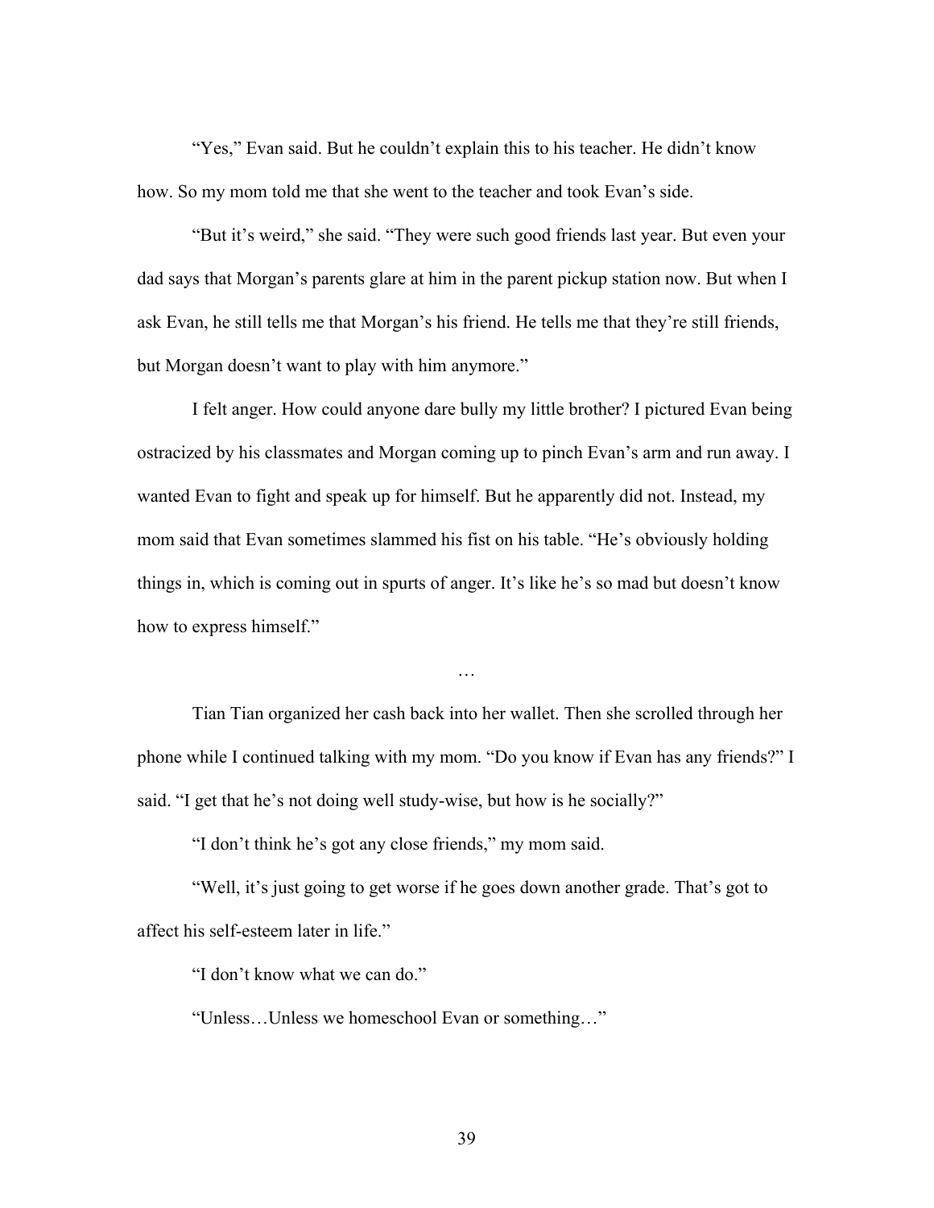"Yes," Evan said. But he couldn't explain this to his teacher. He didn't know how. So my mom told me that she went to the teacher and took Evan's side.

"But it's weird," she said. "They were such good friends last year. But even your dad says that Morgan's parents glare at him in the parent pickup station now. But when I ask Evan, he still tells me that Morgan's his friend. He tells me that they're still friends, but Morgan doesn't want to play with him anymore."

I felt anger. How could anyone dare bully my little brother? I pictured Evan being ostracized by his classmates and Morgan coming up to pinch Evan's arm and run away. I wanted Evan to fight and speak up for himself. But he apparently did not. Instead, my mom said that Evan sometimes slammed his fist on his table. "He's obviously holding things in, which is coming out in spurts of anger. It's like he's so mad but doesn't know how to express himself."

…

Tian Tian organized her cash back into her wallet. Then she scrolled through her phone while I continued talking with my mom. "Do you know if Evan has any friends?" I said. "I get that he's not doing well study-wise, but how is he socially?"

"I don't think he's got any close friends," my mom said.

"Well, it's just going to get worse if he goes down another grade. That's got to affect his self-esteem later in life."

"I don't know what we can do."

"Unless…Unless we homeschool Evan or something…"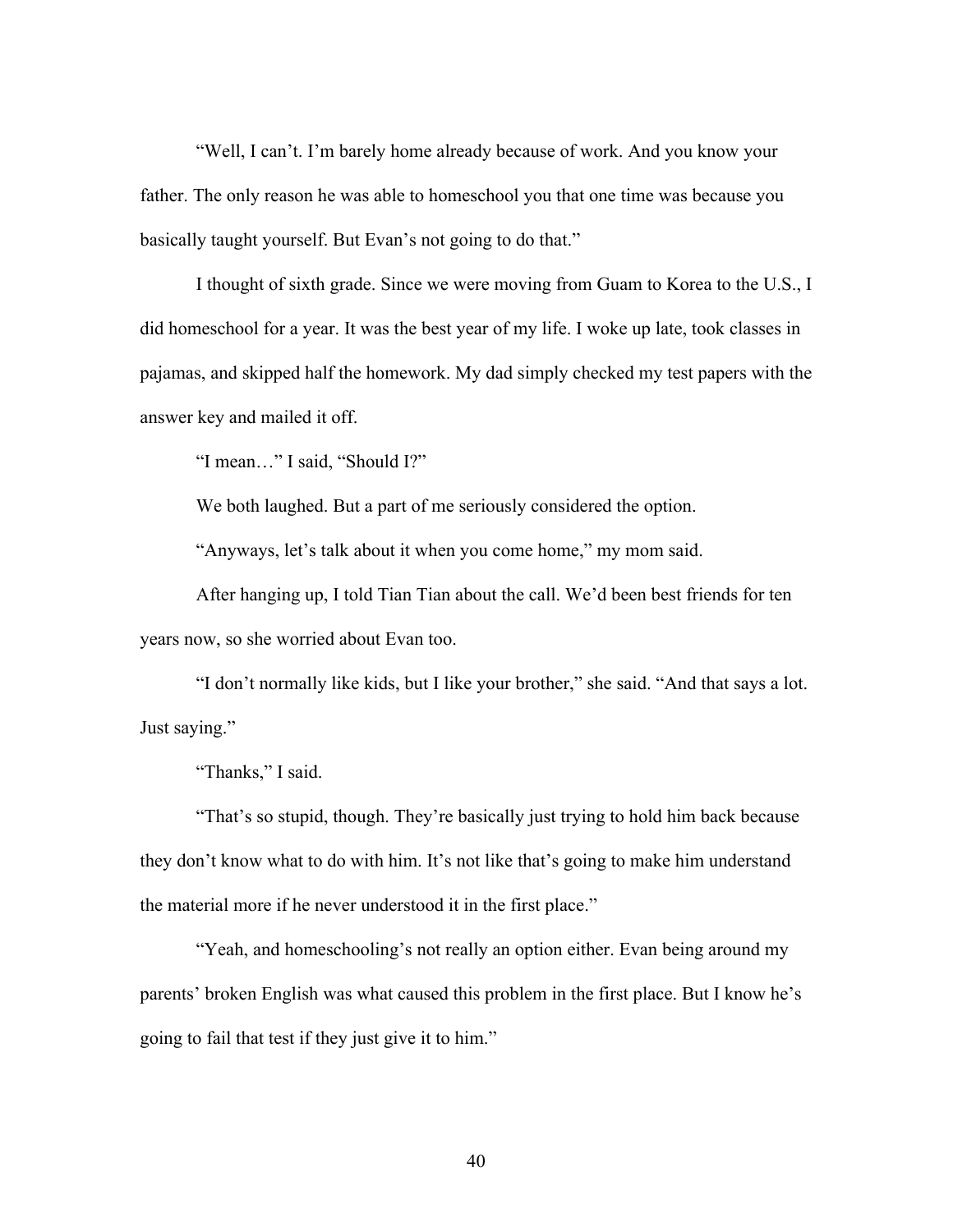"Well, I can't. I'm barely home already because of work. And you know your father. The only reason he was able to homeschool you that one time was because you basically taught yourself. But Evan's not going to do that."

I thought of sixth grade. Since we were moving from Guam to Korea to the U.S., I did homeschool for a year. It was the best year of my life. I woke up late, took classes in pajamas, and skipped half the homework. My dad simply checked my test papers with the answer key and mailed it off.

"I mean…" I said, "Should I?"

We both laughed. But a part of me seriously considered the option.

"Anyways, let's talk about it when you come home," my mom said.

After hanging up, I told Tian Tian about the call. We'd been best friends for ten years now, so she worried about Evan too.

"I don't normally like kids, but I like your brother," she said. "And that says a lot. Just saying."

"Thanks," I said.

"That's so stupid, though. They're basically just trying to hold him back because they don't know what to do with him. It's not like that's going to make him understand the material more if he never understood it in the first place."

"Yeah, and homeschooling's not really an option either. Evan being around my parents' broken English was what caused this problem in the first place. But I know he's going to fail that test if they just give it to him."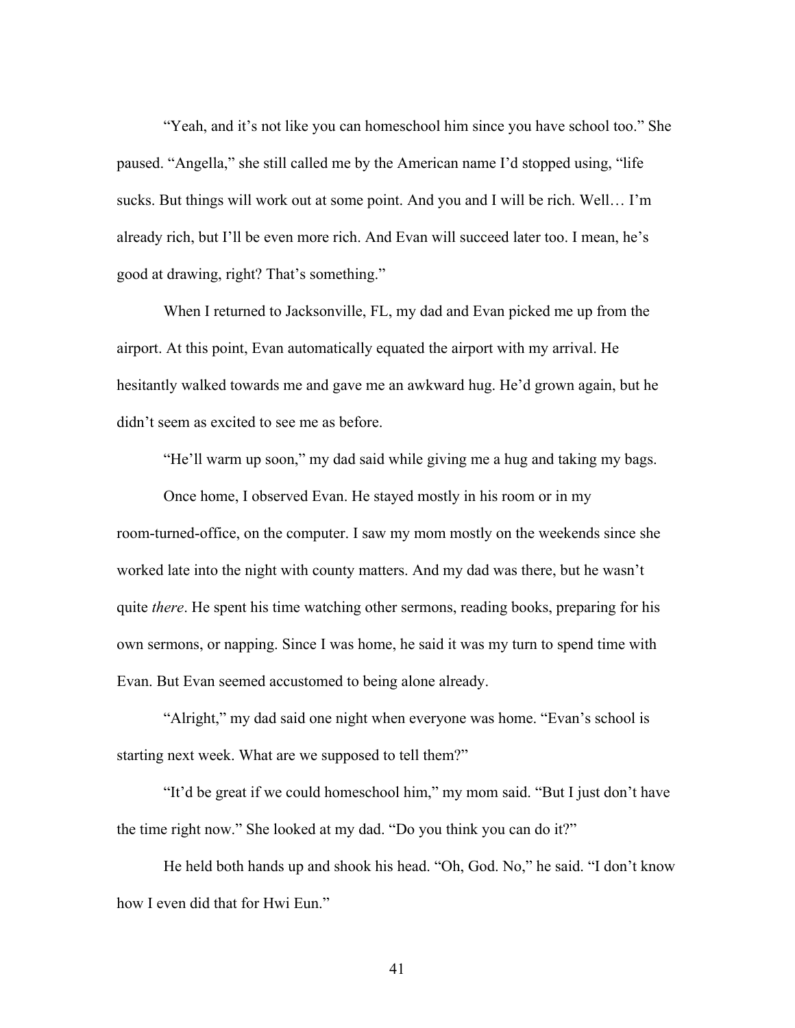"Yeah, and it's not like you can homeschool him since you have school too." She paused. "Angella," she still called me by the American name I'd stopped using, "life sucks. But things will work out at some point. And you and I will be rich. Well… I'm already rich, but I'll be even more rich. And Evan will succeed later too. I mean, he's good at drawing, right? That's something."

When I returned to Jacksonville, FL, my dad and Evan picked me up from the airport. At this point, Evan automatically equated the airport with my arrival. He hesitantly walked towards me and gave me an awkward hug. He'd grown again, but he didn't seem as excited to see me as before.

"He'll warm up soon," my dad said while giving me a hug and taking my bags.

Once home, I observed Evan. He stayed mostly in his room or in my room-turned-office, on the computer. I saw my mom mostly on the weekends since she worked late into the night with county matters. And my dad was there, but he wasn't quite *there*. He spent his time watching other sermons, reading books, preparing for his own sermons, or napping. Since I was home, he said it was my turn to spend time with Evan. But Evan seemed accustomed to being alone already.

"Alright," my dad said one night when everyone was home. "Evan's school is starting next week. What are we supposed to tell them?"

"It'd be great if we could homeschool him," my mom said. "But I just don't have the time right now." She looked at my dad. "Do you think you can do it?"

He held both hands up and shook his head. "Oh, God. No," he said. "I don't know how I even did that for Hwi Eun."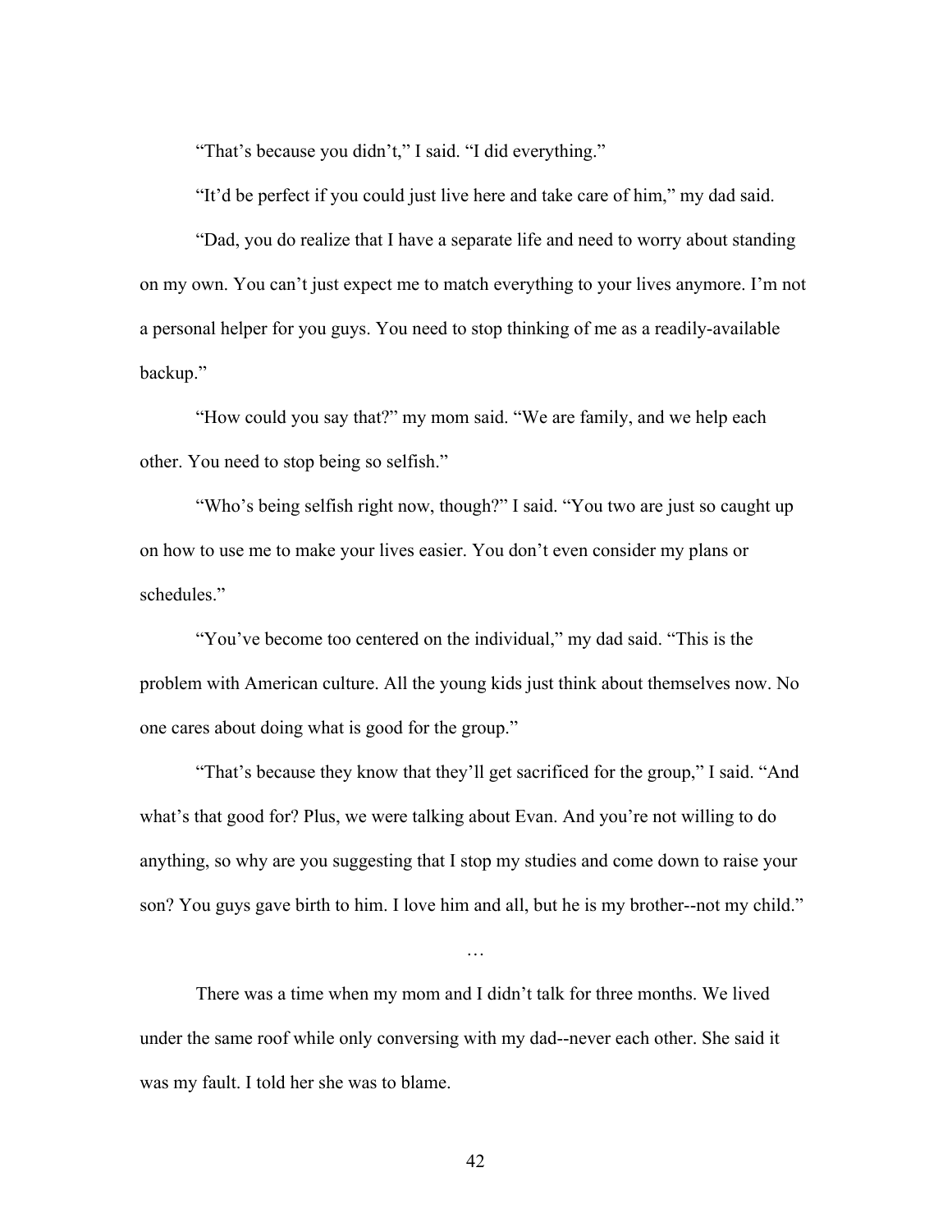"That's because you didn't," I said. "I did everything."

"It'd be perfect if you could just live here and take care of him," my dad said.

"Dad, you do realize that I have a separate life and need to worry about standing on my own. You can't just expect me to match everything to your lives anymore. I'm not a personal helper for you guys. You need to stop thinking of me as a readily-available backup."

"How could you say that?" my mom said. "We are family, and we help each other. You need to stop being so selfish."

"Who's being selfish right now, though?" I said. "You two are just so caught up on how to use me to make your lives easier. You don't even consider my plans or schedules."

"You've become too centered on the individual," my dad said. "This is the problem with American culture. All the young kids just think about themselves now. No one cares about doing what is good for the group."

"That's because they know that they'll get sacrificed for the group," I said. "And what's that good for? Plus, we were talking about Evan. And you're not willing to do anything, so why are you suggesting that I stop my studies and come down to raise your son? You guys gave birth to him. I love him and all, but he is my brother--not my child."

…

There was a time when my mom and I didn't talk for three months. We lived under the same roof while only conversing with my dad--never each other. She said it was my fault. I told her she was to blame.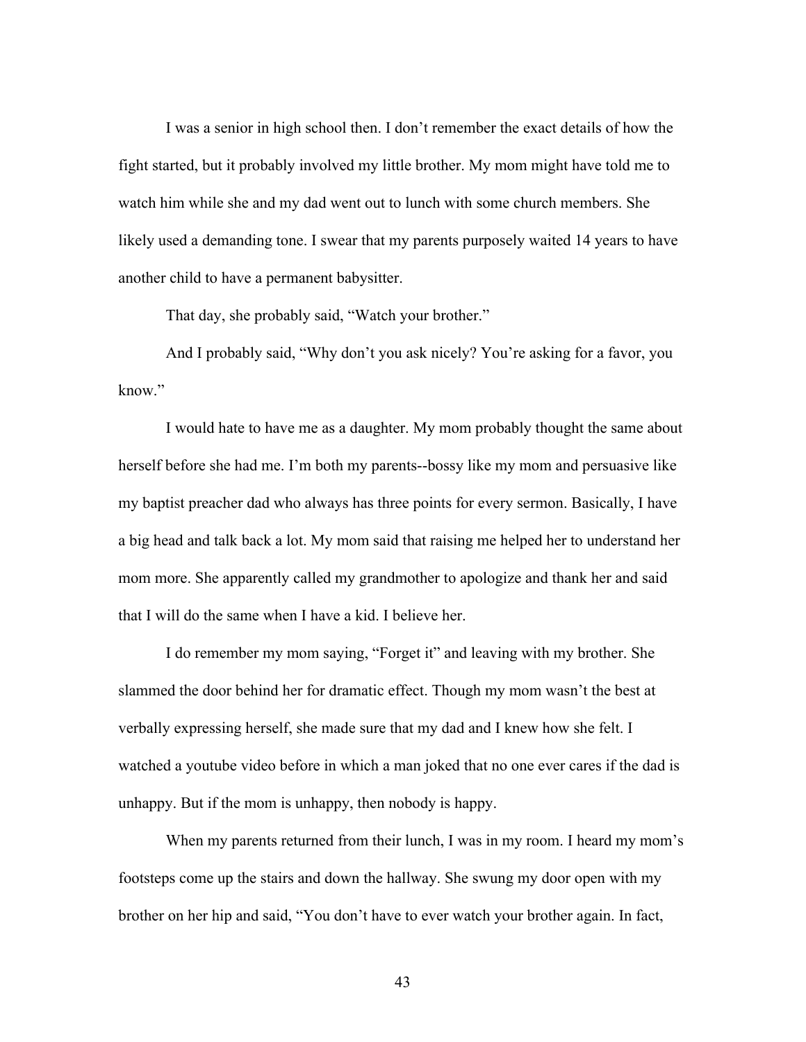I was a senior in high school then. I don't remember the exact details of how the fight started, but it probably involved my little brother. My mom might have told me to watch him while she and my dad went out to lunch with some church members. She likely used a demanding tone. I swear that my parents purposely waited 14 years to have another child to have a permanent babysitter.

That day, she probably said, "Watch your brother."

And I probably said, "Why don't you ask nicely? You're asking for a favor, you know."

I would hate to have me as a daughter. My mom probably thought the same about herself before she had me. I'm both my parents--bossy like my mom and persuasive like my baptist preacher dad who always has three points for every sermon. Basically, I have a big head and talk back a lot. My mom said that raising me helped her to understand her mom more. She apparently called my grandmother to apologize and thank her and said that I will do the same when I have a kid. I believe her.

I do remember my mom saying, "Forget it" and leaving with my brother. She slammed the door behind her for dramatic effect. Though my mom wasn't the best at verbally expressing herself, she made sure that my dad and I knew how she felt. I watched a youtube video before in which a man joked that no one ever cares if the dad is unhappy. But if the mom is unhappy, then nobody is happy.

When my parents returned from their lunch, I was in my room. I heard my mom's footsteps come up the stairs and down the hallway. She swung my door open with my brother on her hip and said, "You don't have to ever watch your brother again. In fact,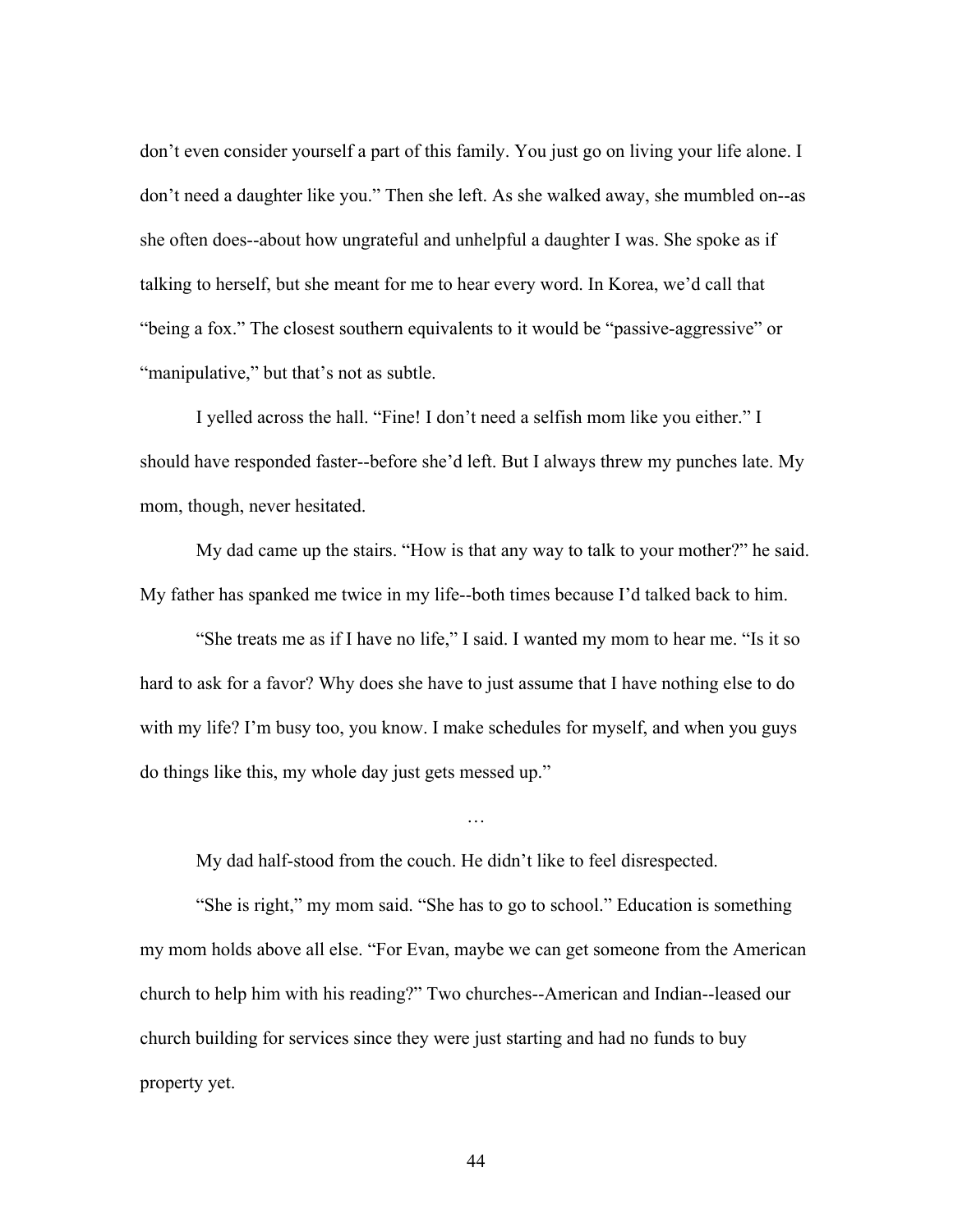don't even consider yourself a part of this family. You just go on living your life alone. I don't need a daughter like you." Then she left. As she walked away, she mumbled on--as she often does--about how ungrateful and unhelpful a daughter I was. She spoke as if talking to herself, but she meant for me to hear every word. In Korea, we'd call that "being a fox." The closest southern equivalents to it would be "passive-aggressive" or "manipulative," but that's not as subtle.

I yelled across the hall. "Fine! I don't need a selfish mom like you either." I should have responded faster--before she'd left. But I always threw my punches late. My mom, though, never hesitated.

My dad came up the stairs. "How is that any way to talk to your mother?" he said. My father has spanked me twice in my life--both times because I'd talked back to him.

"She treats me as if I have no life," I said. I wanted my mom to hear me. "Is it so hard to ask for a favor? Why does she have to just assume that I have nothing else to do with my life? I'm busy too, you know. I make schedules for myself, and when you guys do things like this, my whole day just gets messed up."

…

My dad half-stood from the couch. He didn't like to feel disrespected.

"She is right," my mom said. "She has to go to school." Education is something my mom holds above all else. "For Evan, maybe we can get someone from the American church to help him with his reading?" Two churches--American and Indian--leased our church building for services since they were just starting and had no funds to buy property yet.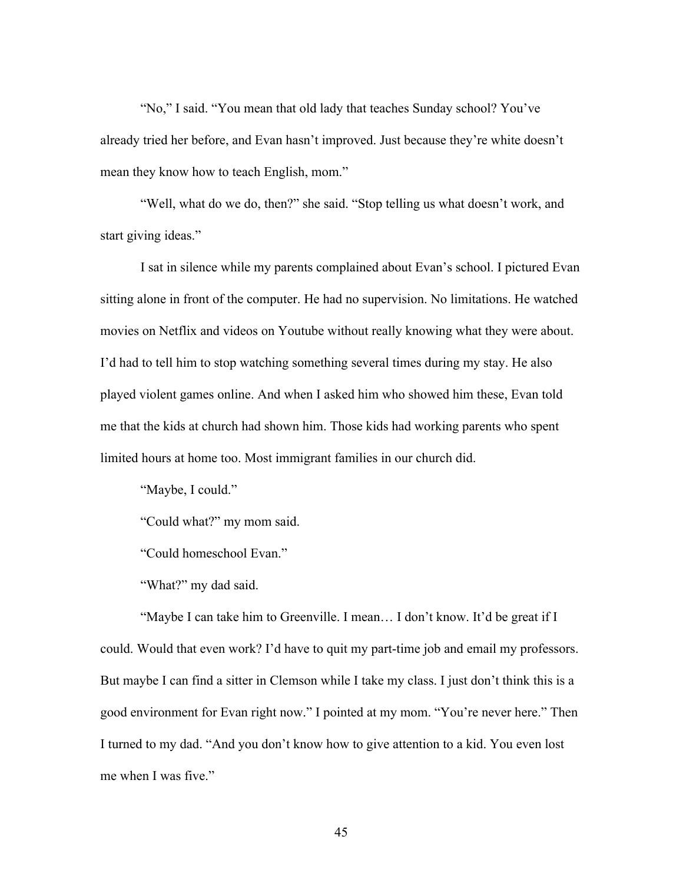"No," I said. "You mean that old lady that teaches Sunday school? You've already tried her before, and Evan hasn't improved. Just because they're white doesn't mean they know how to teach English, mom."

"Well, what do we do, then?" she said. "Stop telling us what doesn't work, and start giving ideas."

I sat in silence while my parents complained about Evan's school. I pictured Evan sitting alone in front of the computer. He had no supervision. No limitations. He watched movies on Netflix and videos on Youtube without really knowing what they were about. I'd had to tell him to stop watching something several times during my stay. He also played violent games online. And when I asked him who showed him these, Evan told me that the kids at church had shown him. Those kids had working parents who spent limited hours at home too. Most immigrant families in our church did.

"Maybe, I could."

"Could what?" my mom said.

"Could homeschool Evan."

"What?" my dad said.

"Maybe I can take him to Greenville. I mean… I don't know. It'd be great if I could. Would that even work? I'd have to quit my part-time job and email my professors. But maybe I can find a sitter in Clemson while I take my class. I just don't think this is a good environment for Evan right now." I pointed at my mom. "You're never here." Then I turned to my dad. "And you don't know how to give attention to a kid. You even lost me when I was five."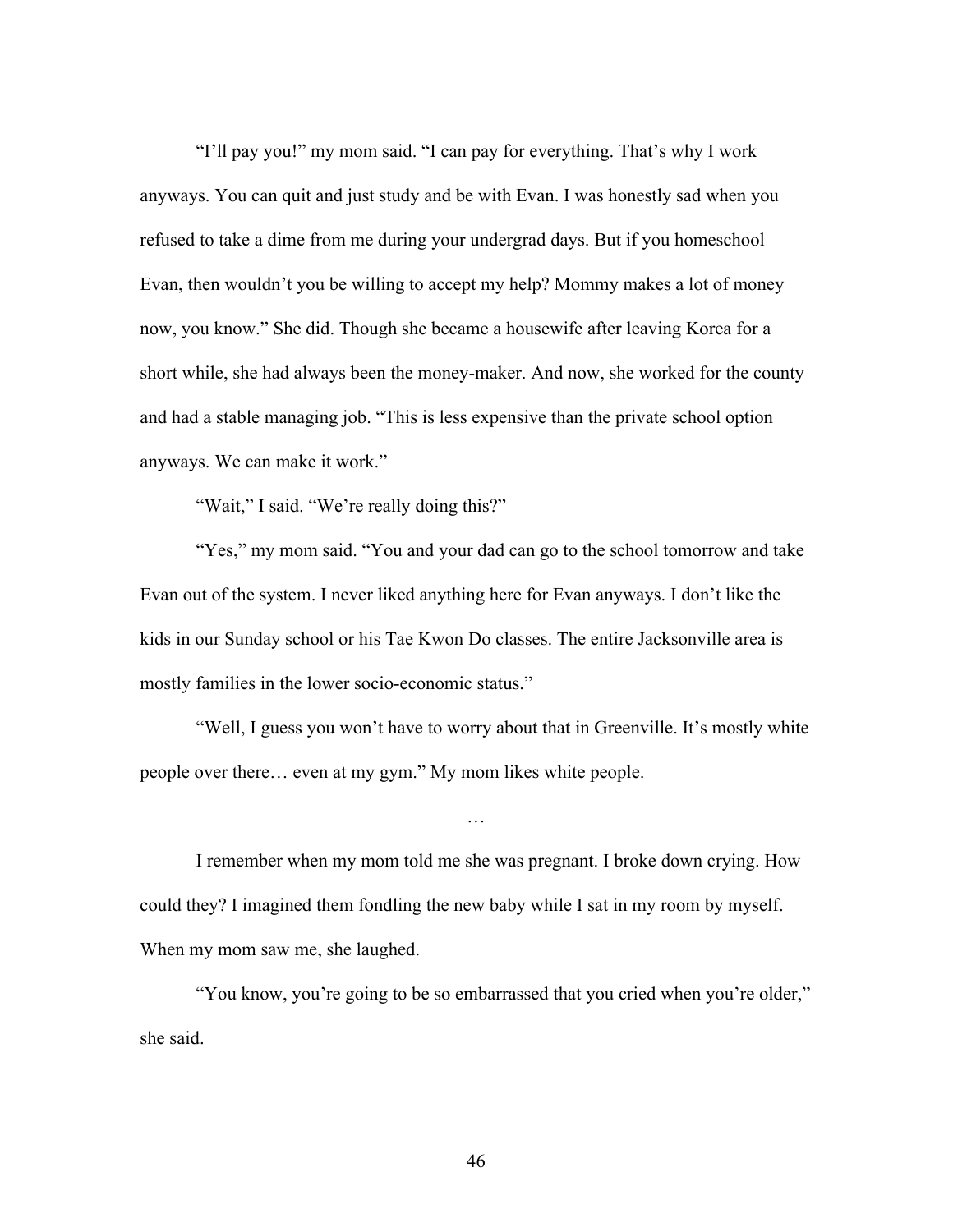"I'll pay you!" my mom said. "I can pay for everything. That's why I work anyways. You can quit and just study and be with Evan. I was honestly sad when you refused to take a dime from me during your undergrad days. But if you homeschool Evan, then wouldn't you be willing to accept my help? Mommy makes a lot of money now, you know." She did. Though she became a housewife after leaving Korea for a short while, she had always been the money-maker. And now, she worked for the county and had a stable managing job. "This is less expensive than the private school option anyways. We can make it work."

"Wait," I said. "We're really doing this?"

"Yes," my mom said. "You and your dad can go to the school tomorrow and take Evan out of the system. I never liked anything here for Evan anyways. I don't like the kids in our Sunday school or his Tae Kwon Do classes. The entire Jacksonville area is mostly families in the lower socio-economic status."

"Well, I guess you won't have to worry about that in Greenville. It's mostly white people over there… even at my gym." My mom likes white people.

…

I remember when my mom told me she was pregnant. I broke down crying. How could they? I imagined them fondling the new baby while I sat in my room by myself. When my mom saw me, she laughed.

"You know, you're going to be so embarrassed that you cried when you're older," she said.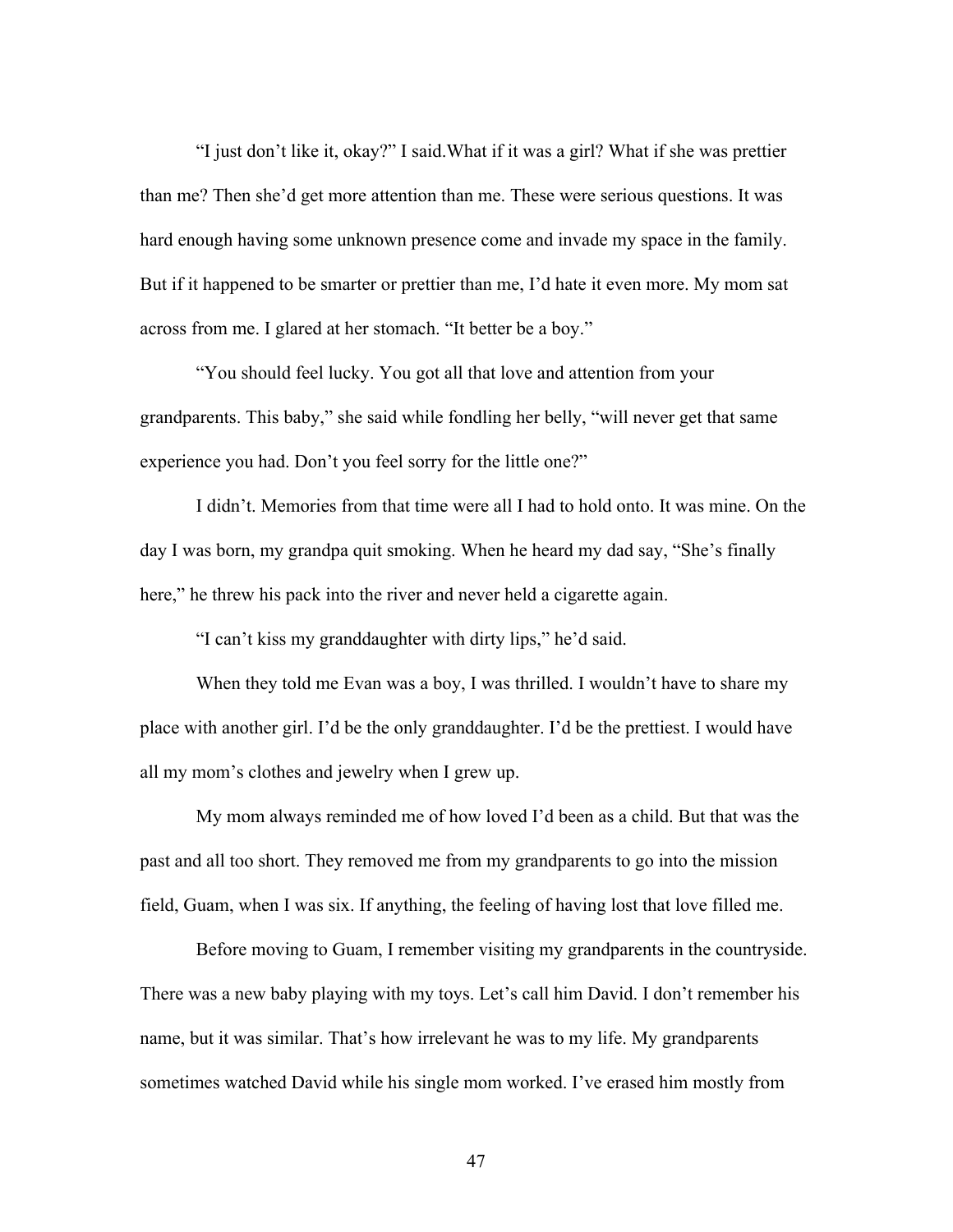"I just don't like it, okay?" I said.What if it was a girl? What if she was prettier than me? Then she'd get more attention than me. These were serious questions. It was hard enough having some unknown presence come and invade my space in the family. But if it happened to be smarter or prettier than me, I'd hate it even more. My mom sat across from me. I glared at her stomach. "It better be a boy."

"You should feel lucky. You got all that love and attention from your grandparents. This baby," she said while fondling her belly, "will never get that same experience you had. Don't you feel sorry for the little one?"

I didn't. Memories from that time were all I had to hold onto. It was mine. On the day I was born, my grandpa quit smoking. When he heard my dad say, "She's finally here," he threw his pack into the river and never held a cigarette again.

"I can't kiss my granddaughter with dirty lips," he'd said.

When they told me Evan was a boy, I was thrilled. I wouldn't have to share my place with another girl. I'd be the only granddaughter. I'd be the prettiest. I would have all my mom's clothes and jewelry when I grew up.

My mom always reminded me of how loved I'd been as a child. But that was the past and all too short. They removed me from my grandparents to go into the mission field, Guam, when I was six. If anything, the feeling of having lost that love filled me.

Before moving to Guam, I remember visiting my grandparents in the countryside. There was a new baby playing with my toys. Let's call him David. I don't remember his name, but it was similar. That's how irrelevant he was to my life. My grandparents sometimes watched David while his single mom worked. I've erased him mostly from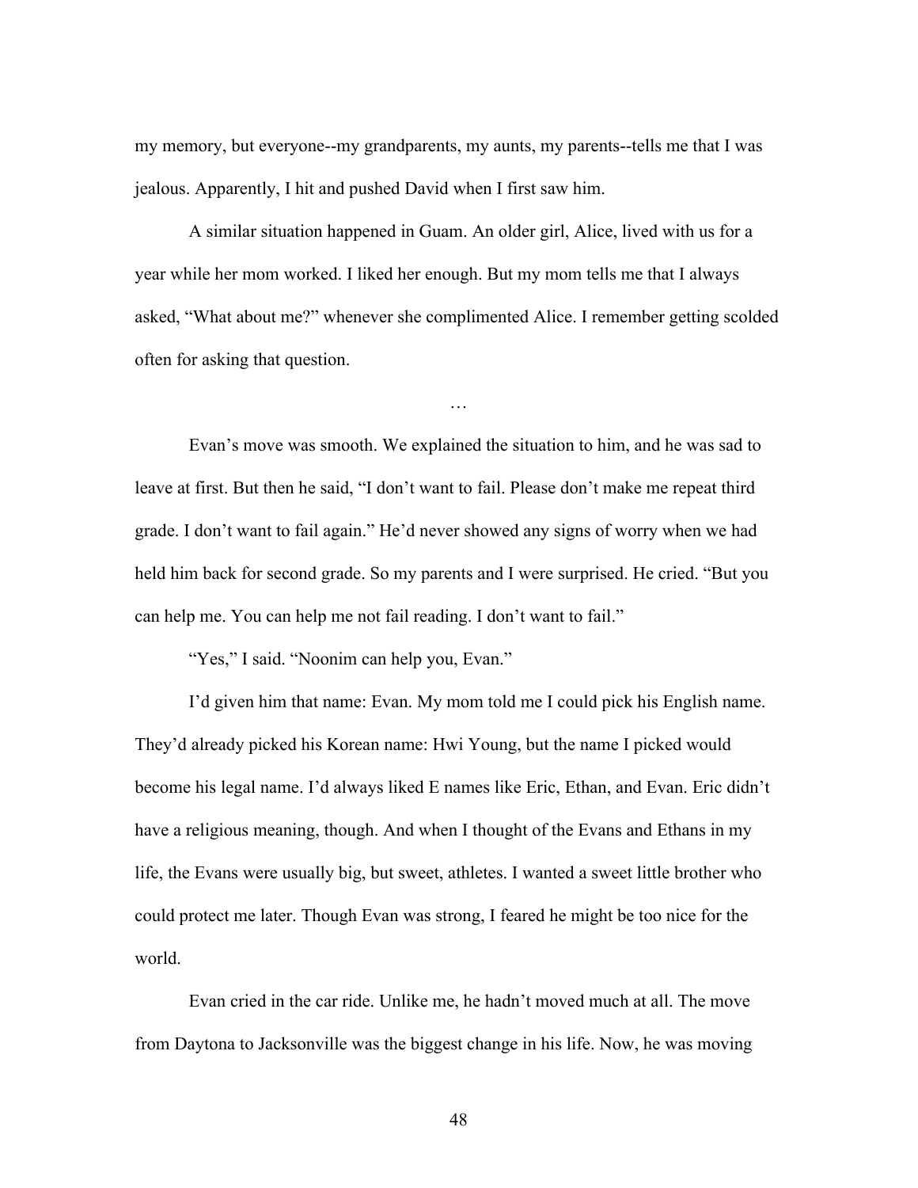my memory, but everyone--my grandparents, my aunts, my parents--tells me that I was jealous. Apparently, I hit and pushed David when I first saw him.

A similar situation happened in Guam. An older girl, Alice, lived with us for a year while her mom worked. I liked her enough. But my mom tells me that I always asked, "What about me?" whenever she complimented Alice. I remember getting scolded often for asking that question.

…

Evan's move was smooth. We explained the situation to him, and he was sad to leave at first. But then he said, "I don't want to fail. Please don't make me repeat third grade. I don't want to fail again." He'd never showed any signs of worry when we had held him back for second grade. So my parents and I were surprised. He cried. "But you can help me. You can help me not fail reading. I don't want to fail."

"Yes," I said. "Noonim can help you, Evan."

I'd given him that name: Evan. My mom told me I could pick his English name. They'd already picked his Korean name: Hwi Young, but the name I picked would become his legal name. I'd always liked E names like Eric, Ethan, and Evan. Eric didn't have a religious meaning, though. And when I thought of the Evans and Ethans in my life, the Evans were usually big, but sweet, athletes. I wanted a sweet little brother who could protect me later. Though Evan was strong, I feared he might be too nice for the world.

Evan cried in the car ride. Unlike me, he hadn't moved much at all. The move from Daytona to Jacksonville was the biggest change in his life. Now, he was moving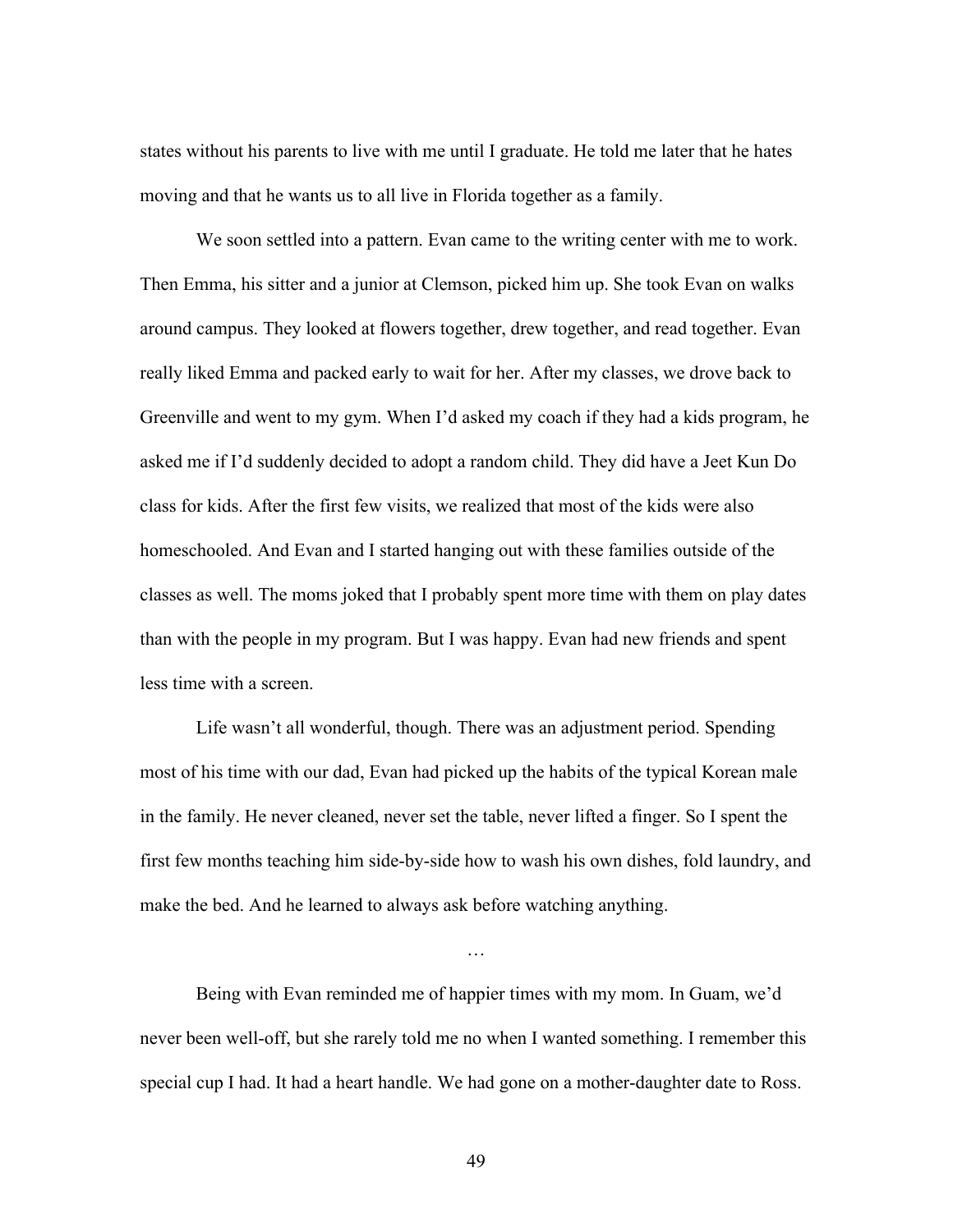states without his parents to live with me until I graduate. He told me later that he hates moving and that he wants us to all live in Florida together as a family.

We soon settled into a pattern. Evan came to the writing center with me to work. Then Emma, his sitter and a junior at Clemson, picked him up. She took Evan on walks around campus. They looked at flowers together, drew together, and read together. Evan really liked Emma and packed early to wait for her. After my classes, we drove back to Greenville and went to my gym. When I'd asked my coach if they had a kids program, he asked me if I'd suddenly decided to adopt a random child. They did have a Jeet Kun Do class for kids. After the first few visits, we realized that most of the kids were also homeschooled. And Evan and I started hanging out with these families outside of the classes as well. The moms joked that I probably spent more time with them on play dates than with the people in my program. But I was happy. Evan had new friends and spent less time with a screen.

Life wasn't all wonderful, though. There was an adjustment period. Spending most of his time with our dad, Evan had picked up the habits of the typical Korean male in the family. He never cleaned, never set the table, never lifted a finger. So I spent the first few months teaching him side-by-side how to wash his own dishes, fold laundry, and make the bed. And he learned to always ask before watching anything.

…

Being with Evan reminded me of happier times with my mom. In Guam, we'd never been well-off, but she rarely told me no when I wanted something. I remember this special cup I had. It had a heart handle. We had gone on a mother-daughter date to Ross.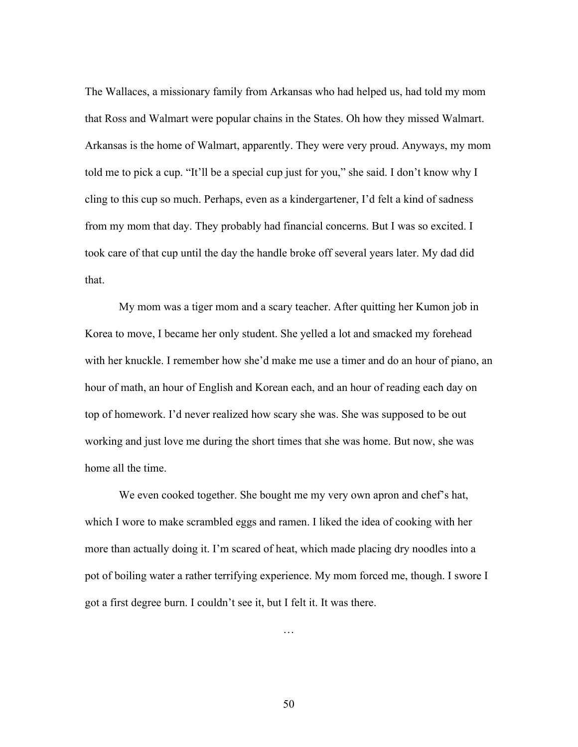The Wallaces, a missionary family from Arkansas who had helped us, had told my mom that Ross and Walmart were popular chains in the States. Oh how they missed Walmart. Arkansas is the home of Walmart, apparently. They were very proud. Anyways, my mom told me to pick a cup. “It’ll be a special cup just for you,” she said. I don’t know why I cling to this cup so much. Perhaps, even as a kindergartener, I’d felt a kind of sadness from my mom that day. They probably had financial concerns. But I was so excited. I took care of that cup until the day the handle broke off several years later. My dad did that.

My mom was a tiger mom and a scary teacher. After quitting her Kumon job in Korea to move, I became her only student. She yelled a lot and smacked my forehead with her knuckle. I remember how she’d make me use a timer and do an hour of piano, an hour of math, an hour of English and Korean each, and an hour of reading each day on top of homework. I’d never realized how scary she was. She was supposed to be out working and just love me during the short times that she was home. But now, she was home all the time.

We even cooked together. She bought me my very own apron and chef’s hat, which I wore to make scrambled eggs and ramen. I liked the idea of cooking with her more than actually doing it. I’m scared of heat, which made placing dry noodles into a pot of boiling water a rather terrifying experience. My mom forced me, though. I swore I got a first degree burn. I couldn’t see it, but I felt it. It was there.

…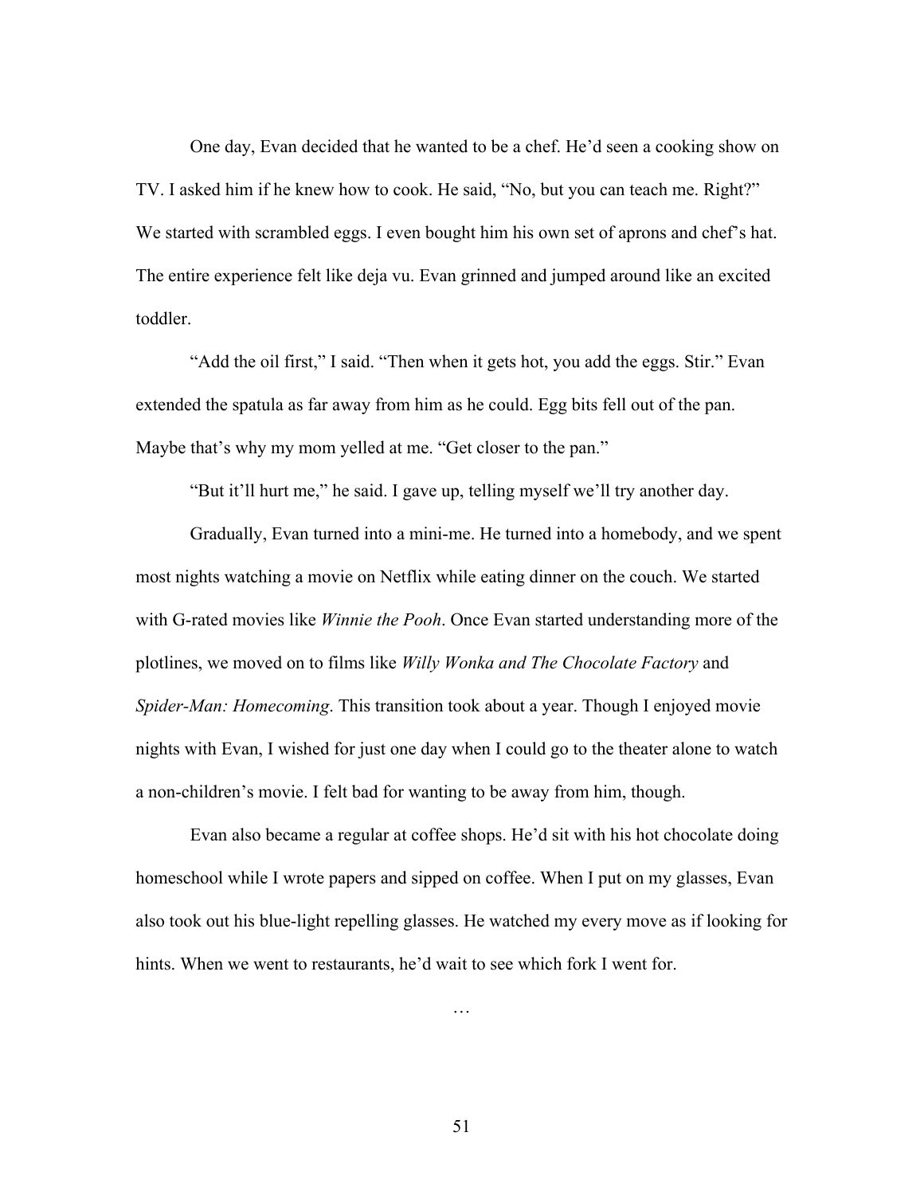One day, Evan decided that he wanted to be a chef. He'd seen a cooking show on TV. I asked him if he knew how to cook. He said, "No, but you can teach me. Right?" We started with scrambled eggs. I even bought him his own set of aprons and chef's hat. The entire experience felt like deja vu. Evan grinned and jumped around like an excited toddler.

"Add the oil first," I said. "Then when it gets hot, you add the eggs. Stir." Evan extended the spatula as far away from him as he could. Egg bits fell out of the pan. Maybe that's why my mom yelled at me. "Get closer to the pan."

"But it'll hurt me," he said. I gave up, telling myself we'll try another day.

Gradually, Evan turned into a mini-me. He turned into a homebody, and we spent most nights watching a movie on Netflix while eating dinner on the couch. We started with G-rated movies like *Winnie the Pooh*. Once Evan started understanding more of the plotlines, we moved on to films like *Willy Wonka and The Chocolate Factory* and *Spider-Man: Homecoming*. This transition took about a year. Though I enjoyed movie nights with Evan, I wished for just one day when I could go to the theater alone to watch a non-children's movie. I felt bad for wanting to be away from him, though.

Evan also became a regular at coffee shops. He'd sit with his hot chocolate doing homeschool while I wrote papers and sipped on coffee. When I put on my glasses, Evan also took out his blue-light repelling glasses. He watched my every move as if looking for hints. When we went to restaurants, he'd wait to see which fork I went for.

…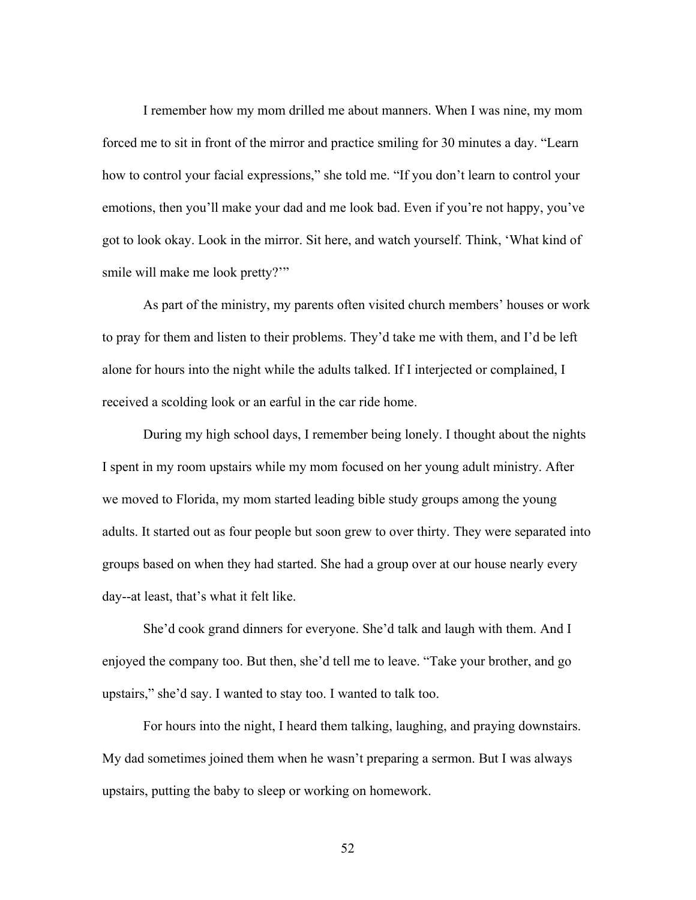I remember how my mom drilled me about manners. When I was nine, my mom forced me to sit in front of the mirror and practice smiling for 30 minutes a day. "Learn how to control your facial expressions," she told me. "If you don't learn to control your emotions, then you'll make your dad and me look bad. Even if you're not happy, you've got to look okay. Look in the mirror. Sit here, and watch yourself. Think, 'What kind of smile will make me look pretty?'"

As part of the ministry, my parents often visited church members' houses or work to pray for them and listen to their problems. They'd take me with them, and I'd be left alone for hours into the night while the adults talked. If I interjected or complained, I received a scolding look or an earful in the car ride home.

During my high school days, I remember being lonely. I thought about the nights I spent in my room upstairs while my mom focused on her young adult ministry. After we moved to Florida, my mom started leading bible study groups among the young adults. It started out as four people but soon grew to over thirty. They were separated into groups based on when they had started. She had a group over at our house nearly every day--at least, that's what it felt like.

She'd cook grand dinners for everyone. She'd talk and laugh with them. And I enjoyed the company too. But then, she'd tell me to leave. "Take your brother, and go upstairs," she'd say. I wanted to stay too. I wanted to talk too.

For hours into the night, I heard them talking, laughing, and praying downstairs. My dad sometimes joined them when he wasn't preparing a sermon. But I was always upstairs, putting the baby to sleep or working on homework.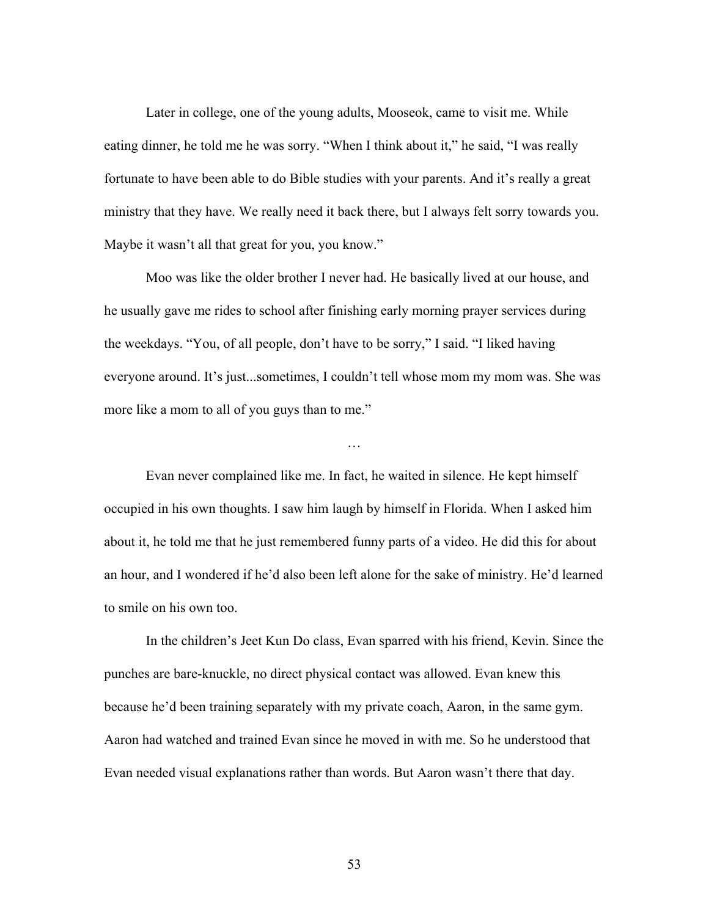Later in college, one of the young adults, Mooseok, came to visit me. While eating dinner, he told me he was sorry. “When I think about it,” he said, “I was really fortunate to have been able to do Bible studies with your parents. And it’s really a great ministry that they have. We really need it back there, but I always felt sorry towards you. Maybe it wasn’t all that great for you, you know.”

Moo was like the older brother I never had. He basically lived at our house, and he usually gave me rides to school after finishing early morning prayer services during the weekdays. “You, of all people, don’t have to be sorry,” I said. “I liked having everyone around. It’s just...sometimes, I couldn’t tell whose mom my mom was. She was more like a mom to all of you guys than to me.”

…

Evan never complained like me. In fact, he waited in silence. He kept himself occupied in his own thoughts. I saw him laugh by himself in Florida. When I asked him about it, he told me that he just remembered funny parts of a video. He did this for about an hour, and I wondered if he’d also been left alone for the sake of ministry. He’d learned to smile on his own too.

In the children’s Jeet Kun Do class, Evan sparred with his friend, Kevin. Since the punches are bare-knuckle, no direct physical contact was allowed. Evan knew this because he’d been training separately with my private coach, Aaron, in the same gym. Aaron had watched and trained Evan since he moved in with me. So he understood that Evan needed visual explanations rather than words. But Aaron wasn’t there that day.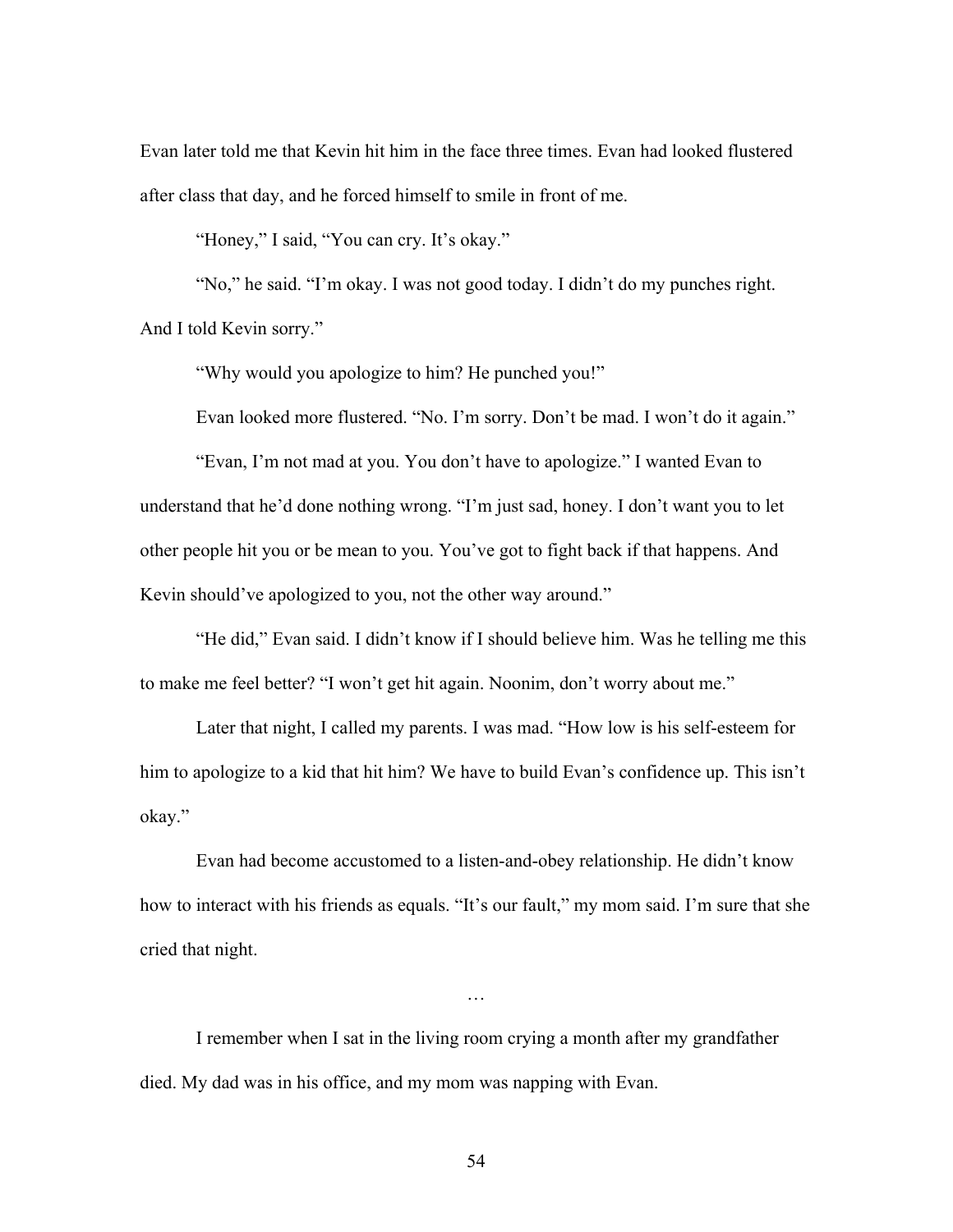Evan later told me that Kevin hit him in the face three times. Evan had looked flustered after class that day, and he forced himself to smile in front of me.

"Honey," I said, "You can cry. It's okay."

"No," he said. "I'm okay. I was not good today. I didn't do my punches right. And I told Kevin sorry."

"Why would you apologize to him? He punched you!"

Evan looked more flustered. "No. I'm sorry. Don't be mad. I won't do it again."

"Evan, I'm not mad at you. You don't have to apologize." I wanted Evan to understand that he'd done nothing wrong. "I'm just sad, honey. I don't want you to let other people hit you or be mean to you. You've got to fight back if that happens. And Kevin should've apologized to you, not the other way around."

"He did," Evan said. I didn't know if I should believe him. Was he telling me this to make me feel better? "I won't get hit again. Noonim, don't worry about me."

Later that night, I called my parents. I was mad. "How low is his self-esteem for him to apologize to a kid that hit him? We have to build Evan's confidence up. This isn't okay."

Evan had become accustomed to a listen-and-obey relationship. He didn't know how to interact with his friends as equals. "It's our fault," my mom said. I'm sure that she cried that night.

…

I remember when I sat in the living room crying a month after my grandfather died. My dad was in his office, and my mom was napping with Evan.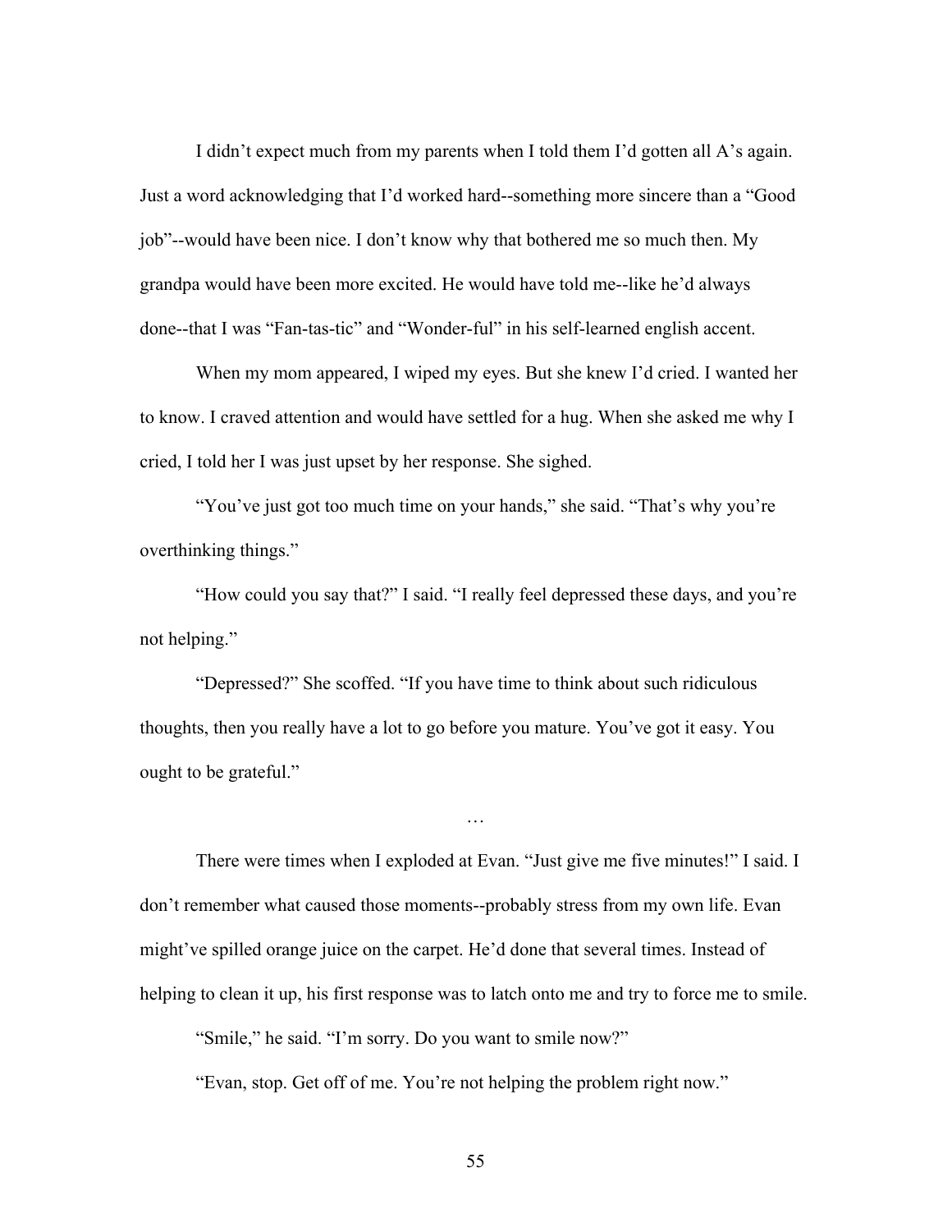I didn't expect much from my parents when I told them I'd gotten all A's again. Just a word acknowledging that I'd worked hard--something more sincere than a "Good job"--would have been nice. I don't know why that bothered me so much then. My grandpa would have been more excited. He would have told me--like he'd always done--that I was "Fan-tas-tic" and "Wonder-ful" in his self-learned english accent.

When my mom appeared, I wiped my eyes. But she knew I'd cried. I wanted her to know. I craved attention and would have settled for a hug. When she asked me why I cried, I told her I was just upset by her response. She sighed.

"You've just got too much time on your hands," she said. "That's why you're overthinking things."

"How could you say that?" I said. "I really feel depressed these days, and you're not helping."

"Depressed?" She scoffed. "If you have time to think about such ridiculous thoughts, then you really have a lot to go before you mature. You've got it easy. You ought to be grateful."

…

There were times when I exploded at Evan. "Just give me five minutes!" I said. I don't remember what caused those moments--probably stress from my own life. Evan might've spilled orange juice on the carpet. He'd done that several times. Instead of helping to clean it up, his first response was to latch onto me and try to force me to smile.

"Smile," he said. "I'm sorry. Do you want to smile now?"

"Evan, stop. Get off of me. You're not helping the problem right now."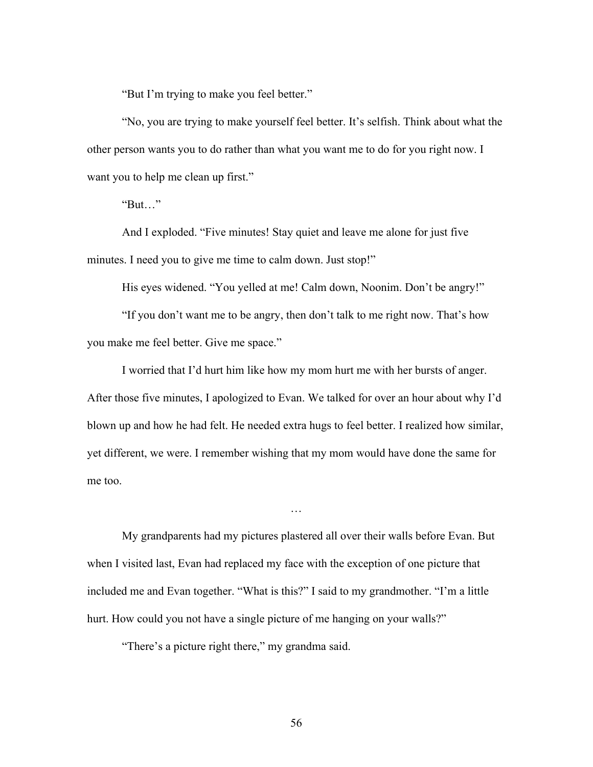"But I'm trying to make you feel better."

"No, you are trying to make yourself feel better. It's selfish. Think about what the other person wants you to do rather than what you want me to do for you right now. I want you to help me clean up first."

"But…"

And I exploded. "Five minutes! Stay quiet and leave me alone for just five minutes. I need you to give me time to calm down. Just stop!"

His eyes widened. "You yelled at me! Calm down, Noonim. Don't be angry!"

"If you don't want me to be angry, then don't talk to me right now. That's how you make me feel better. Give me space."

I worried that I'd hurt him like how my mom hurt me with her bursts of anger. After those five minutes, I apologized to Evan. We talked for over an hour about why I'd blown up and how he had felt. He needed extra hugs to feel better. I realized how similar, yet different, we were. I remember wishing that my mom would have done the same for me too.

…

My grandparents had my pictures plastered all over their walls before Evan. But when I visited last, Evan had replaced my face with the exception of one picture that included me and Evan together. "What is this?" I said to my grandmother. "I'm a little hurt. How could you not have a single picture of me hanging on your walls?"

"There's a picture right there," my grandma said.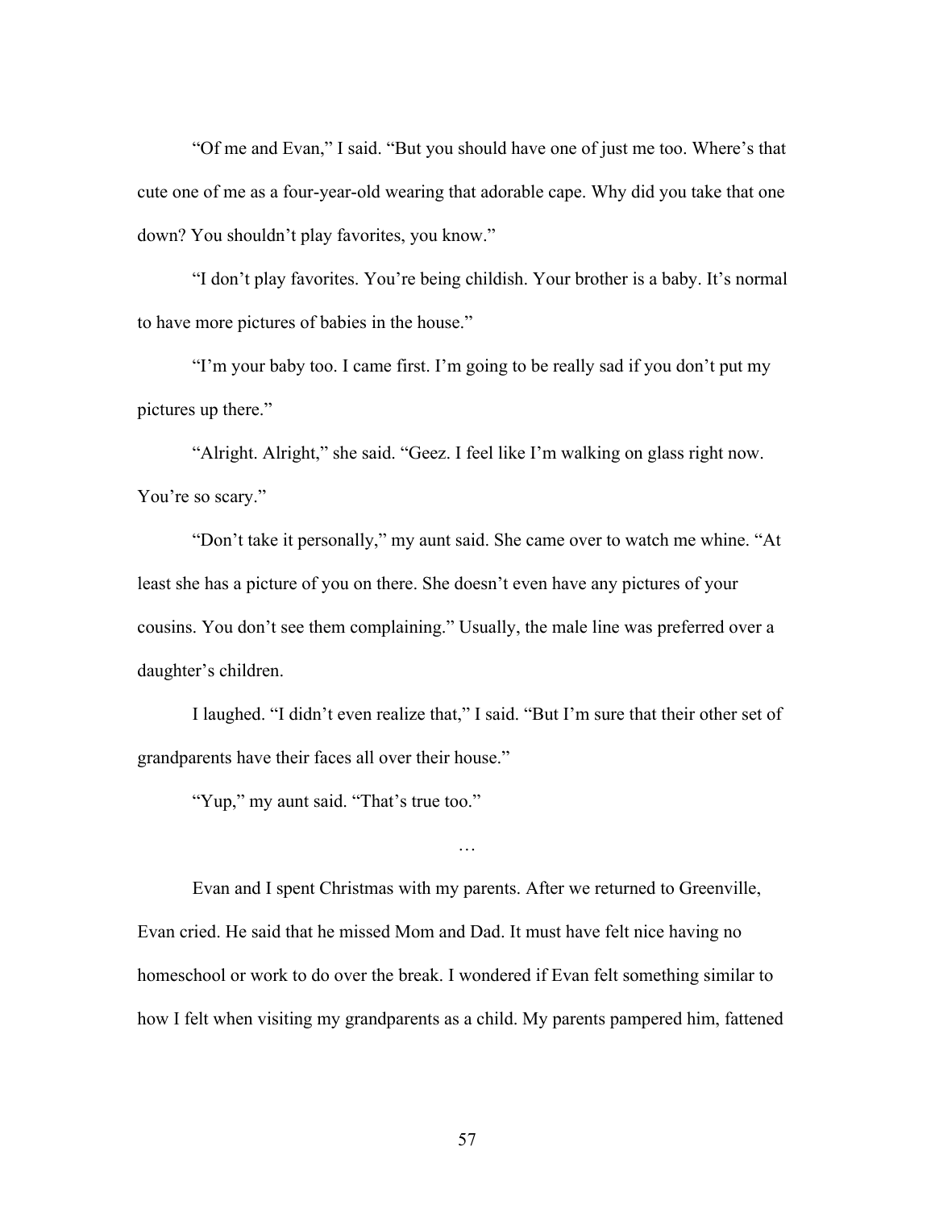"Of me and Evan," I said. "But you should have one of just me too. Where's that cute one of me as a four-year-old wearing that adorable cape. Why did you take that one down? You shouldn't play favorites, you know."

"I don't play favorites. You're being childish. Your brother is a baby. It's normal to have more pictures of babies in the house."

"I'm your baby too. I came first. I'm going to be really sad if you don't put my pictures up there."

"Alright. Alright," she said. "Geez. I feel like I'm walking on glass right now. You're so scary."

"Don't take it personally," my aunt said. She came over to watch me whine. "At least she has a picture of you on there. She doesn't even have any pictures of your cousins. You don't see them complaining." Usually, the male line was preferred over a daughter's children.

I laughed. "I didn't even realize that," I said. "But I'm sure that their other set of grandparents have their faces all over their house."

"Yup," my aunt said. "That's true too."

…

Evan and I spent Christmas with my parents. After we returned to Greenville, Evan cried. He said that he missed Mom and Dad. It must have felt nice having no homeschool or work to do over the break. I wondered if Evan felt something similar to how I felt when visiting my grandparents as a child. My parents pampered him, fattened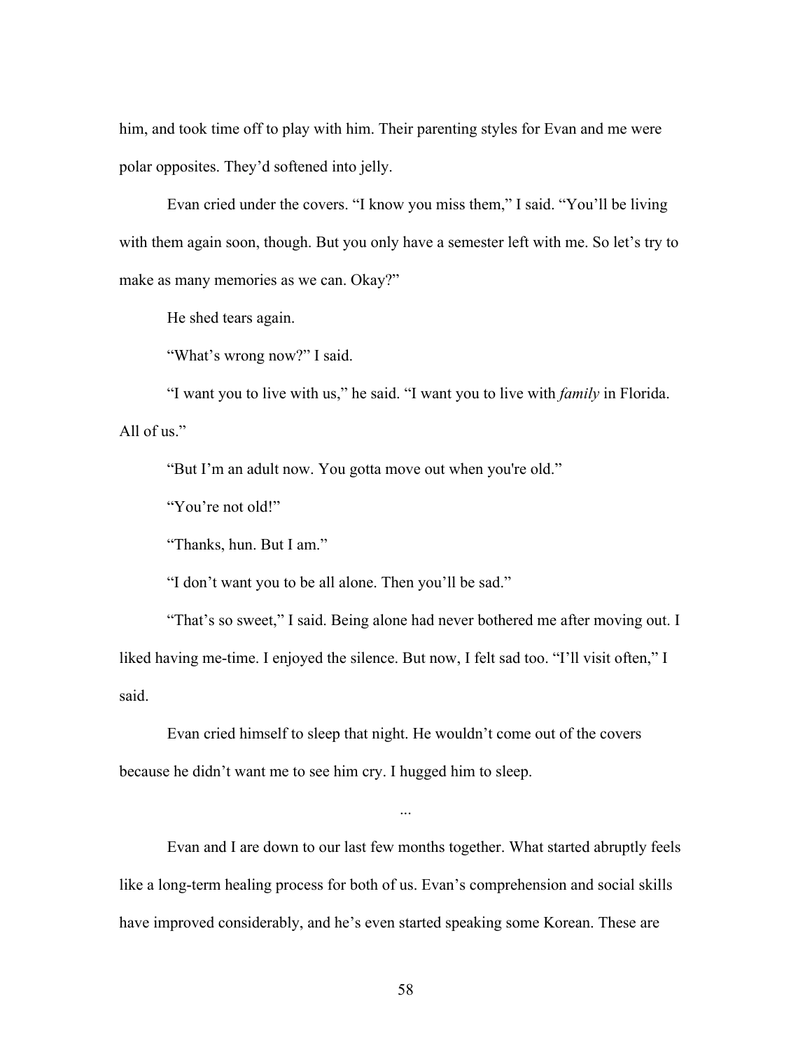him, and took time off to play with him. Their parenting styles for Evan and me were polar opposites. They'd softened into jelly.

Evan cried under the covers. "I know you miss them," I said. "You'll be living with them again soon, though. But you only have a semester left with me. So let's try to make as many memories as we can. Okay?"

He shed tears again.

"What's wrong now?" I said.

"I want you to live with us," he said. "I want you to live with *family* in Florida. All of us."

"But I'm an adult now. You gotta move out when you're old."

"You're not old!"

"Thanks, hun. But I am."

"I don't want you to be all alone. Then you'll be sad."

"That's so sweet," I said. Being alone had never bothered me after moving out. I liked having me-time. I enjoyed the silence. But now, I felt sad too. "I'll visit often," I said.

Evan cried himself to sleep that night. He wouldn't come out of the covers because he didn't want me to see him cry. I hugged him to sleep.

...

Evan and I are down to our last few months together. What started abruptly feels like a long-term healing process for both of us. Evan's comprehension and social skills have improved considerably, and he's even started speaking some Korean. These are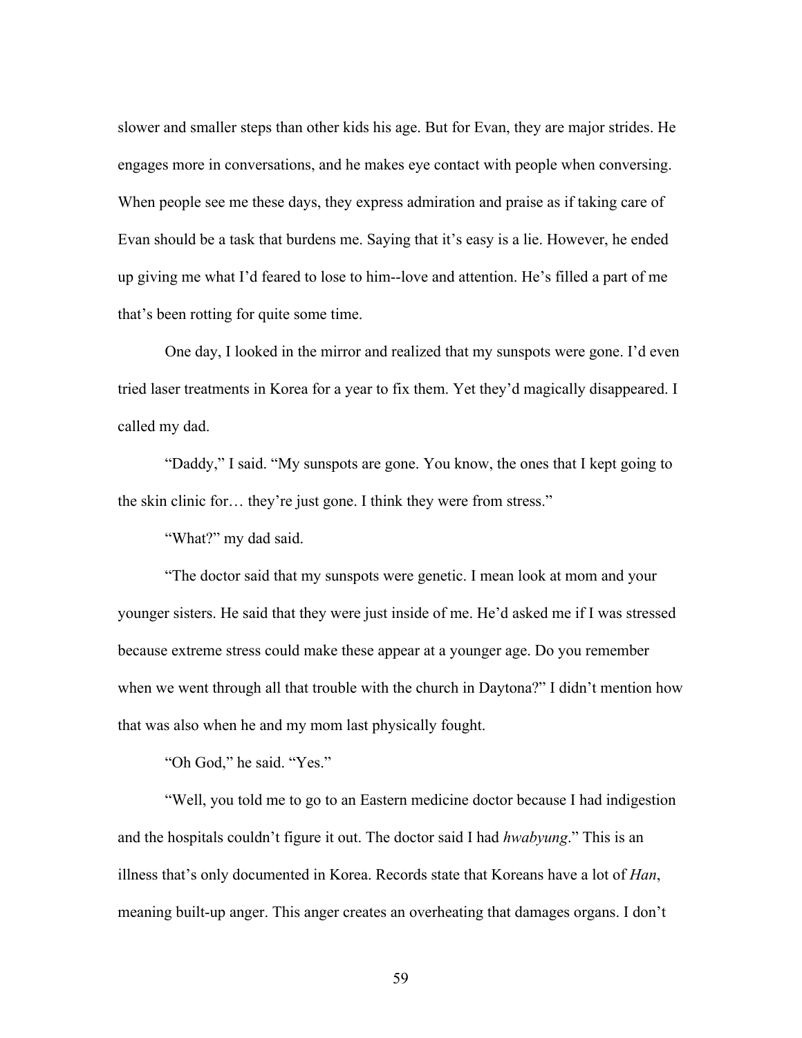slower and smaller steps than other kids his age. But for Evan, they are major strides. He engages more in conversations, and he makes eye contact with people when conversing. When people see me these days, they express admiration and praise as if taking care of Evan should be a task that burdens me. Saying that it's easy is a lie. However, he ended up giving me what I'd feared to lose to him--love and attention. He's filled a part of me that's been rotting for quite some time.

One day, I looked in the mirror and realized that my sunspots were gone. I'd even tried laser treatments in Korea for a year to fix them. Yet they'd magically disappeared. I called my dad.

"Daddy," I said. "My sunspots are gone. You know, the ones that I kept going to the skin clinic for… they're just gone. I think they were from stress."

"What?" my dad said.

"The doctor said that my sunspots were genetic. I mean look at mom and your younger sisters. He said that they were just inside of me. He'd asked me if I was stressed because extreme stress could make these appear at a younger age. Do you remember when we went through all that trouble with the church in Daytona?" I didn't mention how that was also when he and my mom last physically fought.

"Oh God," he said. "Yes."

"Well, you told me to go to an Eastern medicine doctor because I had indigestion and the hospitals couldn't figure it out. The doctor said I had *hwabyung*." This is an illness that's only documented in Korea. Records state that Koreans have a lot of *Han*, meaning built-up anger. This anger creates an overheating that damages organs. I don't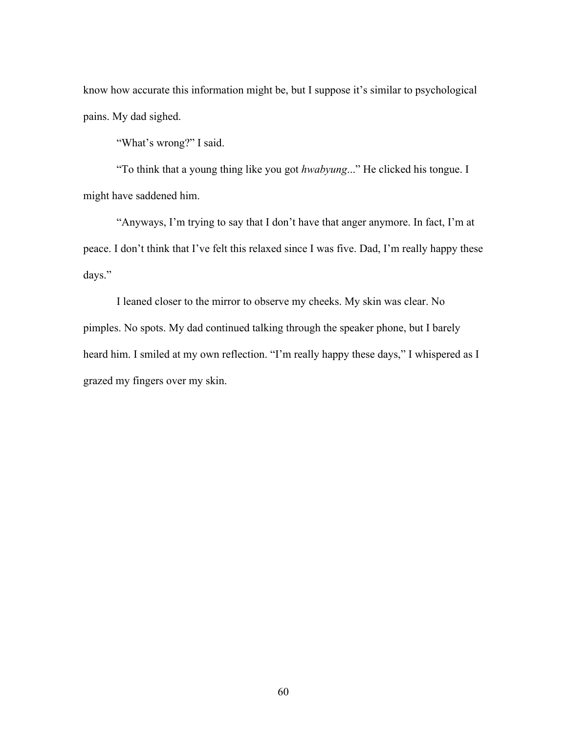know how accurate this information might be, but I suppose it's similar to psychological pains. My dad sighed.

"What's wrong?" I said.

"To think that a young thing like you got *hwabyung*..." He clicked his tongue. I might have saddened him.

"Anyways, I'm trying to say that I don't have that anger anymore. In fact, I'm at peace. I don't think that I've felt this relaxed since I was five. Dad, I'm really happy these days."

I leaned closer to the mirror to observe my cheeks. My skin was clear. No pimples. No spots. My dad continued talking through the speaker phone, but I barely heard him. I smiled at my own reflection. "I'm really happy these days," I whispered as I grazed my fingers over my skin.